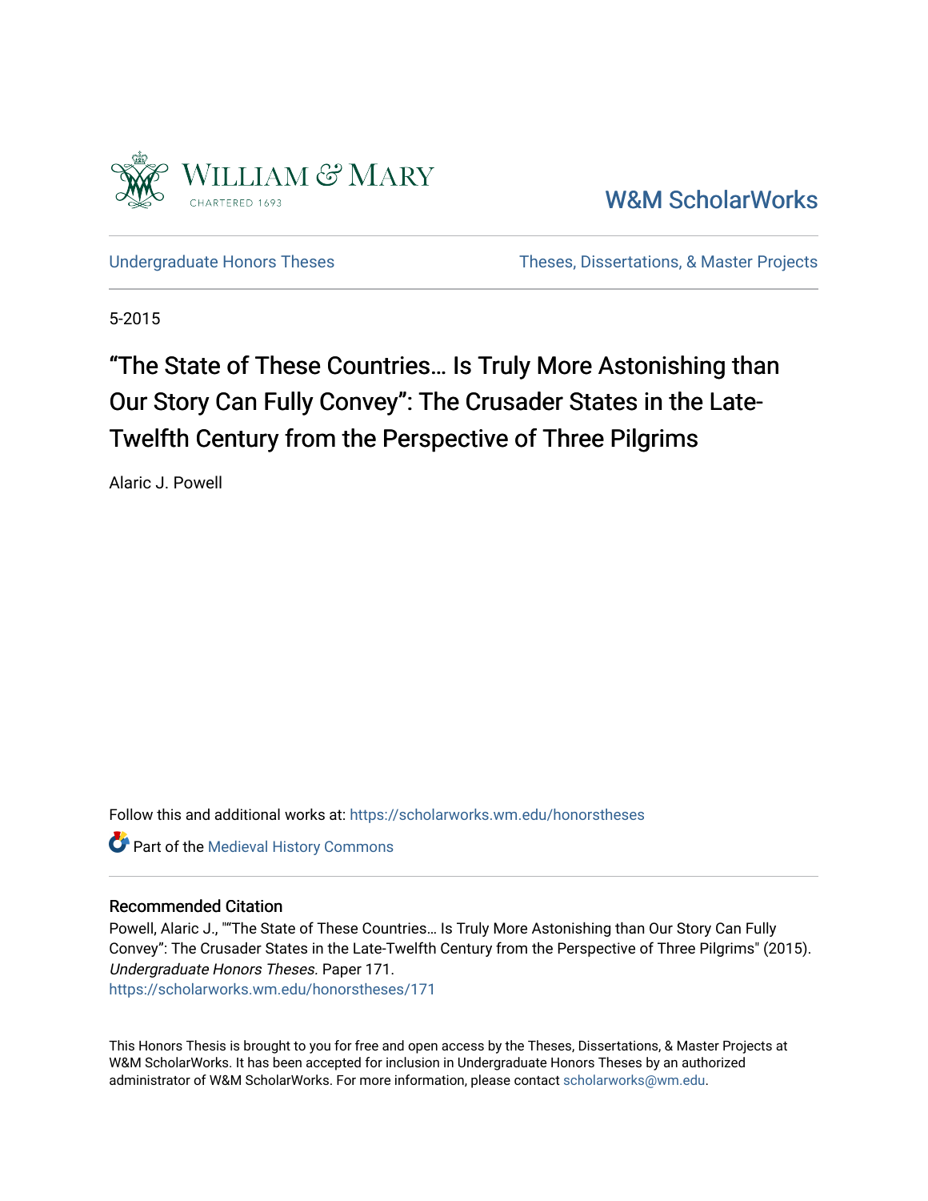William & Mary

CHARTERED 1693

W&M ScholarWorks

Undergraduate Honors Theses

Theses, Dissertations, & Master Projects

5-2015

# “The State of These Countries… Is Truly More Astonishing than Our Story Can Fully Convey”: The Crusader States in the Late-Twelfth Century from the Perspective of Three Pilgrims

Alaric J. Powell

Follow this and additional works at: https://scholarworks.wm.edu/honorstheses

Part of the Medieval History Commons

## Recommended Citation

Powell, Alaric J., "“The State of These Countries… Is Truly More Astonishing than Our Story Can Fully Convey”: The Crusader States in the Late-Twelfth Century from the Perspective of Three Pilgrims" (2015). *Undergraduate Honors Theses.* Paper 171.
https://scholarworks.wm.edu/honorstheses/171

This Honors Thesis is brought to you for free and open access by the Theses, Dissertations, & Master Projects at W&M ScholarWorks. It has been accepted for inclusion in Undergraduate Honors Theses by an authorized administrator of W&M ScholarWorks. For more information, please contact scholarworks@wm.edu.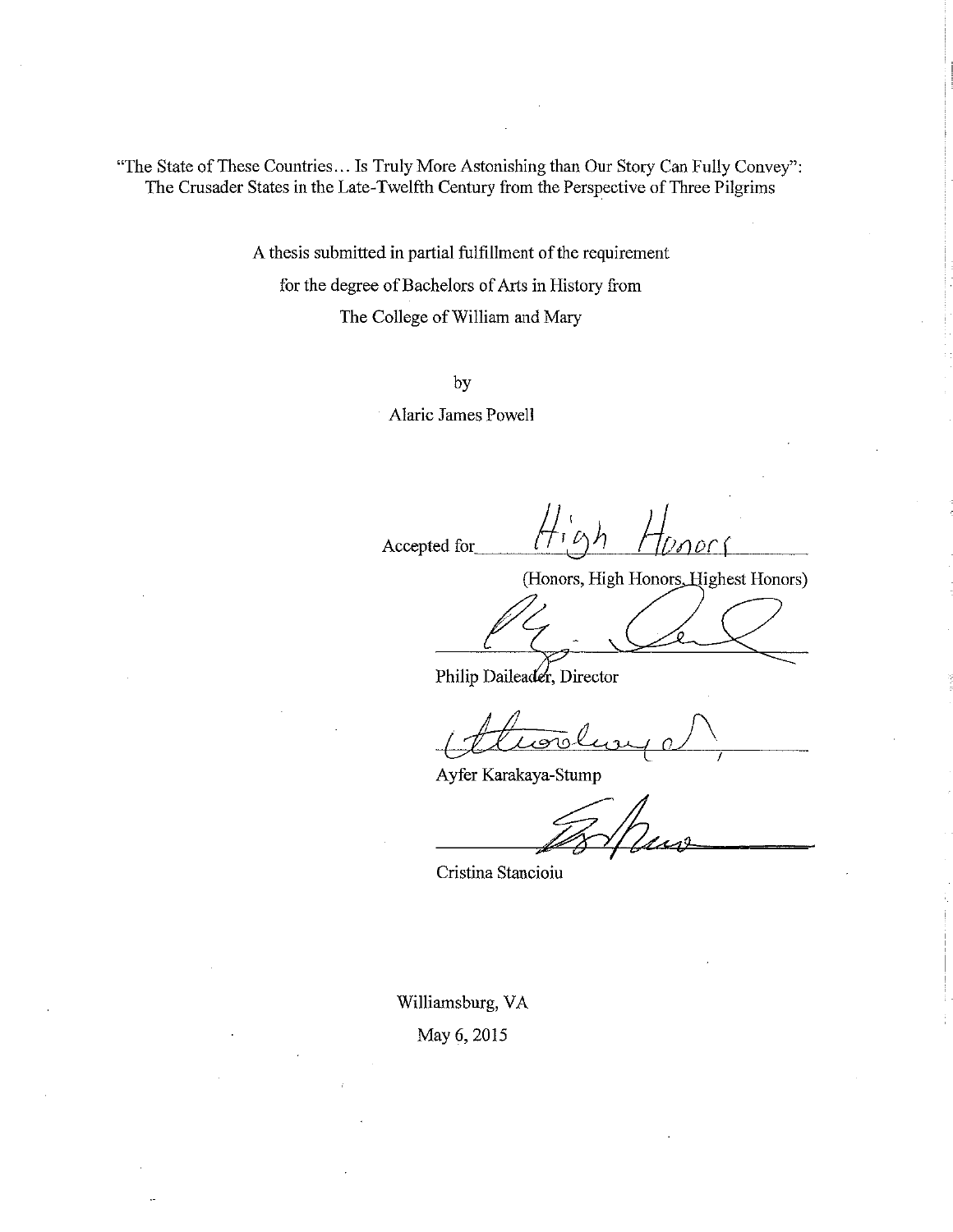"The State of These Countries… Is Truly More Astonishing than Our Story Can Fully Convey":
The Crusader States in the Late-Twelfth Century from the Perspective of Three Pilgrims

A thesis submitted in partial fulfillment of the requirement
for the degree of Bachelors of Arts in History from
The College of William and Mary

by

Alaric James Powell

Accepted for High Honors

(Honors, High Honors, Highest Honors)

Philip Daileader, Director

Ayfer Karakaya-Stump

Cristina Stancioiu

Williamsburg, VA
May 6, 2015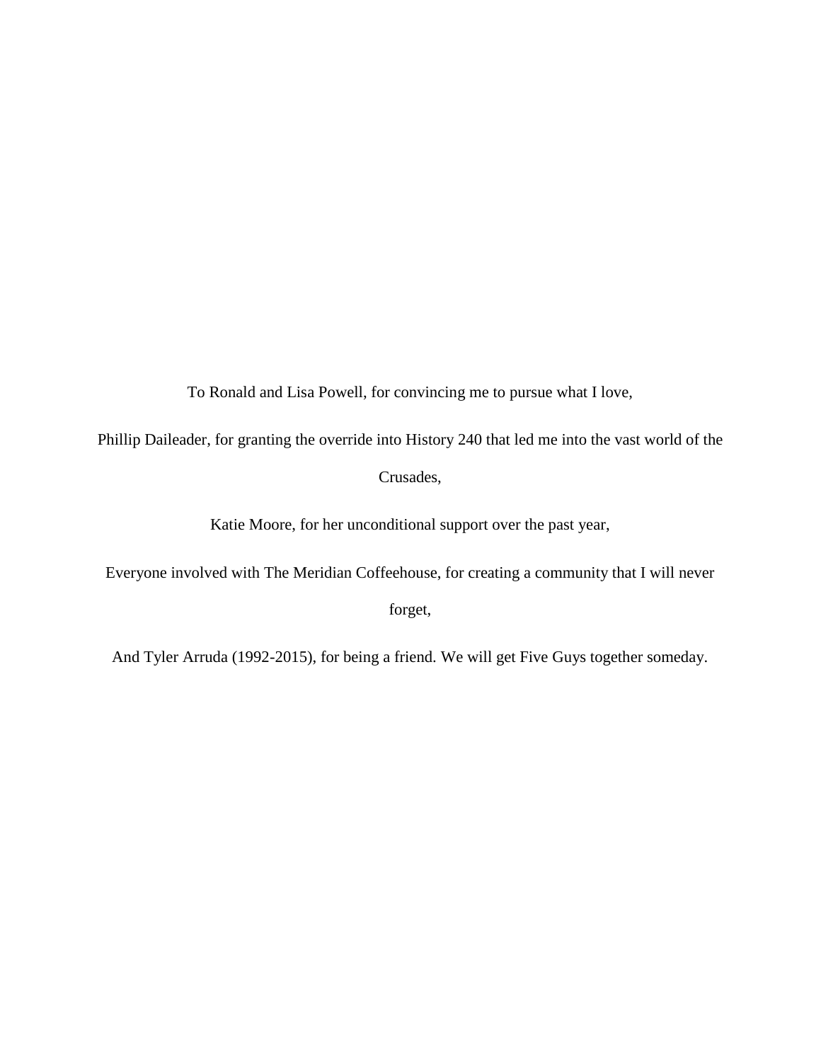To Ronald and Lisa Powell, for convincing me to pursue what I love,

Phillip Daileader, for granting the override into History 240 that led me into the vast world of the Crusades,

Katie Moore, for her unconditional support over the past year,

Everyone involved with The Meridian Coffeehouse, for creating a community that I will never forget,

And Tyler Arruda (1992-2015), for being a friend. We will get Five Guys together someday.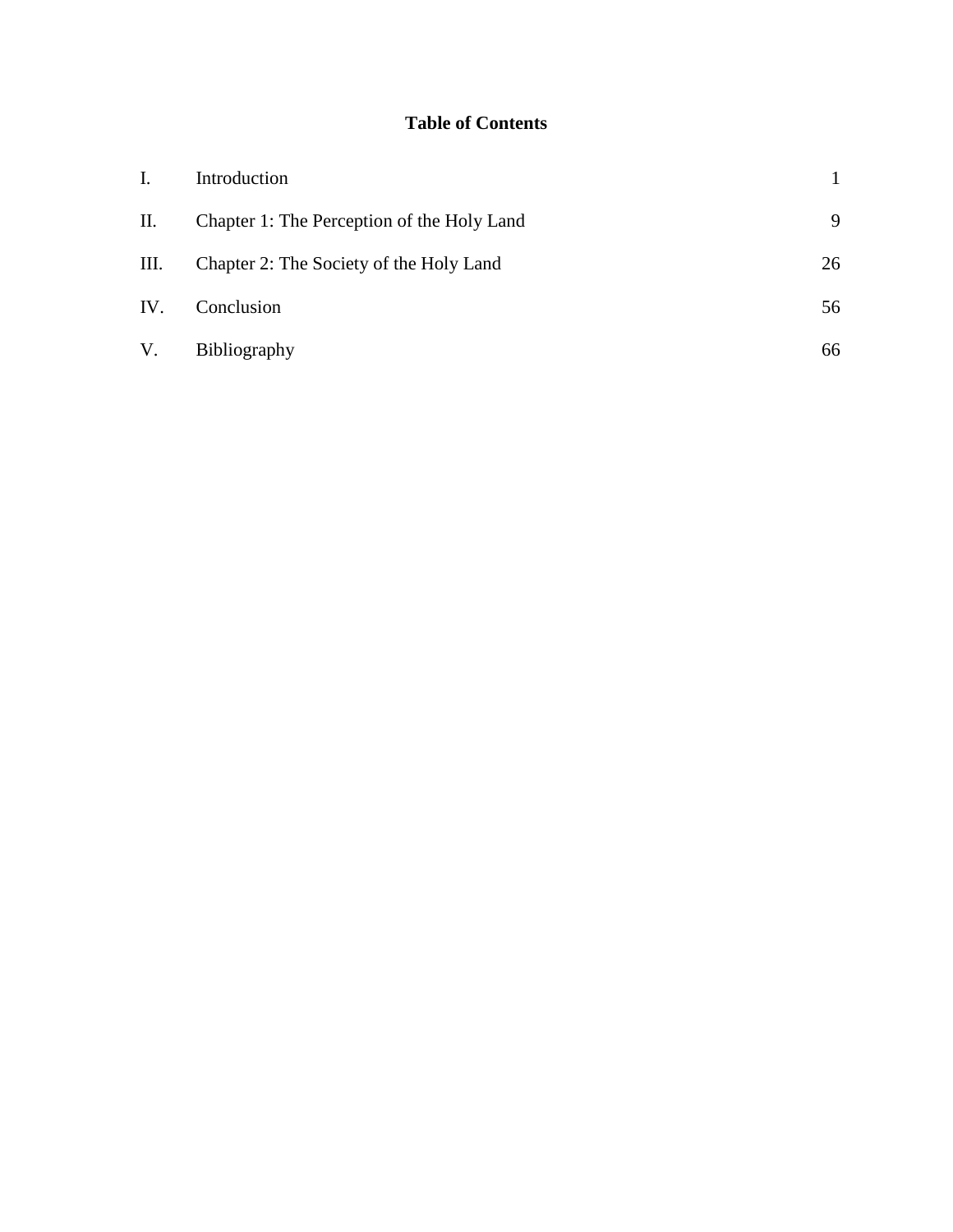# Table of Contents

| | | |
|---|---|---|
| I. | Introduction | 1 |
| II. | Chapter 1: The Perception of the Holy Land | 9 |
| III. | Chapter 2: The Society of the Holy Land | 26 |
| IV. | Conclusion | 56 |
| V. | Bibliography | 66 |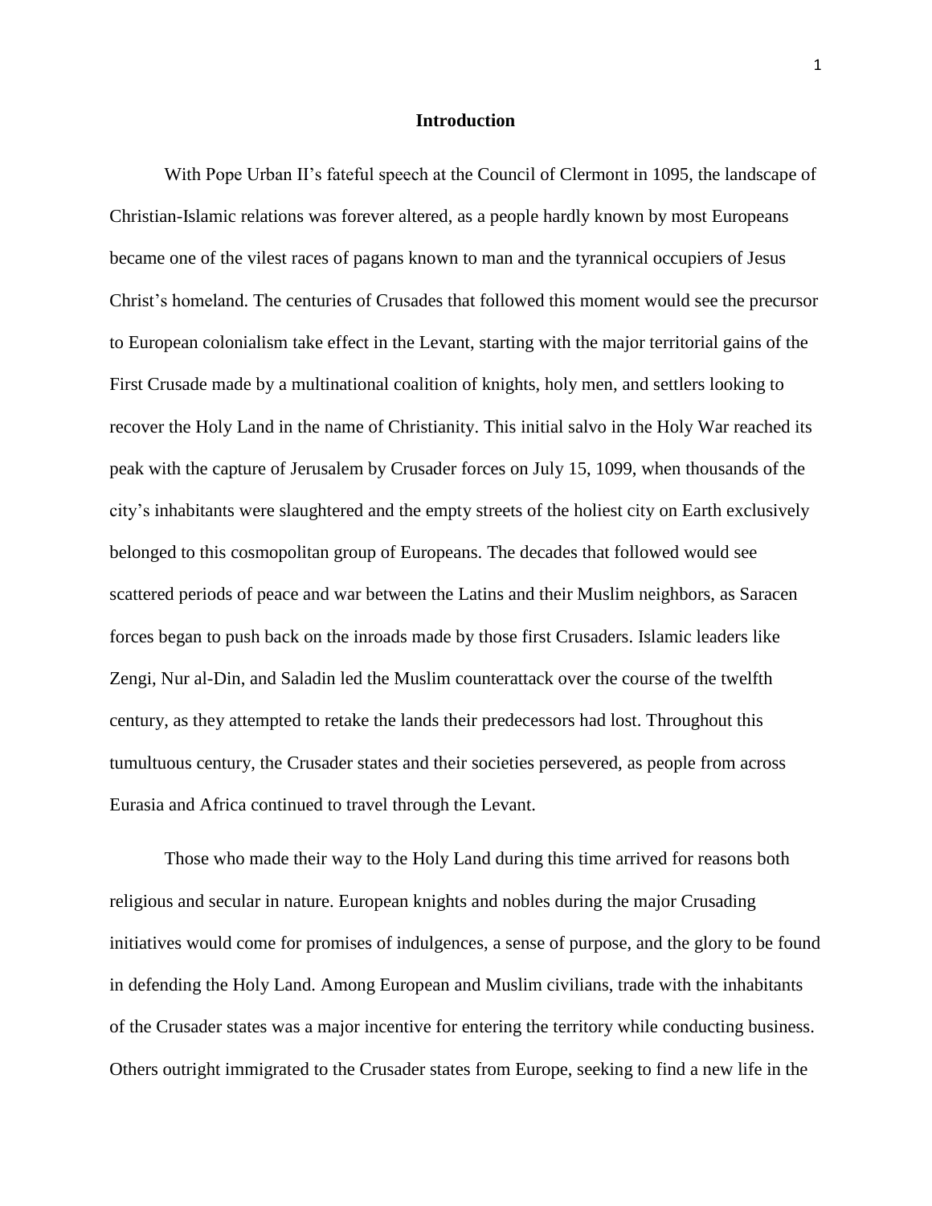# Introduction

With Pope Urban II's fateful speech at the Council of Clermont in 1095, the landscape of Christian-Islamic relations was forever altered, as a people hardly known by most Europeans became one of the vilest races of pagans known to man and the tyrannical occupiers of Jesus Christ's homeland. The centuries of Crusades that followed this moment would see the precursor to European colonialism take effect in the Levant, starting with the major territorial gains of the First Crusade made by a multinational coalition of knights, holy men, and settlers looking to recover the Holy Land in the name of Christianity. This initial salvo in the Holy War reached its peak with the capture of Jerusalem by Crusader forces on July 15, 1099, when thousands of the city's inhabitants were slaughtered and the empty streets of the holiest city on Earth exclusively belonged to this cosmopolitan group of Europeans. The decades that followed would see scattered periods of peace and war between the Latins and their Muslim neighbors, as Saracen forces began to push back on the inroads made by those first Crusaders. Islamic leaders like Zengi, Nur al-Din, and Saladin led the Muslim counterattack over the course of the twelfth century, as they attempted to retake the lands their predecessors had lost. Throughout this tumultuous century, the Crusader states and their societies persevered, as people from across Eurasia and Africa continued to travel through the Levant.

Those who made their way to the Holy Land during this time arrived for reasons both religious and secular in nature. European knights and nobles during the major Crusading initiatives would come for promises of indulgences, a sense of purpose, and the glory to be found in defending the Holy Land. Among European and Muslim civilians, trade with the inhabitants of the Crusader states was a major incentive for entering the territory while conducting business. Others outright immigrated to the Crusader states from Europe, seeking to find a new life in the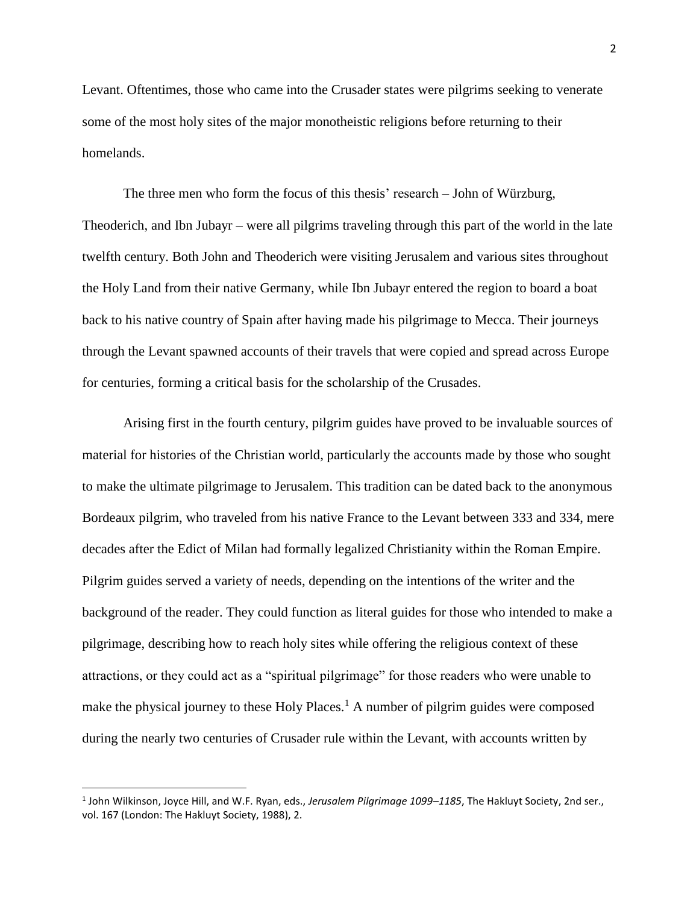Levant. Oftentimes, those who came into the Crusader states were pilgrims seeking to venerate some of the most holy sites of the major monotheistic religions before returning to their homelands.

The three men who form the focus of this thesis' research – John of Würzburg, Theoderich, and Ibn Jubayr – were all pilgrims traveling through this part of the world in the late twelfth century. Both John and Theoderich were visiting Jerusalem and various sites throughout the Holy Land from their native Germany, while Ibn Jubayr entered the region to board a boat back to his native country of Spain after having made his pilgrimage to Mecca. Their journeys through the Levant spawned accounts of their travels that were copied and spread across Europe for centuries, forming a critical basis for the scholarship of the Crusades.

Arising first in the fourth century, pilgrim guides have proved to be invaluable sources of material for histories of the Christian world, particularly the accounts made by those who sought to make the ultimate pilgrimage to Jerusalem. This tradition can be dated back to the anonymous Bordeaux pilgrim, who traveled from his native France to the Levant between 333 and 334, mere decades after the Edict of Milan had formally legalized Christianity within the Roman Empire. Pilgrim guides served a variety of needs, depending on the intentions of the writer and the background of the reader. They could function as literal guides for those who intended to make a pilgrimage, describing how to reach holy sites while offering the religious context of these attractions, or they could act as a "spiritual pilgrimage" for those readers who were unable to make the physical journey to these Holy Places.[1] A number of pilgrim guides were composed during the nearly two centuries of Crusader rule within the Levant, with accounts written by

[1] John Wilkinson, Joyce Hill, and W.F. Ryan, eds., *Jerusalem Pilgrimage 1099–1185*, The Hakluyt Society, 2nd ser., vol. 167 (London: The Hakluyt Society, 1988), 2.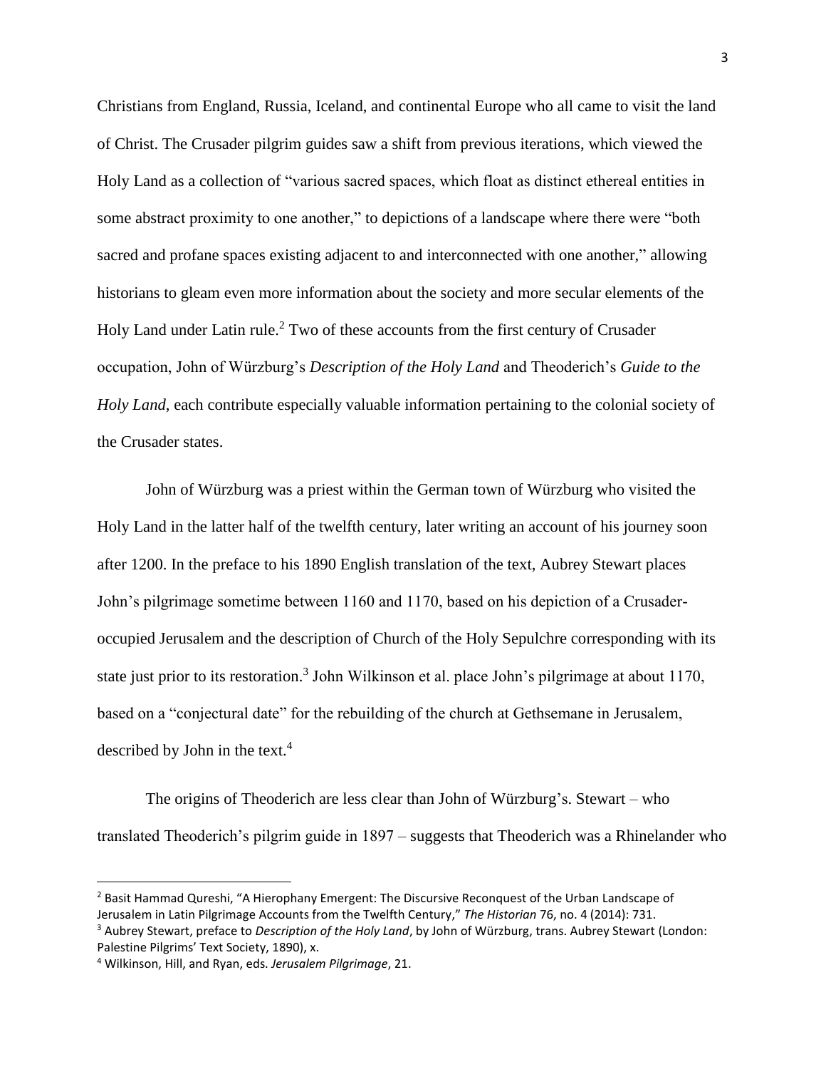Christians from England, Russia, Iceland, and continental Europe who all came to visit the land of Christ. The Crusader pilgrim guides saw a shift from previous iterations, which viewed the Holy Land as a collection of "various sacred spaces, which float as distinct ethereal entities in some abstract proximity to one another," to depictions of a landscape where there were "both sacred and profane spaces existing adjacent to and interconnected with one another," allowing historians to gleam even more information about the society and more secular elements of the Holy Land under Latin rule.[2] Two of these accounts from the first century of Crusader occupation, John of Würzburg's *Description of the Holy Land* and Theoderich's *Guide to the Holy Land*, each contribute especially valuable information pertaining to the colonial society of the Crusader states.

John of Würzburg was a priest within the German town of Würzburg who visited the Holy Land in the latter half of the twelfth century, later writing an account of his journey soon after 1200. In the preface to his 1890 English translation of the text, Aubrey Stewart places John's pilgrimage sometime between 1160 and 1170, based on his depiction of a Crusader-occupied Jerusalem and the description of Church of the Holy Sepulchre corresponding with its state just prior to its restoration.[3] John Wilkinson et al. place John's pilgrimage at about 1170, based on a "conjectural date" for the rebuilding of the church at Gethsemane in Jerusalem, described by John in the text.[4]

The origins of Theoderich are less clear than John of Würzburg's. Stewart – who translated Theoderich's pilgrim guide in 1897 – suggests that Theoderich was a Rhinelander who

---

[2] Basit Hammad Qureshi, "A Hierophany Emergent: The Discursive Reconquest of the Urban Landscape of Jerusalem in Latin Pilgrimage Accounts from the Twelfth Century," *The Historian* 76, no. 4 (2014): 731.

[3] Aubrey Stewart, preface to *Description of the Holy Land*, by John of Würzburg, trans. Aubrey Stewart (London: Palestine Pilgrims' Text Society, 1890), x.

[4] Wilkinson, Hill, and Ryan, eds. *Jerusalem Pilgrimage*, 21.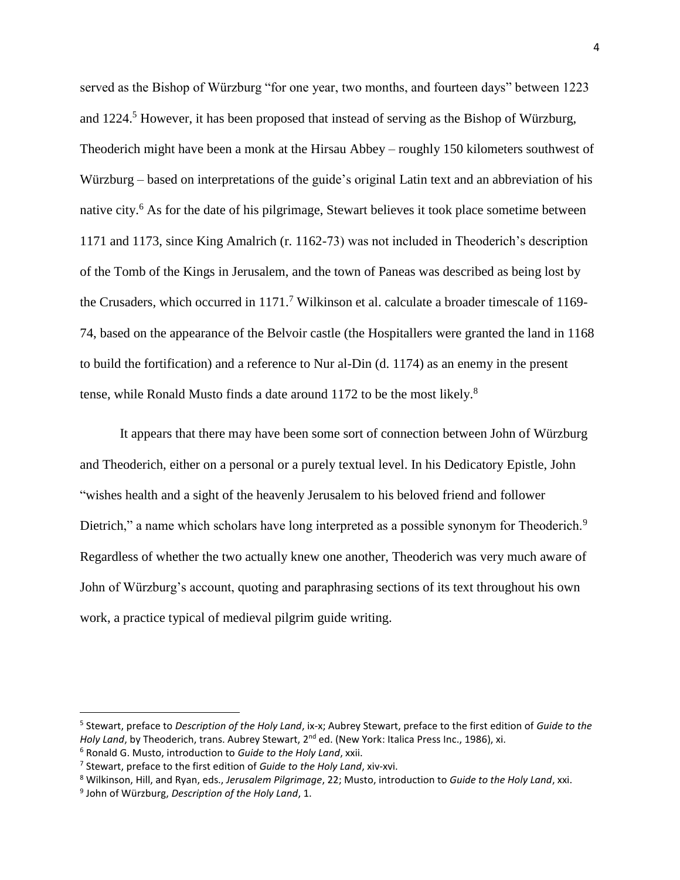served as the Bishop of Würzburg "for one year, two months, and fourteen days" between 1223 and 1224.[5] However, it has been proposed that instead of serving as the Bishop of Würzburg, Theoderich might have been a monk at the Hirsau Abbey – roughly 150 kilometers southwest of Würzburg – based on interpretations of the guide's original Latin text and an abbreviation of his native city.[6] As for the date of his pilgrimage, Stewart believes it took place sometime between 1171 and 1173, since King Amalrich (r. 1162-73) was not included in Theoderich's description of the Tomb of the Kings in Jerusalem, and the town of Paneas was described as being lost by the Crusaders, which occurred in 1171.[7] Wilkinson et al. calculate a broader timescale of 1169-74, based on the appearance of the Belvoir castle (the Hospitallers were granted the land in 1168 to build the fortification) and a reference to Nur al-Din (d. 1174) as an enemy in the present tense, while Ronald Musto finds a date around 1172 to be the most likely.[8]

It appears that there may have been some sort of connection between John of Würzburg and Theoderich, either on a personal or a purely textual level. In his Dedicatory Epistle, John "wishes health and a sight of the heavenly Jerusalem to his beloved friend and follower Dietrich," a name which scholars have long interpreted as a possible synonym for Theoderich.[9] Regardless of whether the two actually knew one another, Theoderich was very much aware of John of Würzburg's account, quoting and paraphrasing sections of its text throughout his own work, a practice typical of medieval pilgrim guide writing.

---

[5] Stewart, preface to *Description of the Holy Land*, ix-x; Aubrey Stewart, preface to the first edition of *Guide to the Holy Land*, by Theoderich, trans. Aubrey Stewart, 2nd ed. (New York: Italica Press Inc., 1986), xi.

[6] Ronald G. Musto, introduction to *Guide to the Holy Land*, xxii.

[7] Stewart, preface to the first edition of *Guide to the Holy Land*, xiv-xvi.

[8] Wilkinson, Hill, and Ryan, eds., *Jerusalem Pilgrimage*, 22; Musto, introduction to *Guide to the Holy Land*, xxi.

[9] John of Würzburg, *Description of the Holy Land*, 1.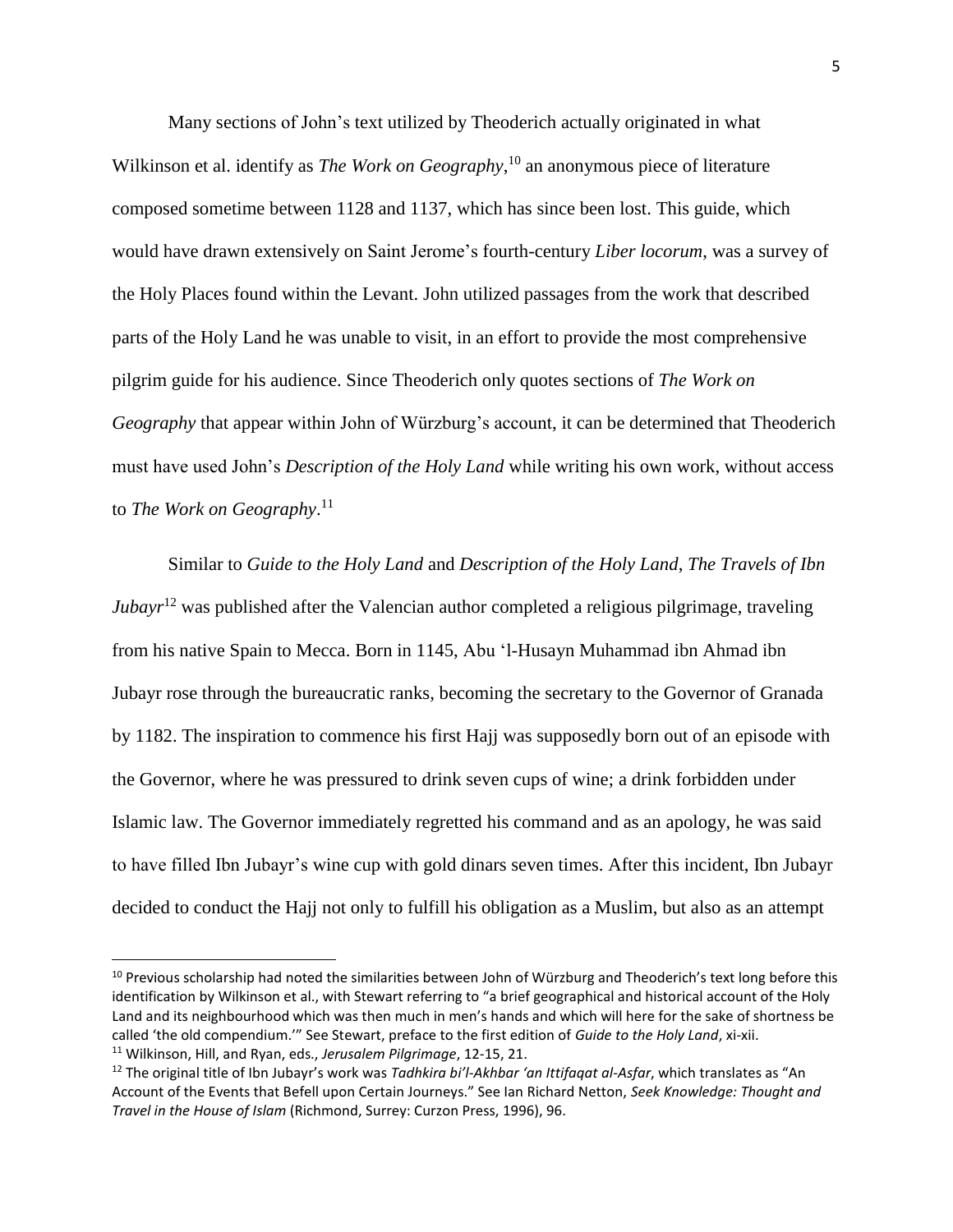Many sections of John's text utilized by Theoderich actually originated in what Wilkinson et al. identify as *The Work on Geography*,[10] an anonymous piece of literature composed sometime between 1128 and 1137, which has since been lost. This guide, which would have drawn extensively on Saint Jerome's fourth-century *Liber locorum*, was a survey of the Holy Places found within the Levant. John utilized passages from the work that described parts of the Holy Land he was unable to visit, in an effort to provide the most comprehensive pilgrim guide for his audience. Since Theoderich only quotes sections of *The Work on Geography* that appear within John of Würzburg's account, it can be determined that Theoderich must have used John's *Description of the Holy Land* while writing his own work, without access to *The Work on Geography*.[11]

Similar to *Guide to the Holy Land* and *Description of the Holy Land*, *The Travels of Ibn Jubayr*[12] was published after the Valencian author completed a religious pilgrimage, traveling from his native Spain to Mecca. Born in 1145, Abu 'l-Husayn Muhammad ibn Ahmad ibn Jubayr rose through the bureaucratic ranks, becoming the secretary to the Governor of Granada by 1182. The inspiration to commence his first Hajj was supposedly born out of an episode with the Governor, where he was pressured to drink seven cups of wine; a drink forbidden under Islamic law. The Governor immediately regretted his command and as an apology, he was said to have filled Ibn Jubayr's wine cup with gold dinars seven times. After this incident, Ibn Jubayr decided to conduct the Hajj not only to fulfill his obligation as a Muslim, but also as an attempt

---

[10] Previous scholarship had noted the similarities between John of Würzburg and Theoderich's text long before this identification by Wilkinson et al., with Stewart referring to "a brief geographical and historical account of the Holy Land and its neighbourhood which was then much in men's hands and which will here for the sake of shortness be called 'the old compendium.'" See Stewart, preface to the first edition of *Guide to the Holy Land*, xi-xii.

[11] Wilkinson, Hill, and Ryan, eds., *Jerusalem Pilgrimage*, 12-15, 21.

[12] The original title of Ibn Jubayr's work was *Tadhkira bi'l-Akhbar 'an Ittifaqat al-Asfar*, which translates as "An Account of the Events that Befell upon Certain Journeys." See Ian Richard Netton, *Seek Knowledge: Thought and Travel in the House of Islam* (Richmond, Surrey: Curzon Press, 1996), 96.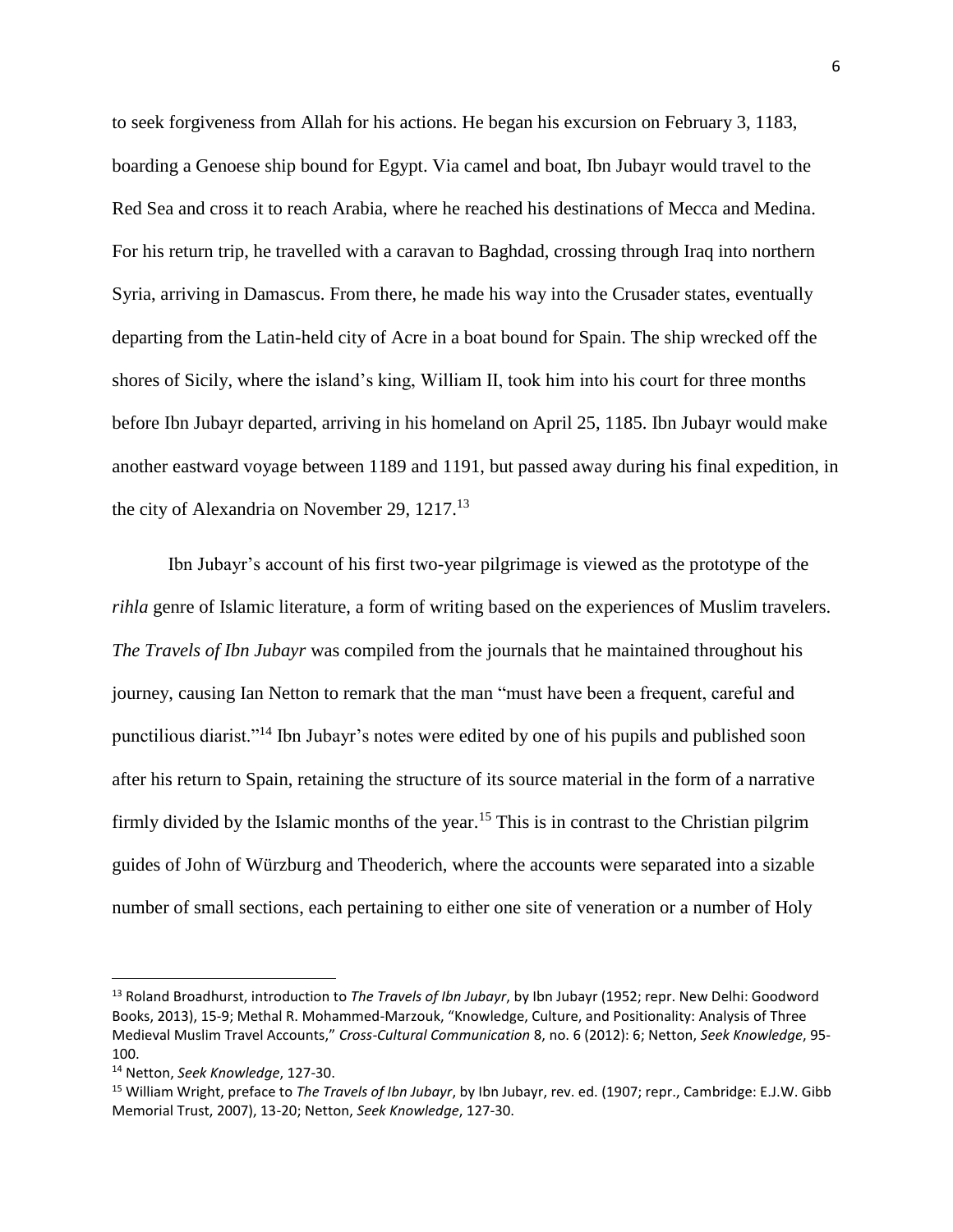to seek forgiveness from Allah for his actions. He began his excursion on February 3, 1183, boarding a Genoese ship bound for Egypt. Via camel and boat, Ibn Jubayr would travel to the Red Sea and cross it to reach Arabia, where he reached his destinations of Mecca and Medina. For his return trip, he travelled with a caravan to Baghdad, crossing through Iraq into northern Syria, arriving in Damascus. From there, he made his way into the Crusader states, eventually departing from the Latin-held city of Acre in a boat bound for Spain. The ship wrecked off the shores of Sicily, where the island's king, William II, took him into his court for three months before Ibn Jubayr departed, arriving in his homeland on April 25, 1185. Ibn Jubayr would make another eastward voyage between 1189 and 1191, but passed away during his final expedition, in the city of Alexandria on November 29, 1217.[13]

Ibn Jubayr's account of his first two-year pilgrimage is viewed as the prototype of the *rihla* genre of Islamic literature, a form of writing based on the experiences of Muslim travelers. *The Travels of Ibn Jubayr* was compiled from the journals that he maintained throughout his journey, causing Ian Netton to remark that the man "must have been a frequent, careful and punctilious diarist."[14] Ibn Jubayr's notes were edited by one of his pupils and published soon after his return to Spain, retaining the structure of its source material in the form of a narrative firmly divided by the Islamic months of the year.[15] This is in contrast to the Christian pilgrim guides of John of Würzburg and Theoderich, where the accounts were separated into a sizable number of small sections, each pertaining to either one site of veneration or a number of Holy

---

[13] Roland Broadhurst, introduction to *The Travels of Ibn Jubayr*, by Ibn Jubayr (1952; repr. New Delhi: Goodword Books, 2013), 15-9; Methal R. Mohammed-Marzouk, "Knowledge, Culture, and Positionality: Analysis of Three Medieval Muslim Travel Accounts," *Cross-Cultural Communication* 8, no. 6 (2012): 6; Netton, *Seek Knowledge*, 95-100.

[14] Netton, *Seek Knowledge*, 127-30.

[15] William Wright, preface to *The Travels of Ibn Jubayr*, by Ibn Jubayr, rev. ed. (1907; repr., Cambridge: E.J.W. Gibb Memorial Trust, 2007), 13-20; Netton, *Seek Knowledge*, 127-30.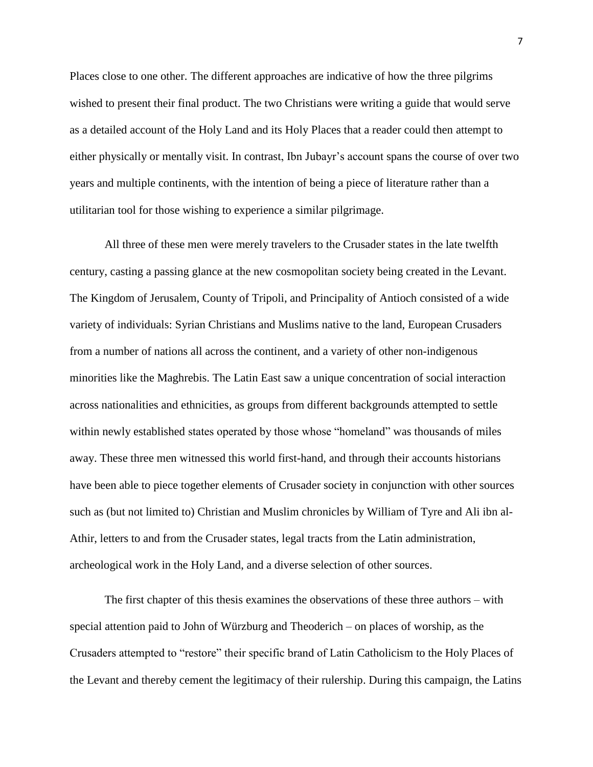Places close to one other. The different approaches are indicative of how the three pilgrims wished to present their final product. The two Christians were writing a guide that would serve as a detailed account of the Holy Land and its Holy Places that a reader could then attempt to either physically or mentally visit. In contrast, Ibn Jubayr's account spans the course of over two years and multiple continents, with the intention of being a piece of literature rather than a utilitarian tool for those wishing to experience a similar pilgrimage.

All three of these men were merely travelers to the Crusader states in the late twelfth century, casting a passing glance at the new cosmopolitan society being created in the Levant. The Kingdom of Jerusalem, County of Tripoli, and Principality of Antioch consisted of a wide variety of individuals: Syrian Christians and Muslims native to the land, European Crusaders from a number of nations all across the continent, and a variety of other non-indigenous minorities like the Maghrebis. The Latin East saw a unique concentration of social interaction across nationalities and ethnicities, as groups from different backgrounds attempted to settle within newly established states operated by those whose "homeland" was thousands of miles away. These three men witnessed this world first-hand, and through their accounts historians have been able to piece together elements of Crusader society in conjunction with other sources such as (but not limited to) Christian and Muslim chronicles by William of Tyre and Ali ibn al-Athir, letters to and from the Crusader states, legal tracts from the Latin administration, archeological work in the Holy Land, and a diverse selection of other sources.

The first chapter of this thesis examines the observations of these three authors – with special attention paid to John of Würzburg and Theoderich – on places of worship, as the Crusaders attempted to "restore" their specific brand of Latin Catholicism to the Holy Places of the Levant and thereby cement the legitimacy of their rulership. During this campaign, the Latins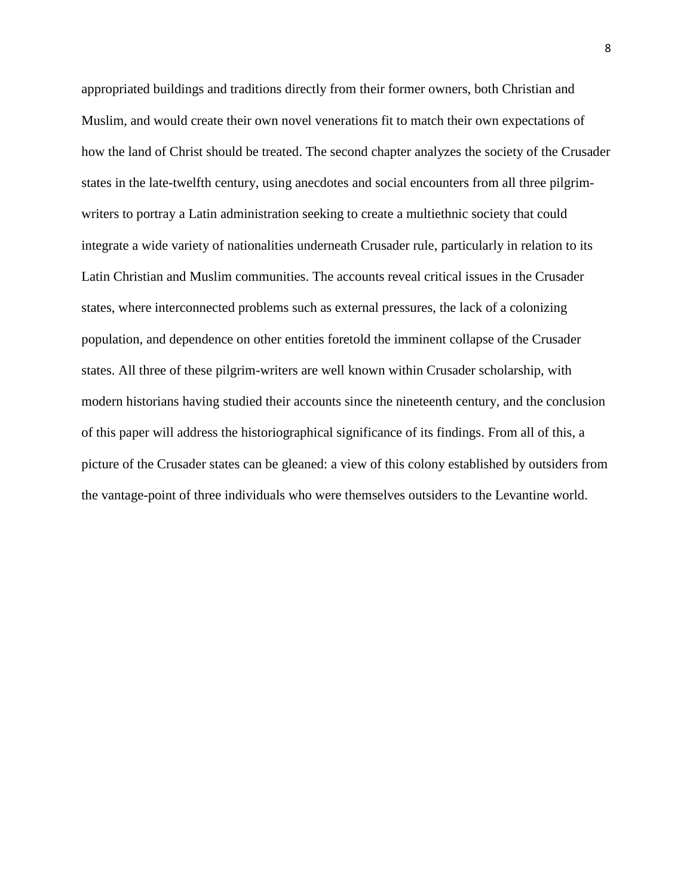appropriated buildings and traditions directly from their former owners, both Christian and Muslim, and would create their own novel venerations fit to match their own expectations of how the land of Christ should be treated. The second chapter analyzes the society of the Crusader states in the late-twelfth century, using anecdotes and social encounters from all three pilgrim-writers to portray a Latin administration seeking to create a multiethnic society that could integrate a wide variety of nationalities underneath Crusader rule, particularly in relation to its Latin Christian and Muslim communities. The accounts reveal critical issues in the Crusader states, where interconnected problems such as external pressures, the lack of a colonizing population, and dependence on other entities foretold the imminent collapse of the Crusader states. All three of these pilgrim-writers are well known within Crusader scholarship, with modern historians having studied their accounts since the nineteenth century, and the conclusion of this paper will address the historiographical significance of its findings. From all of this, a picture of the Crusader states can be gleaned: a view of this colony established by outsiders from the vantage-point of three individuals who were themselves outsiders to the Levantine world.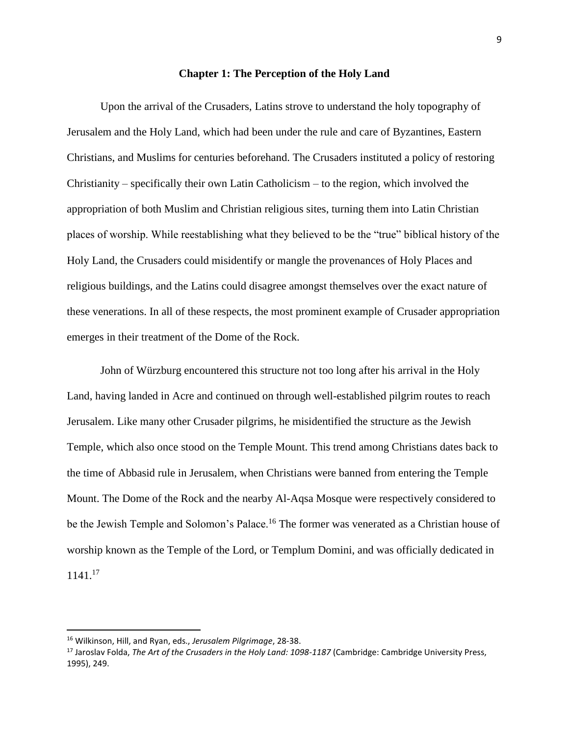## Chapter 1: The Perception of the Holy Land

Upon the arrival of the Crusaders, Latins strove to understand the holy topography of Jerusalem and the Holy Land, which had been under the rule and care of Byzantines, Eastern Christians, and Muslims for centuries beforehand. The Crusaders instituted a policy of restoring Christianity – specifically their own Latin Catholicism – to the region, which involved the appropriation of both Muslim and Christian religious sites, turning them into Latin Christian places of worship. While reestablishing what they believed to be the "true" biblical history of the Holy Land, the Crusaders could misidentify or mangle the provenances of Holy Places and religious buildings, and the Latins could disagree amongst themselves over the exact nature of these venerations. In all of these respects, the most prominent example of Crusader appropriation emerges in their treatment of the Dome of the Rock.

John of Würzburg encountered this structure not too long after his arrival in the Holy Land, having landed in Acre and continued on through well-established pilgrim routes to reach Jerusalem. Like many other Crusader pilgrims, he misidentified the structure as the Jewish Temple, which also once stood on the Temple Mount. This trend among Christians dates back to the time of Abbasid rule in Jerusalem, when Christians were banned from entering the Temple Mount. The Dome of the Rock and the nearby Al-Aqsa Mosque were respectively considered to be the Jewish Temple and Solomon's Palace.[16] The former was venerated as a Christian house of worship known as the Temple of the Lord, or Templum Domini, and was officially dedicated in 1141.[17]

---

[16] Wilkinson, Hill, and Ryan, eds., *Jerusalem Pilgrimage*, 28-38.

[17] Jaroslav Folda, *The Art of the Crusaders in the Holy Land: 1098-1187* (Cambridge: Cambridge University Press, 1995), 249.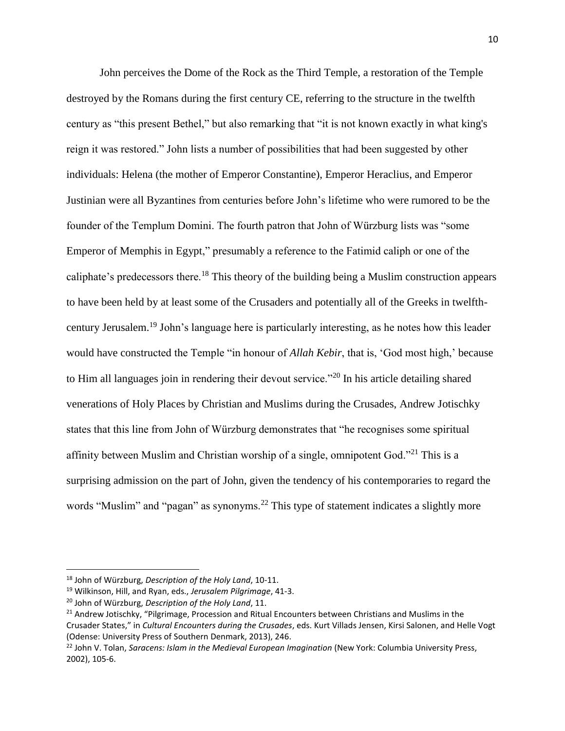John perceives the Dome of the Rock as the Third Temple, a restoration of the Temple destroyed by the Romans during the first century CE, referring to the structure in the twelfth century as "this present Bethel," but also remarking that "it is not known exactly in what king's reign it was restored." John lists a number of possibilities that had been suggested by other individuals: Helena (the mother of Emperor Constantine), Emperor Heraclius, and Emperor Justinian were all Byzantines from centuries before John's lifetime who were rumored to be the founder of the Templum Domini. The fourth patron that John of Würzburg lists was "some Emperor of Memphis in Egypt," presumably a reference to the Fatimid caliph or one of the caliphate's predecessors there.[18] This theory of the building being a Muslim construction appears to have been held by at least some of the Crusaders and potentially all of the Greeks in twelfth-century Jerusalem.[19] John's language here is particularly interesting, as he notes how this leader would have constructed the Temple "in honour of *Allah Kebir*, that is, 'God most high,' because to Him all languages join in rendering their devout service."[20] In his article detailing shared venerations of Holy Places by Christian and Muslims during the Crusades, Andrew Jotischky states that this line from John of Würzburg demonstrates that "he recognises some spiritual affinity between Muslim and Christian worship of a single, omnipotent God."[21] This is a surprising admission on the part of John, given the tendency of his contemporaries to regard the words "Muslim" and "pagan" as synonyms.[22] This type of statement indicates a slightly more

---

[18] John of Würzburg, *Description of the Holy Land*, 10-11.

[19] Wilkinson, Hill, and Ryan, eds., *Jerusalem Pilgrimage*, 41-3.

[20] John of Würzburg, *Description of the Holy Land*, 11.

[21] Andrew Jotischky, "Pilgrimage, Procession and Ritual Encounters between Christians and Muslims in the Crusader States," in *Cultural Encounters during the Crusades*, eds. Kurt Villads Jensen, Kirsi Salonen, and Helle Vogt (Odense: University Press of Southern Denmark, 2013), 246.

[22] John V. Tolan, *Saracens: Islam in the Medieval European Imagination* (New York: Columbia University Press, 2002), 105-6.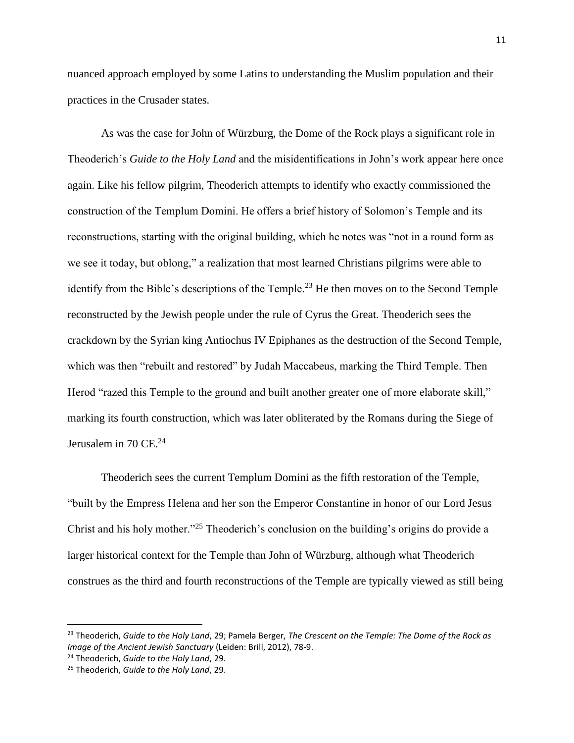nuanced approach employed by some Latins to understanding the Muslim population and their practices in the Crusader states.

As was the case for John of Würzburg, the Dome of the Rock plays a significant role in Theoderich's *Guide to the Holy Land* and the misidentifications in John's work appear here once again. Like his fellow pilgrim, Theoderich attempts to identify who exactly commissioned the construction of the Templum Domini. He offers a brief history of Solomon's Temple and its reconstructions, starting with the original building, which he notes was "not in a round form as we see it today, but oblong," a realization that most learned Christians pilgrims were able to identify from the Bible's descriptions of the Temple.[23] He then moves on to the Second Temple reconstructed by the Jewish people under the rule of Cyrus the Great. Theoderich sees the crackdown by the Syrian king Antiochus IV Epiphanes as the destruction of the Second Temple, which was then "rebuilt and restored" by Judah Maccabeus, marking the Third Temple. Then Herod "razed this Temple to the ground and built another greater one of more elaborate skill," marking its fourth construction, which was later obliterated by the Romans during the Siege of Jerusalem in 70 CE.[24]

Theoderich sees the current Templum Domini as the fifth restoration of the Temple, "built by the Empress Helena and her son the Emperor Constantine in honor of our Lord Jesus Christ and his holy mother."[25] Theoderich's conclusion on the building's origins do provide a larger historical context for the Temple than John of Würzburg, although what Theoderich construes as the third and fourth reconstructions of the Temple are typically viewed as still being

---

[23] Theoderich, *Guide to the Holy Land*, 29; Pamela Berger, *The Crescent on the Temple: The Dome of the Rock as Image of the Ancient Jewish Sanctuary* (Leiden: Brill, 2012), 78-9.

[24] Theoderich, *Guide to the Holy Land*, 29.

[25] Theoderich, *Guide to the Holy Land*, 29.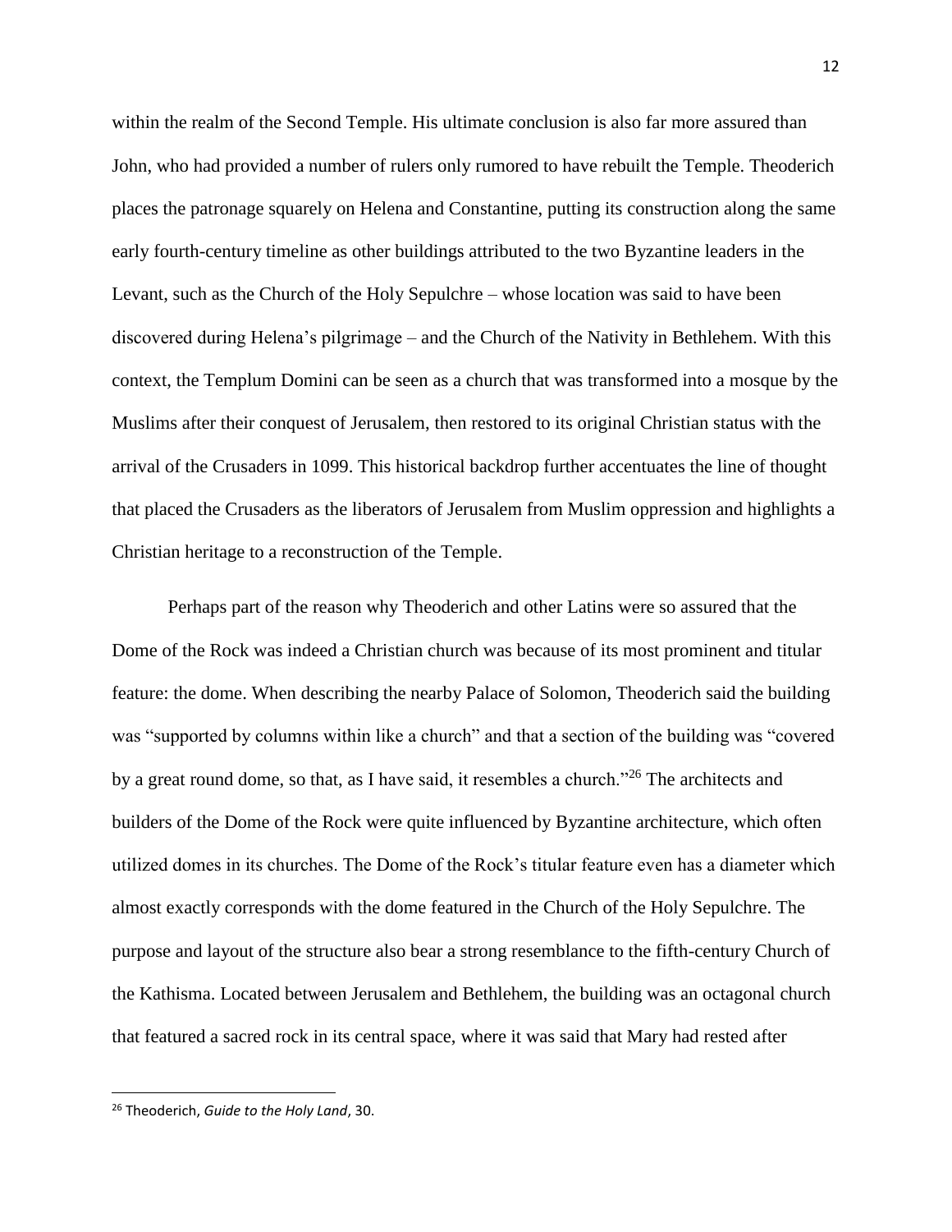within the realm of the Second Temple. His ultimate conclusion is also far more assured than John, who had provided a number of rulers only rumored to have rebuilt the Temple. Theoderich places the patronage squarely on Helena and Constantine, putting its construction along the same early fourth-century timeline as other buildings attributed to the two Byzantine leaders in the Levant, such as the Church of the Holy Sepulchre – whose location was said to have been discovered during Helena's pilgrimage – and the Church of the Nativity in Bethlehem. With this context, the Templum Domini can be seen as a church that was transformed into a mosque by the Muslims after their conquest of Jerusalem, then restored to its original Christian status with the arrival of the Crusaders in 1099. This historical backdrop further accentuates the line of thought that placed the Crusaders as the liberators of Jerusalem from Muslim oppression and highlights a Christian heritage to a reconstruction of the Temple.

Perhaps part of the reason why Theoderich and other Latins were so assured that the Dome of the Rock was indeed a Christian church was because of its most prominent and titular feature: the dome. When describing the nearby Palace of Solomon, Theoderich said the building was "supported by columns within like a church" and that a section of the building was "covered by a great round dome, so that, as I have said, it resembles a church."[26] The architects and builders of the Dome of the Rock were quite influenced by Byzantine architecture, which often utilized domes in its churches. The Dome of the Rock's titular feature even has a diameter which almost exactly corresponds with the dome featured in the Church of the Holy Sepulchre. The purpose and layout of the structure also bear a strong resemblance to the fifth-century Church of the Kathisma. Located between Jerusalem and Bethlehem, the building was an octagonal church that featured a sacred rock in its central space, where it was said that Mary had rested after

[26] Theoderich, *Guide to the Holy Land*, 30.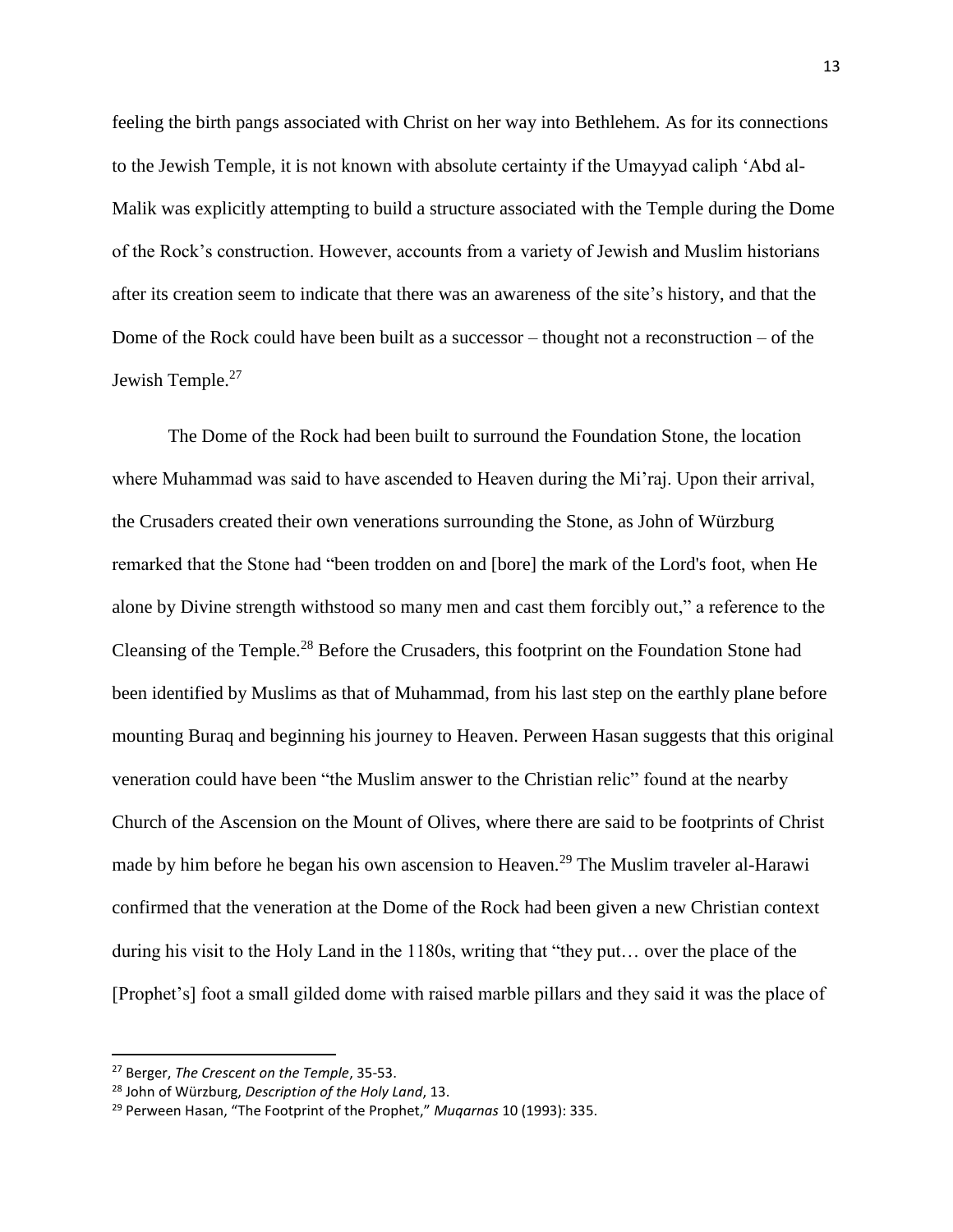feeling the birth pangs associated with Christ on her way into Bethlehem. As for its connections to the Jewish Temple, it is not known with absolute certainty if the Umayyad caliph 'Abd al-Malik was explicitly attempting to build a structure associated with the Temple during the Dome of the Rock's construction. However, accounts from a variety of Jewish and Muslim historians after its creation seem to indicate that there was an awareness of the site's history, and that the Dome of the Rock could have been built as a successor – thought not a reconstruction – of the Jewish Temple.[27]

The Dome of the Rock had been built to surround the Foundation Stone, the location where Muhammad was said to have ascended to Heaven during the Mi'raj. Upon their arrival, the Crusaders created their own venerations surrounding the Stone, as John of Würzburg remarked that the Stone had "been trodden on and [bore] the mark of the Lord's foot, when He alone by Divine strength withstood so many men and cast them forcibly out," a reference to the Cleansing of the Temple.[28] Before the Crusaders, this footprint on the Foundation Stone had been identified by Muslims as that of Muhammad, from his last step on the earthly plane before mounting Buraq and beginning his journey to Heaven. Perween Hasan suggests that this original veneration could have been "the Muslim answer to the Christian relic" found at the nearby Church of the Ascension on the Mount of Olives, where there are said to be footprints of Christ made by him before he began his own ascension to Heaven.[29] The Muslim traveler al-Harawi confirmed that the veneration at the Dome of the Rock had been given a new Christian context during his visit to the Holy Land in the 1180s, writing that "they put… over the place of the [Prophet's] foot a small gilded dome with raised marble pillars and they said it was the place of

---

[27] Berger, *The Crescent on the Temple*, 35-53.

[28] John of Würzburg, *Description of the Holy Land*, 13.

[29] Perween Hasan, "The Footprint of the Prophet," *Muqarnas* 10 (1993): 335.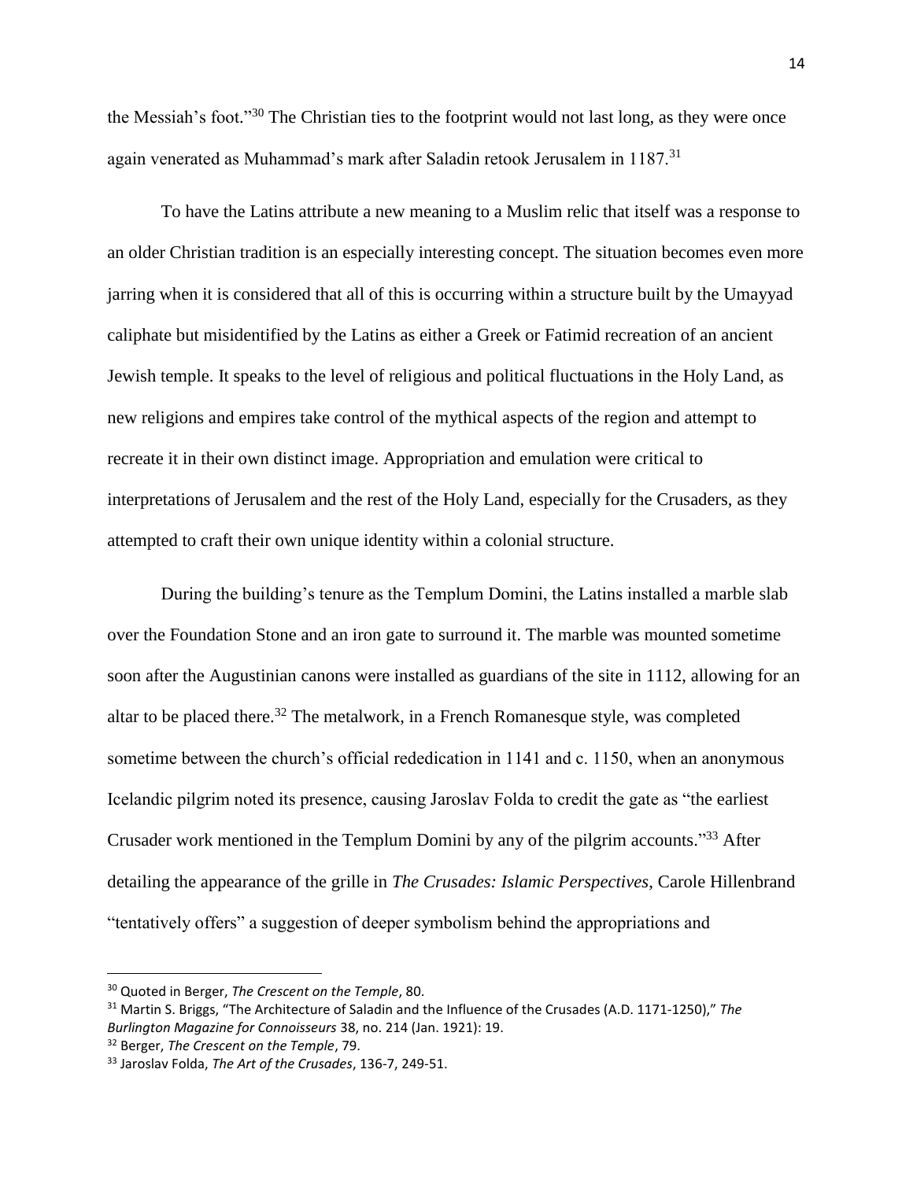the Messiah's foot."[30] The Christian ties to the footprint would not last long, as they were once again venerated as Muhammad's mark after Saladin retook Jerusalem in 1187.[31]

To have the Latins attribute a new meaning to a Muslim relic that itself was a response to an older Christian tradition is an especially interesting concept. The situation becomes even more jarring when it is considered that all of this is occurring within a structure built by the Umayyad caliphate but misidentified by the Latins as either a Greek or Fatimid recreation of an ancient Jewish temple. It speaks to the level of religious and political fluctuations in the Holy Land, as new religions and empires take control of the mythical aspects of the region and attempt to recreate it in their own distinct image. Appropriation and emulation were critical to interpretations of Jerusalem and the rest of the Holy Land, especially for the Crusaders, as they attempted to craft their own unique identity within a colonial structure.

During the building's tenure as the Templum Domini, the Latins installed a marble slab over the Foundation Stone and an iron gate to surround it. The marble was mounted sometime soon after the Augustinian canons were installed as guardians of the site in 1112, allowing for an altar to be placed there.[32] The metalwork, in a French Romanesque style, was completed sometime between the church's official rededication in 1141 and c. 1150, when an anonymous Icelandic pilgrim noted its presence, causing Jaroslav Folda to credit the gate as "the earliest Crusader work mentioned in the Templum Domini by any of the pilgrim accounts."[33] After detailing the appearance of the grille in *The Crusades: Islamic Perspectives*, Carole Hillenbrand "tentatively offers" a suggestion of deeper symbolism behind the appropriations and

---

[30] Quoted in Berger, *The Crescent on the Temple*, 80.

[31] Martin S. Briggs, "The Architecture of Saladin and the Influence of the Crusades (A.D. 1171-1250)," *The Burlington Magazine for Connoisseurs* 38, no. 214 (Jan. 1921): 19.

[32] Berger, *The Crescent on the Temple*, 79.

[33] Jaroslav Folda, *The Art of the Crusades*, 136-7, 249-51.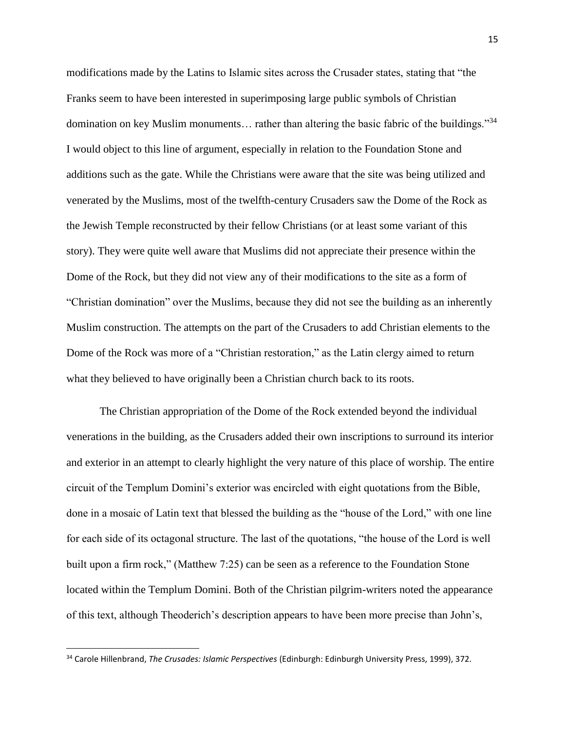modifications made by the Latins to Islamic sites across the Crusader states, stating that "the Franks seem to have been interested in superimposing large public symbols of Christian domination on key Muslim monuments… rather than altering the basic fabric of the buildings."[34] I would object to this line of argument, especially in relation to the Foundation Stone and additions such as the gate. While the Christians were aware that the site was being utilized and venerated by the Muslims, most of the twelfth-century Crusaders saw the Dome of the Rock as the Jewish Temple reconstructed by their fellow Christians (or at least some variant of this story). They were quite well aware that Muslims did not appreciate their presence within the Dome of the Rock, but they did not view any of their modifications to the site as a form of "Christian domination" over the Muslims, because they did not see the building as an inherently Muslim construction. The attempts on the part of the Crusaders to add Christian elements to the Dome of the Rock was more of a "Christian restoration," as the Latin clergy aimed to return what they believed to have originally been a Christian church back to its roots.

The Christian appropriation of the Dome of the Rock extended beyond the individual venerations in the building, as the Crusaders added their own inscriptions to surround its interior and exterior in an attempt to clearly highlight the very nature of this place of worship. The entire circuit of the Templum Domini's exterior was encircled with eight quotations from the Bible, done in a mosaic of Latin text that blessed the building as the "house of the Lord," with one line for each side of its octagonal structure. The last of the quotations, "the house of the Lord is well built upon a firm rock," (Matthew 7:25) can be seen as a reference to the Foundation Stone located within the Templum Domini. Both of the Christian pilgrim-writers noted the appearance of this text, although Theoderich's description appears to have been more precise than John's,

---

[34] Carole Hillenbrand, *The Crusades: Islamic Perspectives* (Edinburgh: Edinburgh University Press, 1999), 372.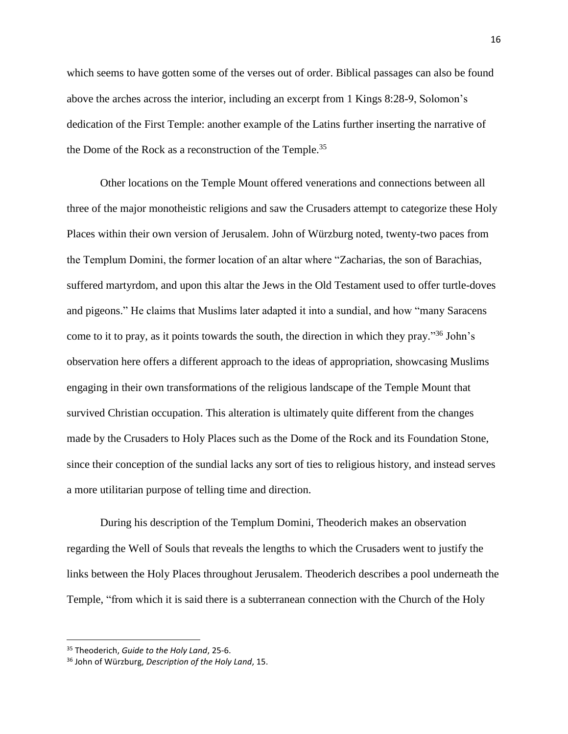which seems to have gotten some of the verses out of order. Biblical passages can also be found above the arches across the interior, including an excerpt from 1 Kings 8:28-9, Solomon's dedication of the First Temple: another example of the Latins further inserting the narrative of the Dome of the Rock as a reconstruction of the Temple.[35]

Other locations on the Temple Mount offered venerations and connections between all three of the major monotheistic religions and saw the Crusaders attempt to categorize these Holy Places within their own version of Jerusalem. John of Würzburg noted, twenty-two paces from the Templum Domini, the former location of an altar where "Zacharias, the son of Barachias, suffered martyrdom, and upon this altar the Jews in the Old Testament used to offer turtle-doves and pigeons." He claims that Muslims later adapted it into a sundial, and how "many Saracens come to it to pray, as it points towards the south, the direction in which they pray."[36] John's observation here offers a different approach to the ideas of appropriation, showcasing Muslims engaging in their own transformations of the religious landscape of the Temple Mount that survived Christian occupation. This alteration is ultimately quite different from the changes made by the Crusaders to Holy Places such as the Dome of the Rock and its Foundation Stone, since their conception of the sundial lacks any sort of ties to religious history, and instead serves a more utilitarian purpose of telling time and direction.

During his description of the Templum Domini, Theoderich makes an observation regarding the Well of Souls that reveals the lengths to which the Crusaders went to justify the links between the Holy Places throughout Jerusalem. Theoderich describes a pool underneath the Temple, "from which it is said there is a subterranean connection with the Church of the Holy

---

[35] Theoderich, *Guide to the Holy Land*, 25-6.

[36] John of Würzburg, *Description of the Holy Land*, 15.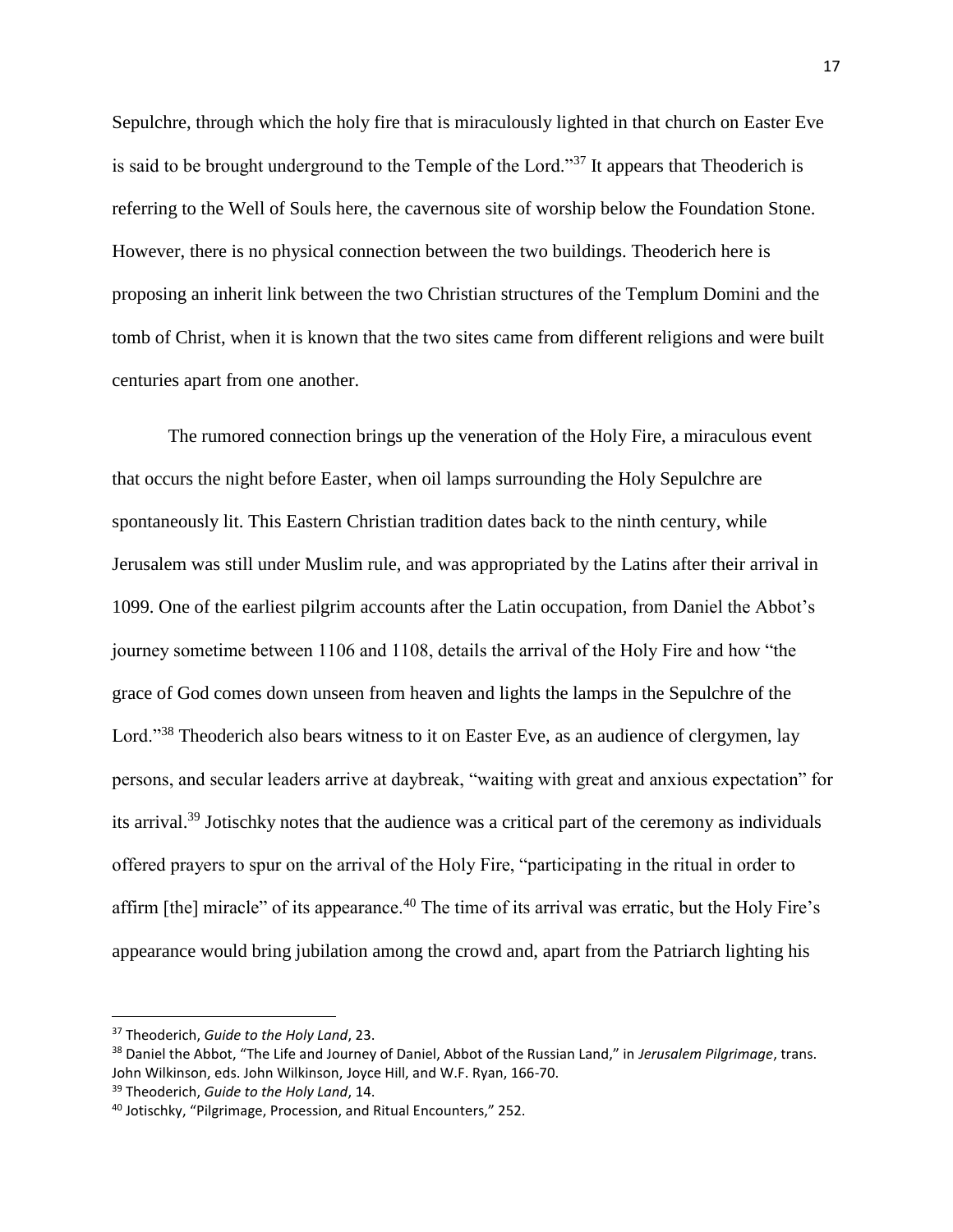Sepulchre, through which the holy fire that is miraculously lighted in that church on Easter Eve is said to be brought underground to the Temple of the Lord."[37] It appears that Theoderich is referring to the Well of Souls here, the cavernous site of worship below the Foundation Stone. However, there is no physical connection between the two buildings. Theoderich here is proposing an inherit link between the two Christian structures of the Templum Domini and the tomb of Christ, when it is known that the two sites came from different religions and were built centuries apart from one another.

The rumored connection brings up the veneration of the Holy Fire, a miraculous event that occurs the night before Easter, when oil lamps surrounding the Holy Sepulchre are spontaneously lit. This Eastern Christian tradition dates back to the ninth century, while Jerusalem was still under Muslim rule, and was appropriated by the Latins after their arrival in 1099. One of the earliest pilgrim accounts after the Latin occupation, from Daniel the Abbot's journey sometime between 1106 and 1108, details the arrival of the Holy Fire and how "the grace of God comes down unseen from heaven and lights the lamps in the Sepulchre of the Lord."[38] Theoderich also bears witness to it on Easter Eve, as an audience of clergymen, lay persons, and secular leaders arrive at daybreak, "waiting with great and anxious expectation" for its arrival.[39] Jotischky notes that the audience was a critical part of the ceremony as individuals offered prayers to spur on the arrival of the Holy Fire, "participating in the ritual in order to affirm [the] miracle" of its appearance.[40] The time of its arrival was erratic, but the Holy Fire's appearance would bring jubilation among the crowd and, apart from the Patriarch lighting his

---

[37] Theoderich, *Guide to the Holy Land*, 23.

[38] Daniel the Abbot, "The Life and Journey of Daniel, Abbot of the Russian Land," in *Jerusalem Pilgrimage*, trans. John Wilkinson, eds. John Wilkinson, Joyce Hill, and W.F. Ryan, 166-70.

[39] Theoderich, *Guide to the Holy Land*, 14.

[40] Jotischky, "Pilgrimage, Procession, and Ritual Encounters," 252.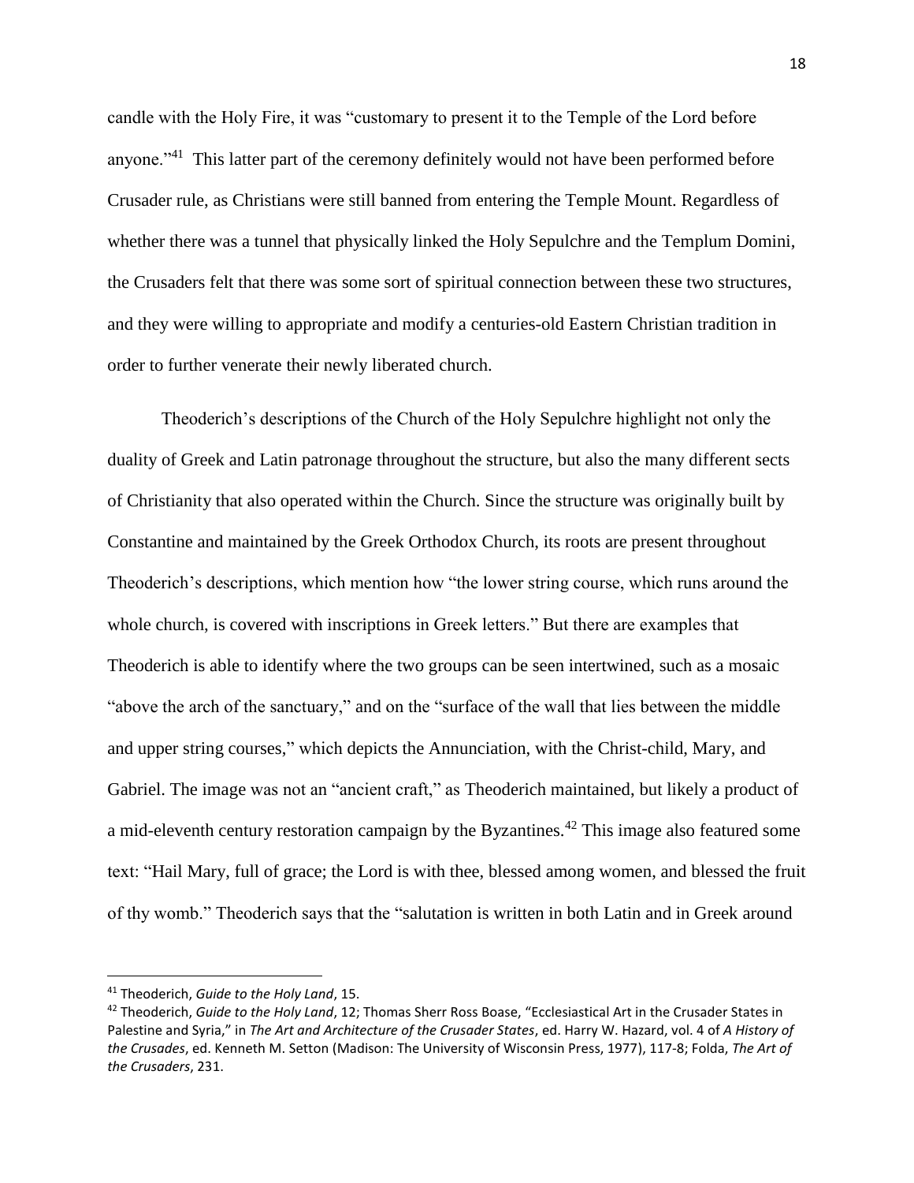candle with the Holy Fire, it was "customary to present it to the Temple of the Lord before anyone."[41] This latter part of the ceremony definitely would not have been performed before Crusader rule, as Christians were still banned from entering the Temple Mount. Regardless of whether there was a tunnel that physically linked the Holy Sepulchre and the Templum Domini, the Crusaders felt that there was some sort of spiritual connection between these two structures, and they were willing to appropriate and modify a centuries-old Eastern Christian tradition in order to further venerate their newly liberated church.

Theoderich's descriptions of the Church of the Holy Sepulchre highlight not only the duality of Greek and Latin patronage throughout the structure, but also the many different sects of Christianity that also operated within the Church. Since the structure was originally built by Constantine and maintained by the Greek Orthodox Church, its roots are present throughout Theoderich's descriptions, which mention how "the lower string course, which runs around the whole church, is covered with inscriptions in Greek letters." But there are examples that Theoderich is able to identify where the two groups can be seen intertwined, such as a mosaic "above the arch of the sanctuary," and on the "surface of the wall that lies between the middle and upper string courses," which depicts the Annunciation, with the Christ-child, Mary, and Gabriel. The image was not an "ancient craft," as Theoderich maintained, but likely a product of a mid-eleventh century restoration campaign by the Byzantines.[42] This image also featured some text: "Hail Mary, full of grace; the Lord is with thee, blessed among women, and blessed the fruit of thy womb." Theoderich says that the "salutation is written in both Latin and in Greek around

---

[41] Theoderich, *Guide to the Holy Land*, 15.

[42] Theoderich, *Guide to the Holy Land*, 12; Thomas Sherr Ross Boase, "Ecclesiastical Art in the Crusader States in Palestine and Syria," in *The Art and Architecture of the Crusader States*, ed. Harry W. Hazard, vol. 4 of *A History of the Crusades*, ed. Kenneth M. Setton (Madison: The University of Wisconsin Press, 1977), 117-8; Folda, *The Art of the Crusaders*, 231.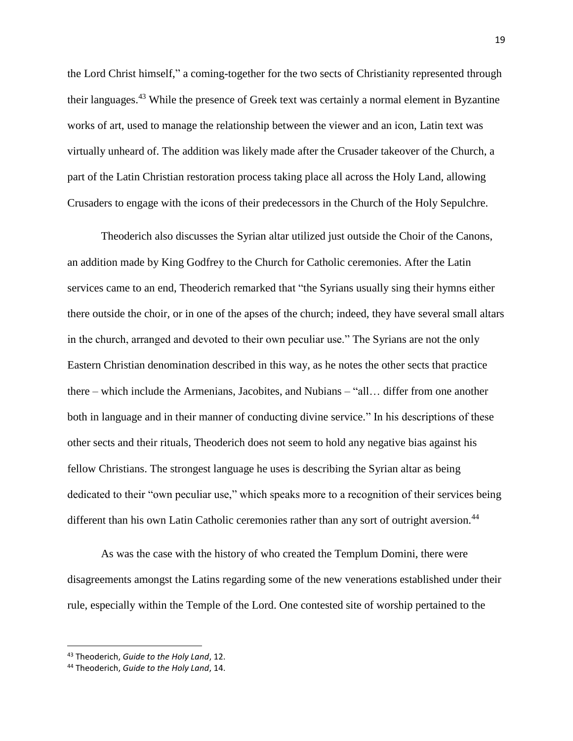the Lord Christ himself," a coming-together for the two sects of Christianity represented through their languages.[43] While the presence of Greek text was certainly a normal element in Byzantine works of art, used to manage the relationship between the viewer and an icon, Latin text was virtually unheard of. The addition was likely made after the Crusader takeover of the Church, a part of the Latin Christian restoration process taking place all across the Holy Land, allowing Crusaders to engage with the icons of their predecessors in the Church of the Holy Sepulchre.

Theoderich also discusses the Syrian altar utilized just outside the Choir of the Canons, an addition made by King Godfrey to the Church for Catholic ceremonies. After the Latin services came to an end, Theoderich remarked that "the Syrians usually sing their hymns either there outside the choir, or in one of the apses of the church; indeed, they have several small altars in the church, arranged and devoted to their own peculiar use." The Syrians are not the only Eastern Christian denomination described in this way, as he notes the other sects that practice there – which include the Armenians, Jacobites, and Nubians – "all… differ from one another both in language and in their manner of conducting divine service." In his descriptions of these other sects and their rituals, Theoderich does not seem to hold any negative bias against his fellow Christians. The strongest language he uses is describing the Syrian altar as being dedicated to their "own peculiar use," which speaks more to a recognition of their services being different than his own Latin Catholic ceremonies rather than any sort of outright aversion.[44]

As was the case with the history of who created the Templum Domini, there were disagreements amongst the Latins regarding some of the new venerations established under their rule, especially within the Temple of the Lord. One contested site of worship pertained to the

---

[43] Theoderich, *Guide to the Holy Land*, 12.

[44] Theoderich, *Guide to the Holy Land*, 14.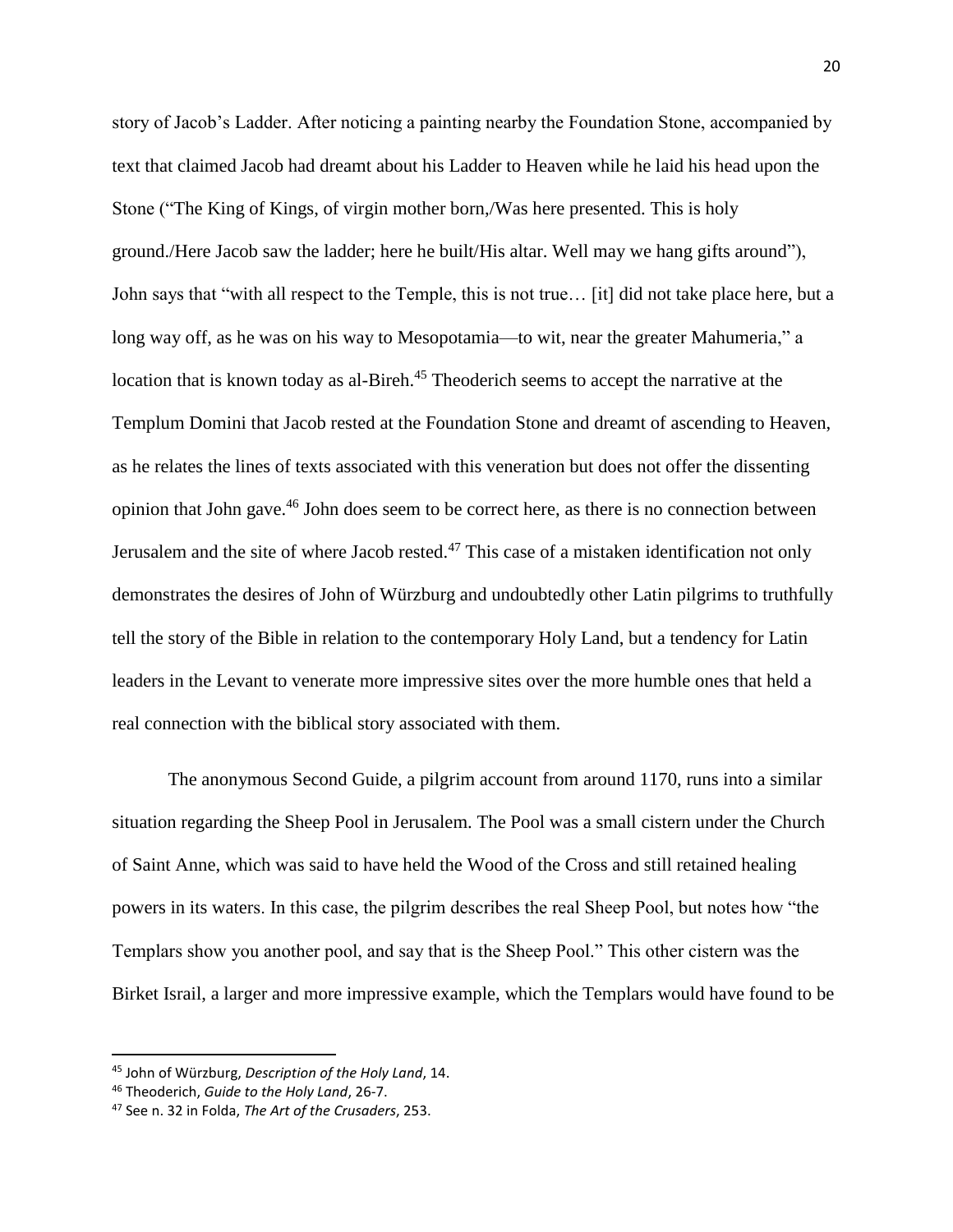story of Jacob's Ladder. After noticing a painting nearby the Foundation Stone, accompanied by text that claimed Jacob had dreamt about his Ladder to Heaven while he laid his head upon the Stone ("The King of Kings, of virgin mother born,/Was here presented. This is holy ground./Here Jacob saw the ladder; here he built/His altar. Well may we hang gifts around"), John says that "with all respect to the Temple, this is not true… [it] did not take place here, but a long way off, as he was on his way to Mesopotamia—to wit, near the greater Mahumeria," a location that is known today as al-Bireh.[45] Theoderich seems to accept the narrative at the Templum Domini that Jacob rested at the Foundation Stone and dreamt of ascending to Heaven, as he relates the lines of texts associated with this veneration but does not offer the dissenting opinion that John gave.[46] John does seem to be correct here, as there is no connection between Jerusalem and the site of where Jacob rested.[47] This case of a mistaken identification not only demonstrates the desires of John of Würzburg and undoubtedly other Latin pilgrims to truthfully tell the story of the Bible in relation to the contemporary Holy Land, but a tendency for Latin leaders in the Levant to venerate more impressive sites over the more humble ones that held a real connection with the biblical story associated with them.

The anonymous Second Guide, a pilgrim account from around 1170, runs into a similar situation regarding the Sheep Pool in Jerusalem. The Pool was a small cistern under the Church of Saint Anne, which was said to have held the Wood of the Cross and still retained healing powers in its waters. In this case, the pilgrim describes the real Sheep Pool, but notes how "the Templars show you another pool, and say that is the Sheep Pool." This other cistern was the Birket Israil, a larger and more impressive example, which the Templars would have found to be

---

[45] John of Würzburg, *Description of the Holy Land*, 14.

[46] Theoderich, *Guide to the Holy Land*, 26-7.

[47] See n. 32 in Folda, *The Art of the Crusaders*, 253.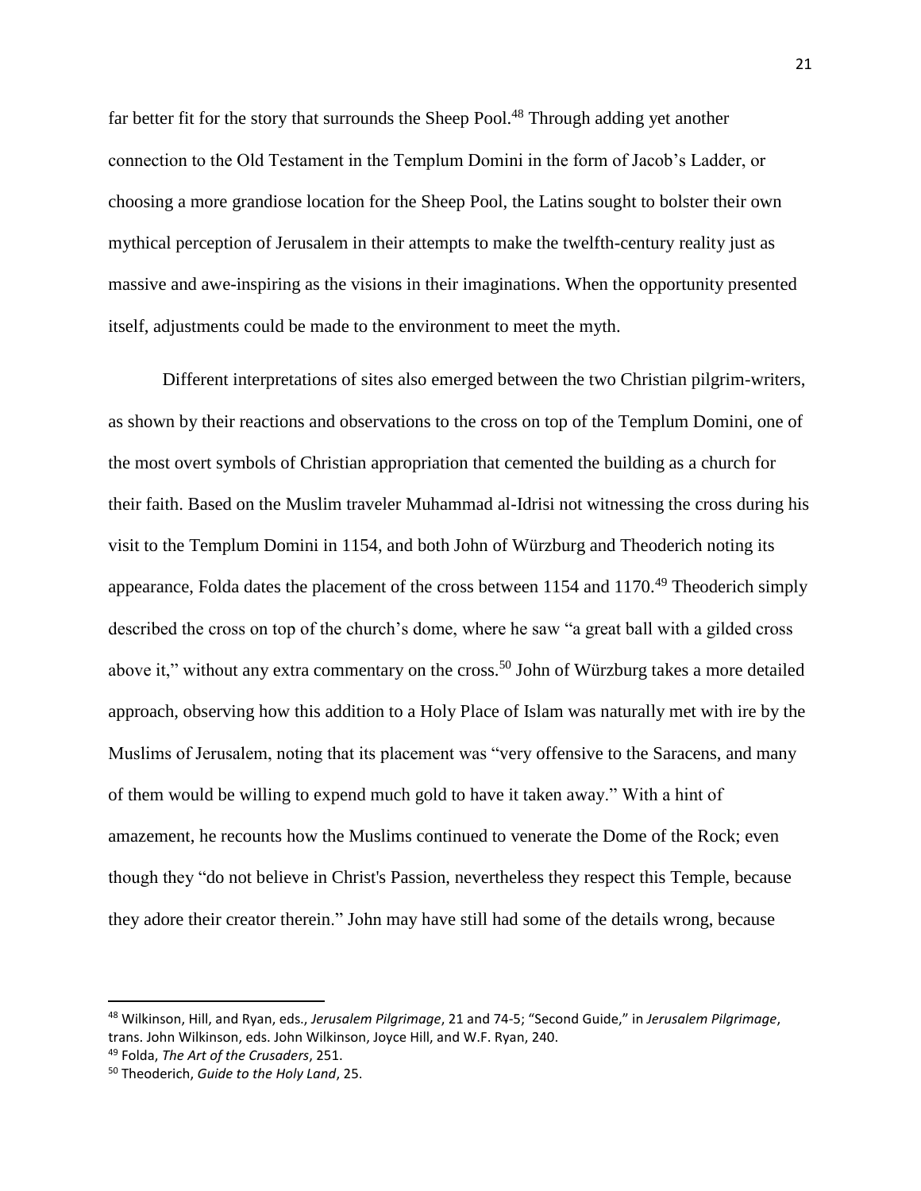far better fit for the story that surrounds the Sheep Pool.[48] Through adding yet another connection to the Old Testament in the Templum Domini in the form of Jacob's Ladder, or choosing a more grandiose location for the Sheep Pool, the Latins sought to bolster their own mythical perception of Jerusalem in their attempts to make the twelfth-century reality just as massive and awe-inspiring as the visions in their imaginations. When the opportunity presented itself, adjustments could be made to the environment to meet the myth.

Different interpretations of sites also emerged between the two Christian pilgrim-writers, as shown by their reactions and observations to the cross on top of the Templum Domini, one of the most overt symbols of Christian appropriation that cemented the building as a church for their faith. Based on the Muslim traveler Muhammad al-Idrisi not witnessing the cross during his visit to the Templum Domini in 1154, and both John of Würzburg and Theoderich noting its appearance, Folda dates the placement of the cross between 1154 and 1170.[49] Theoderich simply described the cross on top of the church's dome, where he saw "a great ball with a gilded cross above it," without any extra commentary on the cross.[50] John of Würzburg takes a more detailed approach, observing how this addition to a Holy Place of Islam was naturally met with ire by the Muslims of Jerusalem, noting that its placement was "very offensive to the Saracens, and many of them would be willing to expend much gold to have it taken away." With a hint of amazement, he recounts how the Muslims continued to venerate the Dome of the Rock; even though they "do not believe in Christ's Passion, nevertheless they respect this Temple, because they adore their creator therein." John may have still had some of the details wrong, because

---

[48] Wilkinson, Hill, and Ryan, eds., *Jerusalem Pilgrimage*, 21 and 74-5; "Second Guide," in *Jerusalem Pilgrimage*, trans. John Wilkinson, eds. John Wilkinson, Joyce Hill, and W.F. Ryan, 240.

[49] Folda, *The Art of the Crusaders*, 251.

[50] Theoderich, *Guide to the Holy Land*, 25.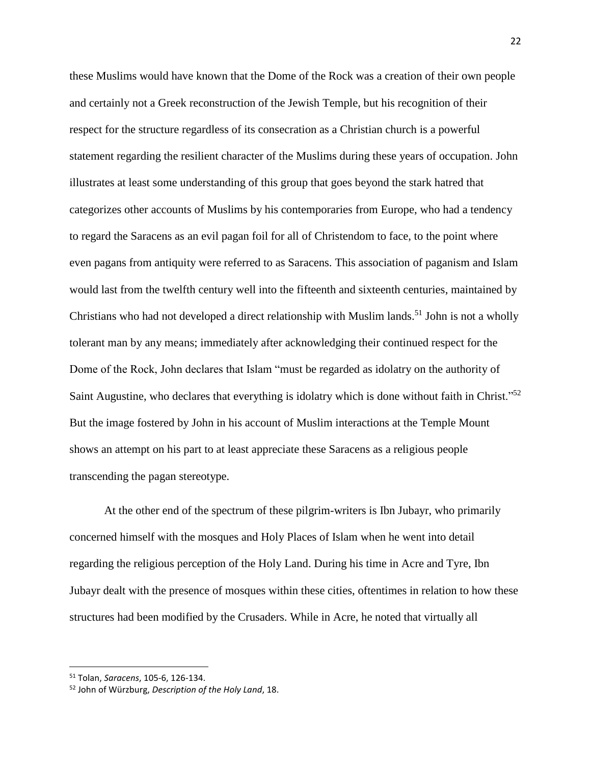these Muslims would have known that the Dome of the Rock was a creation of their own people and certainly not a Greek reconstruction of the Jewish Temple, but his recognition of their respect for the structure regardless of its consecration as a Christian church is a powerful statement regarding the resilient character of the Muslims during these years of occupation. John illustrates at least some understanding of this group that goes beyond the stark hatred that categorizes other accounts of Muslims by his contemporaries from Europe, who had a tendency to regard the Saracens as an evil pagan foil for all of Christendom to face, to the point where even pagans from antiquity were referred to as Saracens. This association of paganism and Islam would last from the twelfth century well into the fifteenth and sixteenth centuries, maintained by Christians who had not developed a direct relationship with Muslim lands.[51] John is not a wholly tolerant man by any means; immediately after acknowledging their continued respect for the Dome of the Rock, John declares that Islam "must be regarded as idolatry on the authority of Saint Augustine, who declares that everything is idolatry which is done without faith in Christ."[52] But the image fostered by John in his account of Muslim interactions at the Temple Mount shows an attempt on his part to at least appreciate these Saracens as a religious people transcending the pagan stereotype.

At the other end of the spectrum of these pilgrim-writers is Ibn Jubayr, who primarily concerned himself with the mosques and Holy Places of Islam when he went into detail regarding the religious perception of the Holy Land. During his time in Acre and Tyre, Ibn Jubayr dealt with the presence of mosques within these cities, oftentimes in relation to how these structures had been modified by the Crusaders. While in Acre, he noted that virtually all

---

[51] Tolan, *Saracens*, 105-6, 126-134.

[52] John of Würzburg, *Description of the Holy Land*, 18.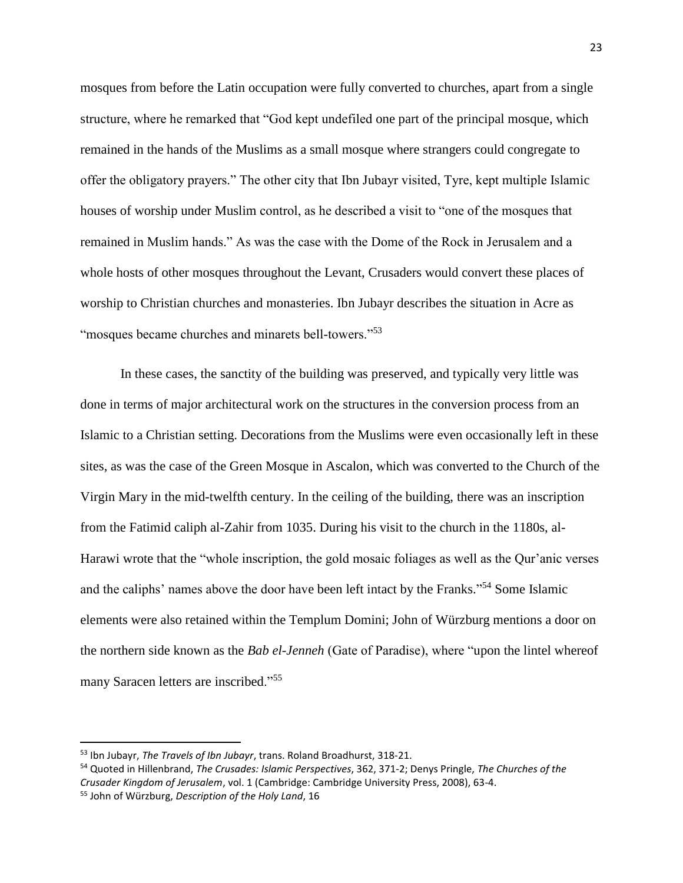mosques from before the Latin occupation were fully converted to churches, apart from a single structure, where he remarked that "God kept undefiled one part of the principal mosque, which remained in the hands of the Muslims as a small mosque where strangers could congregate to offer the obligatory prayers." The other city that Ibn Jubayr visited, Tyre, kept multiple Islamic houses of worship under Muslim control, as he described a visit to "one of the mosques that remained in Muslim hands." As was the case with the Dome of the Rock in Jerusalem and a whole hosts of other mosques throughout the Levant, Crusaders would convert these places of worship to Christian churches and monasteries. Ibn Jubayr describes the situation in Acre as "mosques became churches and minarets bell-towers."[53]

In these cases, the sanctity of the building was preserved, and typically very little was done in terms of major architectural work on the structures in the conversion process from an Islamic to a Christian setting. Decorations from the Muslims were even occasionally left in these sites, as was the case of the Green Mosque in Ascalon, which was converted to the Church of the Virgin Mary in the mid-twelfth century. In the ceiling of the building, there was an inscription from the Fatimid caliph al-Zahir from 1035. During his visit to the church in the 1180s, al-Harawi wrote that the "whole inscription, the gold mosaic foliages as well as the Qur'anic verses and the caliphs' names above the door have been left intact by the Franks."[54] Some Islamic elements were also retained within the Templum Domini; John of Würzburg mentions a door on the northern side known as the *Bab el-Jenneh* (Gate of Paradise), where "upon the lintel whereof many Saracen letters are inscribed."[55]

---

[53] Ibn Jubayr, *The Travels of Ibn Jubayr*, trans. Roland Broadhurst, 318-21.

[54] Quoted in Hillenbrand, *The Crusades: Islamic Perspectives*, 362, 371-2; Denys Pringle, *The Churches of the Crusader Kingdom of Jerusalem*, vol. 1 (Cambridge: Cambridge University Press, 2008), 63-4.

[55] John of Würzburg, *Description of the Holy Land*, 16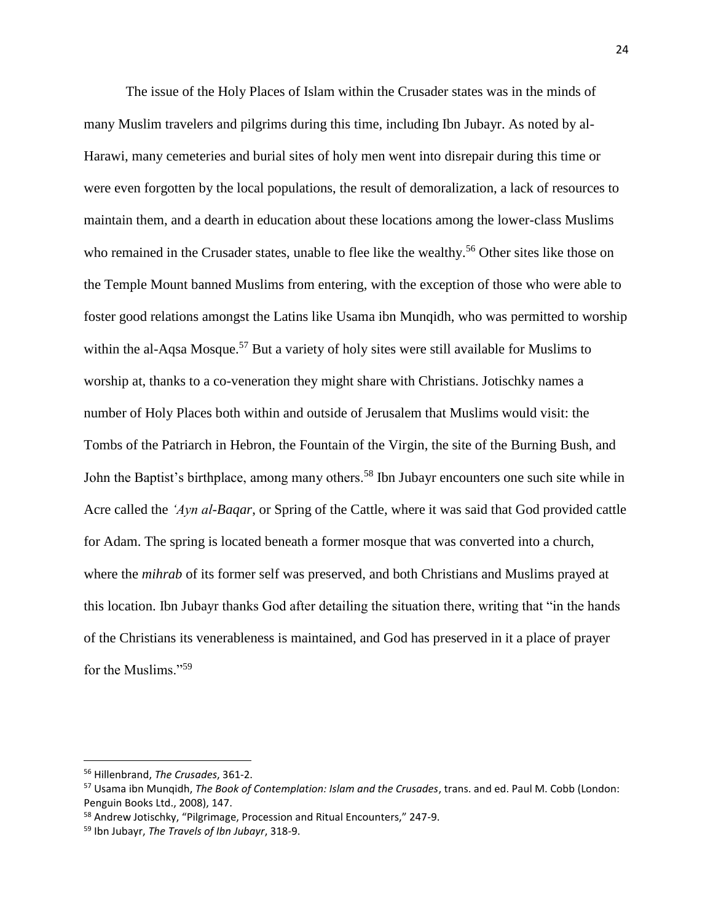The issue of the Holy Places of Islam within the Crusader states was in the minds of many Muslim travelers and pilgrims during this time, including Ibn Jubayr. As noted by al-Harawi, many cemeteries and burial sites of holy men went into disrepair during this time or were even forgotten by the local populations, the result of demoralization, a lack of resources to maintain them, and a dearth in education about these locations among the lower-class Muslims who remained in the Crusader states, unable to flee like the wealthy.[56] Other sites like those on the Temple Mount banned Muslims from entering, with the exception of those who were able to foster good relations amongst the Latins like Usama ibn Munqidh, who was permitted to worship within the al-Aqsa Mosque.[57] But a variety of holy sites were still available for Muslims to worship at, thanks to a co-veneration they might share with Christians. Jotischky names a number of Holy Places both within and outside of Jerusalem that Muslims would visit: the Tombs of the Patriarch in Hebron, the Fountain of the Virgin, the site of the Burning Bush, and John the Baptist's birthplace, among many others.[58] Ibn Jubayr encounters one such site while in Acre called the *'Ayn al-Baqar*, or Spring of the Cattle, where it was said that God provided cattle for Adam. The spring is located beneath a former mosque that was converted into a church, where the *mihrab* of its former self was preserved, and both Christians and Muslims prayed at this location. Ibn Jubayr thanks God after detailing the situation there, writing that "in the hands of the Christians its venerableness is maintained, and God has preserved in it a place of prayer for the Muslims."[59]

---

[56] Hillenbrand, *The Crusades*, 361-2.

[57] Usama ibn Munqidh, *The Book of Contemplation: Islam and the Crusades*, trans. and ed. Paul M. Cobb (London: Penguin Books Ltd., 2008), 147.

[58] Andrew Jotischky, "Pilgrimage, Procession and Ritual Encounters," 247-9.

[59] Ibn Jubayr, *The Travels of Ibn Jubayr*, 318-9.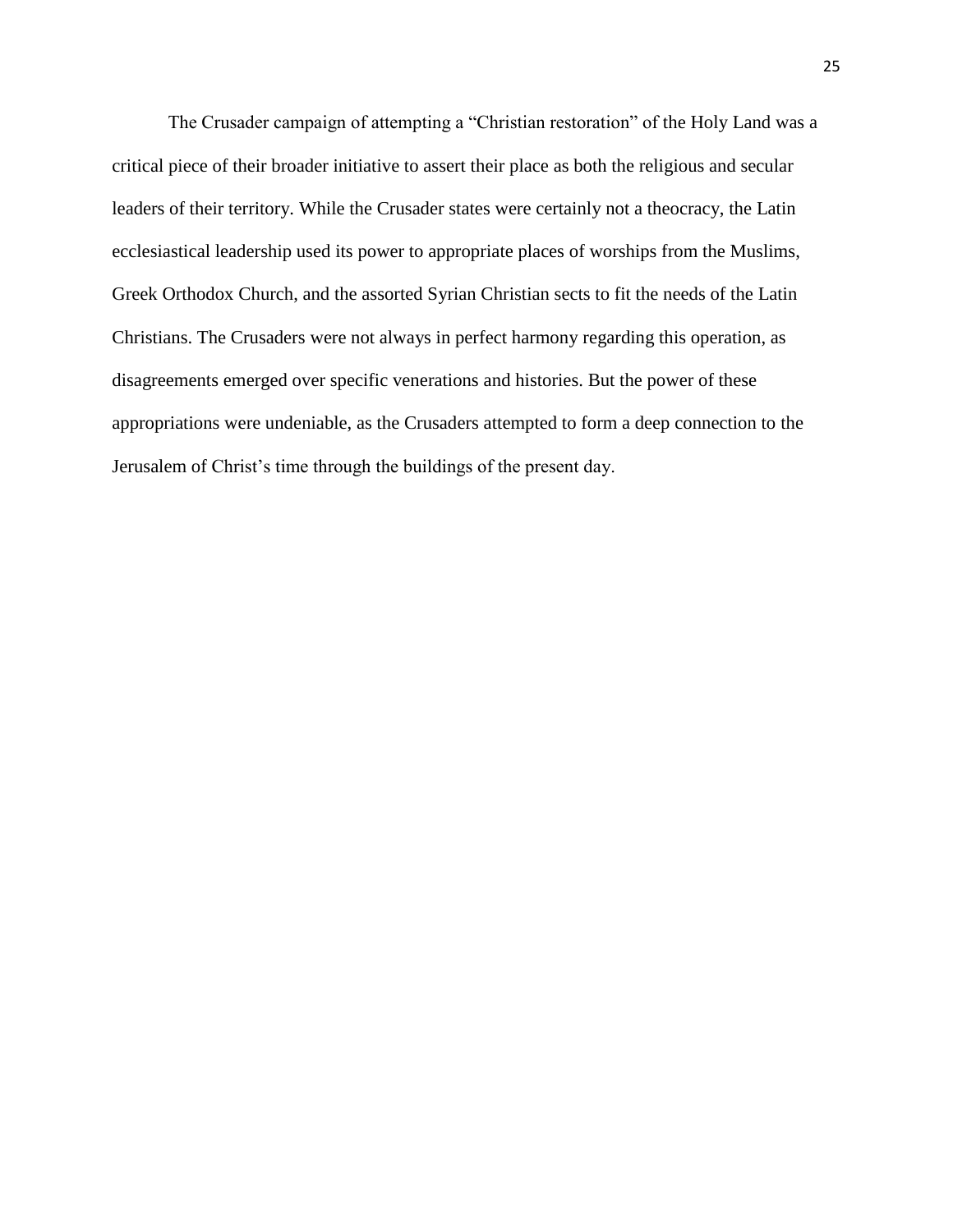The Crusader campaign of attempting a "Christian restoration" of the Holy Land was a critical piece of their broader initiative to assert their place as both the religious and secular leaders of their territory. While the Crusader states were certainly not a theocracy, the Latin ecclesiastical leadership used its power to appropriate places of worships from the Muslims, Greek Orthodox Church, and the assorted Syrian Christian sects to fit the needs of the Latin Christians. The Crusaders were not always in perfect harmony regarding this operation, as disagreements emerged over specific venerations and histories. But the power of these appropriations were undeniable, as the Crusaders attempted to form a deep connection to the Jerusalem of Christ's time through the buildings of the present day.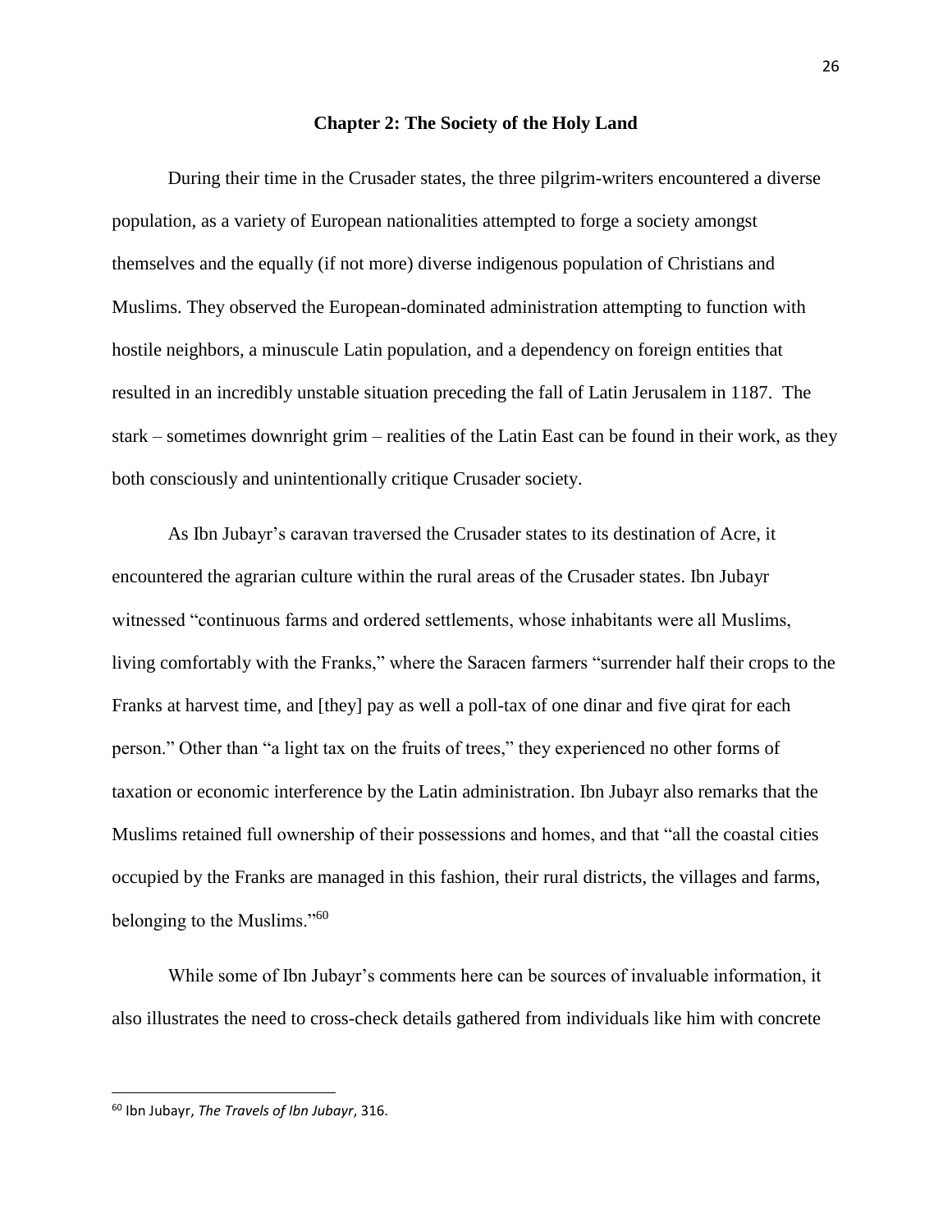## Chapter 2: The Society of the Holy Land

During their time in the Crusader states, the three pilgrim-writers encountered a diverse population, as a variety of European nationalities attempted to forge a society amongst themselves and the equally (if not more) diverse indigenous population of Christians and Muslims. They observed the European-dominated administration attempting to function with hostile neighbors, a minuscule Latin population, and a dependency on foreign entities that resulted in an incredibly unstable situation preceding the fall of Latin Jerusalem in 1187. The stark – sometimes downright grim – realities of the Latin East can be found in their work, as they both consciously and unintentionally critique Crusader society.

As Ibn Jubayr's caravan traversed the Crusader states to its destination of Acre, it encountered the agrarian culture within the rural areas of the Crusader states. Ibn Jubayr witnessed "continuous farms and ordered settlements, whose inhabitants were all Muslims, living comfortably with the Franks," where the Saracen farmers "surrender half their crops to the Franks at harvest time, and [they] pay as well a poll-tax of one dinar and five qirat for each person." Other than "a light tax on the fruits of trees," they experienced no other forms of taxation or economic interference by the Latin administration. Ibn Jubayr also remarks that the Muslims retained full ownership of their possessions and homes, and that "all the coastal cities occupied by the Franks are managed in this fashion, their rural districts, the villages and farms, belonging to the Muslims."[60]

While some of Ibn Jubayr's comments here can be sources of invaluable information, it also illustrates the need to cross-check details gathered from individuals like him with concrete

---

[60] Ibn Jubayr, *The Travels of Ibn Jubayr*, 316.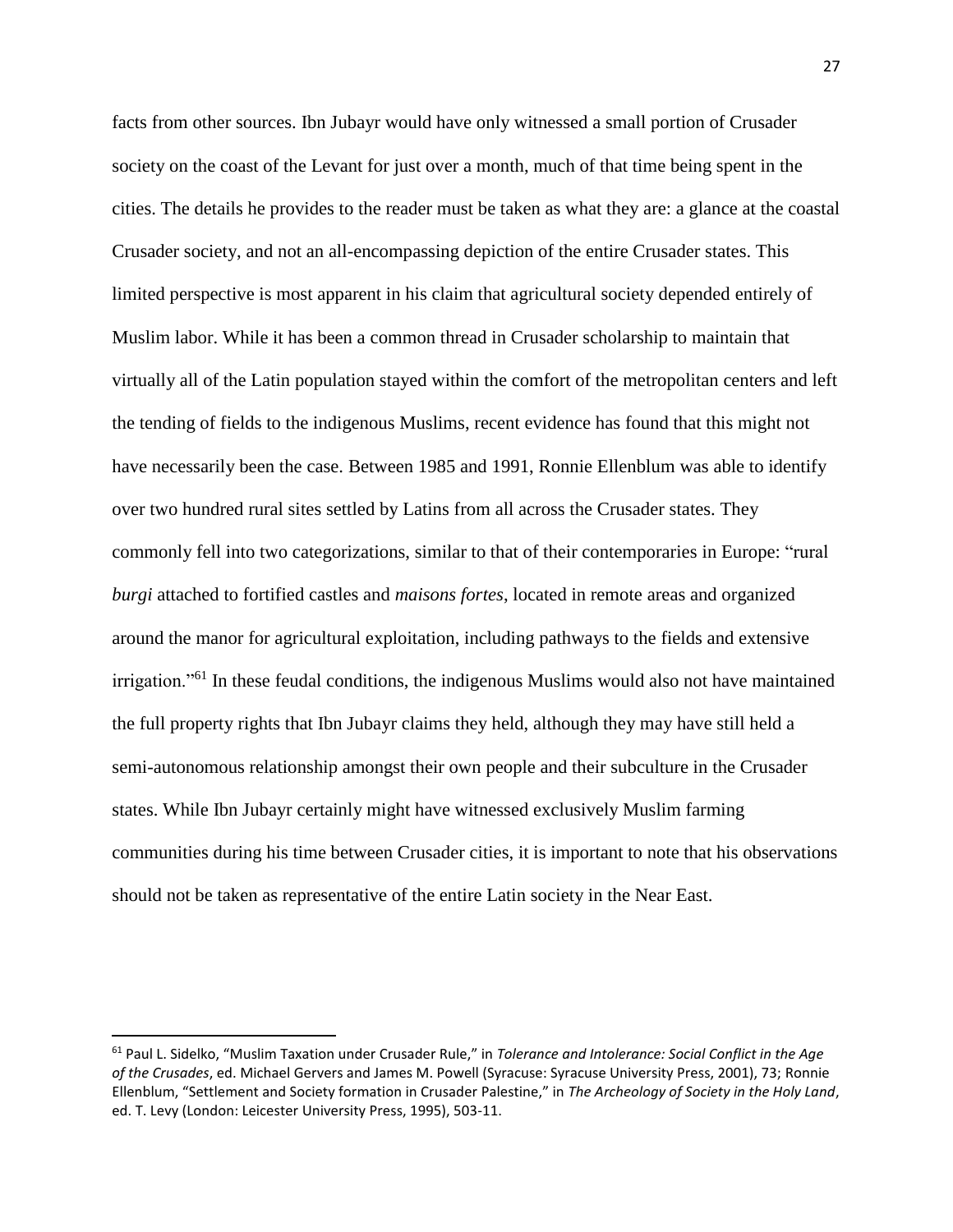facts from other sources. Ibn Jubayr would have only witnessed a small portion of Crusader society on the coast of the Levant for just over a month, much of that time being spent in the cities. The details he provides to the reader must be taken as what they are: a glance at the coastal Crusader society, and not an all-encompassing depiction of the entire Crusader states. This limited perspective is most apparent in his claim that agricultural society depended entirely of Muslim labor. While it has been a common thread in Crusader scholarship to maintain that virtually all of the Latin population stayed within the comfort of the metropolitan centers and left the tending of fields to the indigenous Muslims, recent evidence has found that this might not have necessarily been the case. Between 1985 and 1991, Ronnie Ellenblum was able to identify over two hundred rural sites settled by Latins from all across the Crusader states. They commonly fell into two categorizations, similar to that of their contemporaries in Europe: "rural *burgi* attached to fortified castles and *maisons fortes*, located in remote areas and organized around the manor for agricultural exploitation, including pathways to the fields and extensive irrigation."[61] In these feudal conditions, the indigenous Muslims would also not have maintained the full property rights that Ibn Jubayr claims they held, although they may have still held a semi-autonomous relationship amongst their own people and their subculture in the Crusader states. While Ibn Jubayr certainly might have witnessed exclusively Muslim farming communities during his time between Crusader cities, it is important to note that his observations should not be taken as representative of the entire Latin society in the Near East.

---

[61] Paul L. Sidelko, "Muslim Taxation under Crusader Rule," in *Tolerance and Intolerance: Social Conflict in the Age of the Crusades*, ed. Michael Gervers and James M. Powell (Syracuse: Syracuse University Press, 2001), 73; Ronnie Ellenblum, "Settlement and Society formation in Crusader Palestine," in *The Archeology of Society in the Holy Land*, ed. T. Levy (London: Leicester University Press, 1995), 503-11.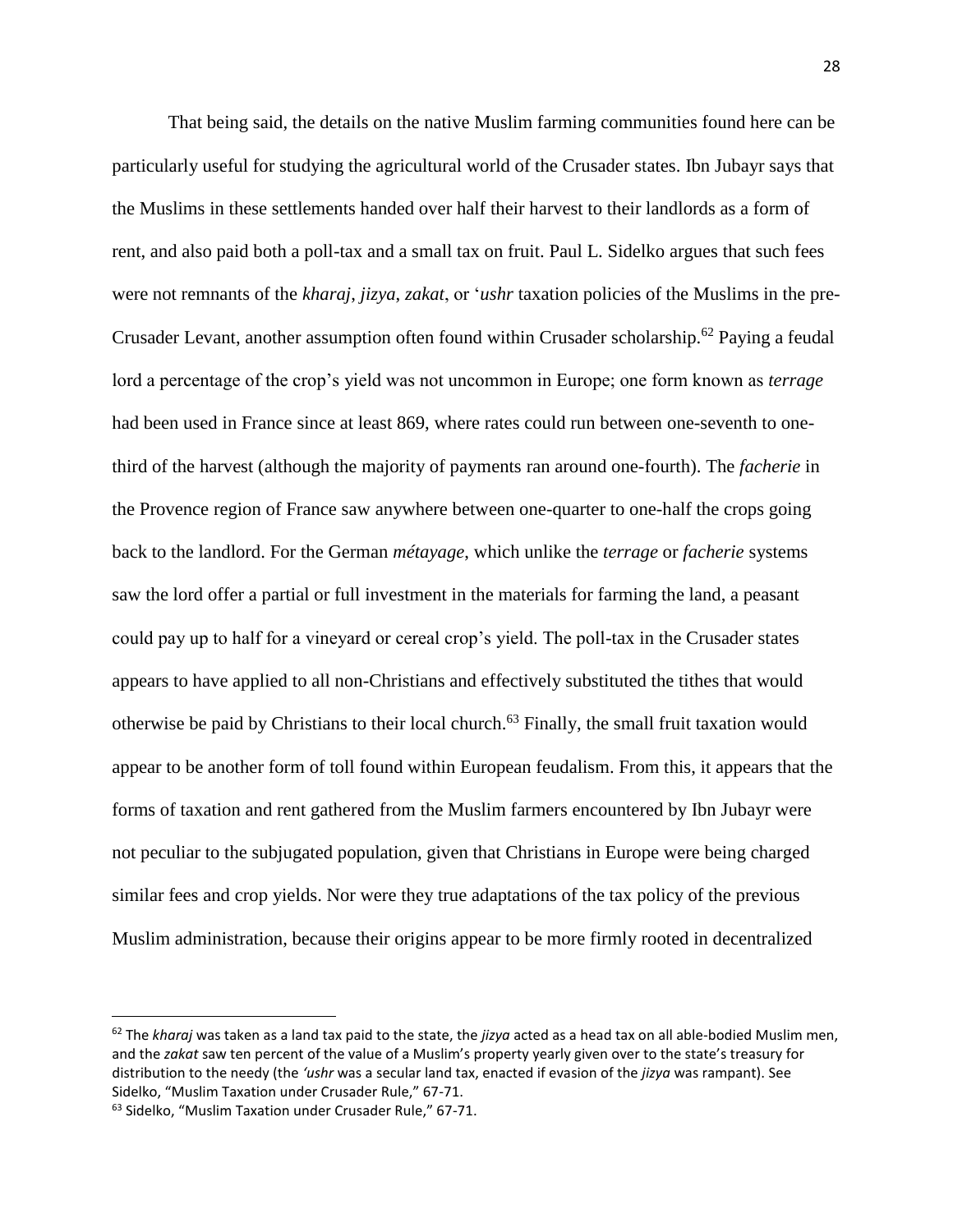That being said, the details on the native Muslim farming communities found here can be particularly useful for studying the agricultural world of the Crusader states. Ibn Jubayr says that the Muslims in these settlements handed over half their harvest to their landlords as a form of rent, and also paid both a poll-tax and a small tax on fruit. Paul L. Sidelko argues that such fees were not remnants of the *kharaj*, *jizya*, *zakat*, or '*ushr* taxation policies of the Muslims in the pre-Crusader Levant, another assumption often found within Crusader scholarship.[62] Paying a feudal lord a percentage of the crop's yield was not uncommon in Europe; one form known as *terrage* had been used in France since at least 869, where rates could run between one-seventh to one-third of the harvest (although the majority of payments ran around one-fourth). The *facherie* in the Provence region of France saw anywhere between one-quarter to one-half the crops going back to the landlord. For the German *métayage*, which unlike the *terrage* or *facherie* systems saw the lord offer a partial or full investment in the materials for farming the land, a peasant could pay up to half for a vineyard or cereal crop's yield. The poll-tax in the Crusader states appears to have applied to all non-Christians and effectively substituted the tithes that would otherwise be paid by Christians to their local church.[63] Finally, the small fruit taxation would appear to be another form of toll found within European feudalism. From this, it appears that the forms of taxation and rent gathered from the Muslim farmers encountered by Ibn Jubayr were not peculiar to the subjugated population, given that Christians in Europe were being charged similar fees and crop yields. Nor were they true adaptations of the tax policy of the previous Muslim administration, because their origins appear to be more firmly rooted in decentralized

---

[62] The *kharaj* was taken as a land tax paid to the state, the *jizya* acted as a head tax on all able-bodied Muslim men, and the *zakat* saw ten percent of the value of a Muslim's property yearly given over to the state's treasury for distribution to the needy (the *'ushr* was a secular land tax, enacted if evasion of the *jizya* was rampant). See Sidelko, "Muslim Taxation under Crusader Rule," 67-71.

[63] Sidelko, "Muslim Taxation under Crusader Rule," 67-71.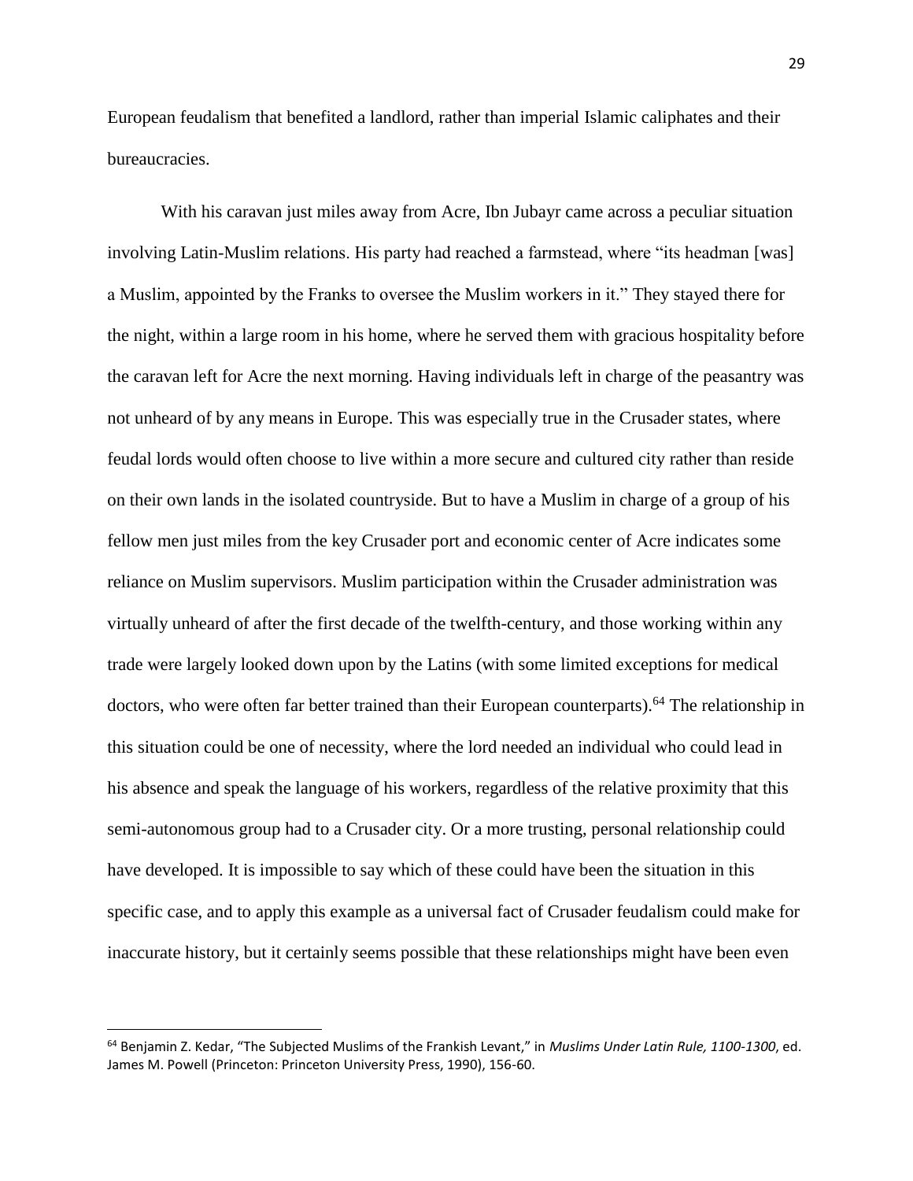European feudalism that benefited a landlord, rather than imperial Islamic caliphates and their bureaucracies.

With his caravan just miles away from Acre, Ibn Jubayr came across a peculiar situation involving Latin-Muslim relations. His party had reached a farmstead, where "its headman [was] a Muslim, appointed by the Franks to oversee the Muslim workers in it." They stayed there for the night, within a large room in his home, where he served them with gracious hospitality before the caravan left for Acre the next morning. Having individuals left in charge of the peasantry was not unheard of by any means in Europe. This was especially true in the Crusader states, where feudal lords would often choose to live within a more secure and cultured city rather than reside on their own lands in the isolated countryside. But to have a Muslim in charge of a group of his fellow men just miles from the key Crusader port and economic center of Acre indicates some reliance on Muslim supervisors. Muslim participation within the Crusader administration was virtually unheard of after the first decade of the twelfth-century, and those working within any trade were largely looked down upon by the Latins (with some limited exceptions for medical doctors, who were often far better trained than their European counterparts).[64] The relationship in this situation could be one of necessity, where the lord needed an individual who could lead in his absence and speak the language of his workers, regardless of the relative proximity that this semi-autonomous group had to a Crusader city. Or a more trusting, personal relationship could have developed. It is impossible to say which of these could have been the situation in this specific case, and to apply this example as a universal fact of Crusader feudalism could make for inaccurate history, but it certainly seems possible that these relationships might have been even

---

[64] Benjamin Z. Kedar, "The Subjected Muslims of the Frankish Levant," in *Muslims Under Latin Rule, 1100-1300*, ed. James M. Powell (Princeton: Princeton University Press, 1990), 156-60.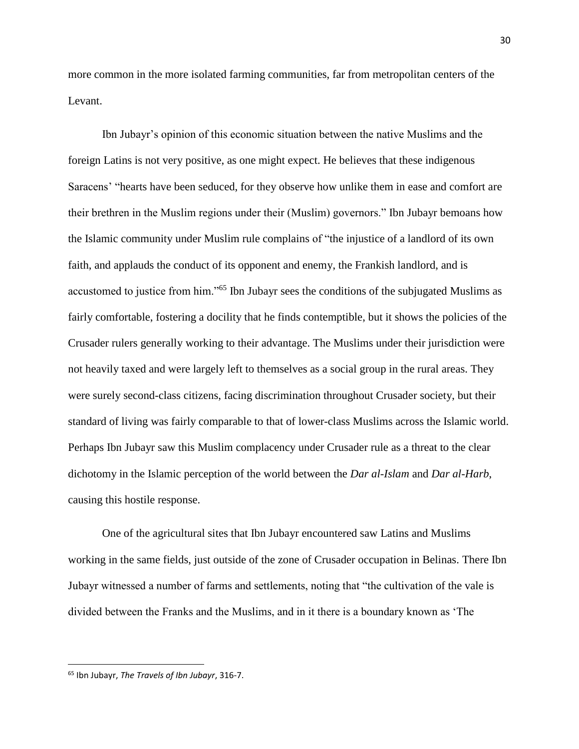more common in the more isolated farming communities, far from metropolitan centers of the Levant.

Ibn Jubayr's opinion of this economic situation between the native Muslims and the foreign Latins is not very positive, as one might expect. He believes that these indigenous Saracens' "hearts have been seduced, for they observe how unlike them in ease and comfort are their brethren in the Muslim regions under their (Muslim) governors." Ibn Jubayr bemoans how the Islamic community under Muslim rule complains of "the injustice of a landlord of its own faith, and applauds the conduct of its opponent and enemy, the Frankish landlord, and is accustomed to justice from him."[65] Ibn Jubayr sees the conditions of the subjugated Muslims as fairly comfortable, fostering a docility that he finds contemptible, but it shows the policies of the Crusader rulers generally working to their advantage. The Muslims under their jurisdiction were not heavily taxed and were largely left to themselves as a social group in the rural areas. They were surely second-class citizens, facing discrimination throughout Crusader society, but their standard of living was fairly comparable to that of lower-class Muslims across the Islamic world. Perhaps Ibn Jubayr saw this Muslim complacency under Crusader rule as a threat to the clear dichotomy in the Islamic perception of the world between the *Dar al-Islam* and *Dar al-Harb*, causing this hostile response.

One of the agricultural sites that Ibn Jubayr encountered saw Latins and Muslims working in the same fields, just outside of the zone of Crusader occupation in Belinas. There Ibn Jubayr witnessed a number of farms and settlements, noting that "the cultivation of the vale is divided between the Franks and the Muslims, and in it there is a boundary known as 'The

---

[65] Ibn Jubayr, *The Travels of Ibn Jubayr*, 316-7.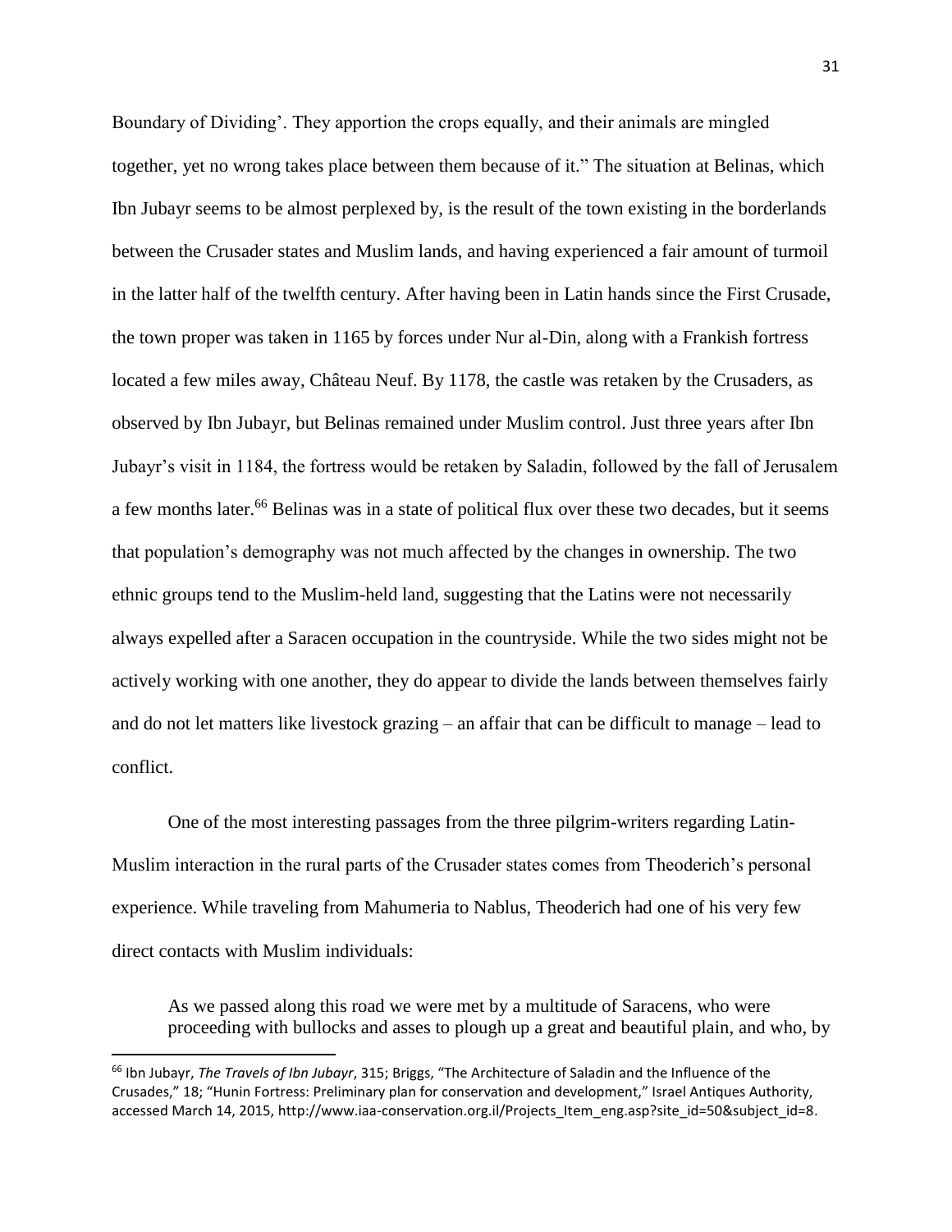Boundary of Dividing'. They apportion the crops equally, and their animals are mingled together, yet no wrong takes place between them because of it." The situation at Belinas, which Ibn Jubayr seems to be almost perplexed by, is the result of the town existing in the borderlands between the Crusader states and Muslim lands, and having experienced a fair amount of turmoil in the latter half of the twelfth century. After having been in Latin hands since the First Crusade, the town proper was taken in 1165 by forces under Nur al-Din, along with a Frankish fortress located a few miles away, Château Neuf. By 1178, the castle was retaken by the Crusaders, as observed by Ibn Jubayr, but Belinas remained under Muslim control. Just three years after Ibn Jubayr's visit in 1184, the fortress would be retaken by Saladin, followed by the fall of Jerusalem a few months later.[66] Belinas was in a state of political flux over these two decades, but it seems that population's demography was not much affected by the changes in ownership. The two ethnic groups tend to the Muslim-held land, suggesting that the Latins were not necessarily always expelled after a Saracen occupation in the countryside. While the two sides might not be actively working with one another, they do appear to divide the lands between themselves fairly and do not let matters like livestock grazing – an affair that can be difficult to manage – lead to conflict.

One of the most interesting passages from the three pilgrim-writers regarding Latin-Muslim interaction in the rural parts of the Crusader states comes from Theoderich's personal experience. While traveling from Mahumeria to Nablus, Theoderich had one of his very few direct contacts with Muslim individuals:

> As we passed along this road we were met by a multitude of Saracens, who were proceeding with bullocks and asses to plough up a great and beautiful plain, and who, by

---

[66] Ibn Jubayr, *The Travels of Ibn Jubayr*, 315; Briggs, "The Architecture of Saladin and the Influence of the Crusades," 18; "Hunin Fortress: Preliminary plan for conservation and development," Israel Antiques Authority, accessed March 14, 2015, http://www.iaa-conservation.org.il/Projects_Item_eng.asp?site_id=50&subject_id=8.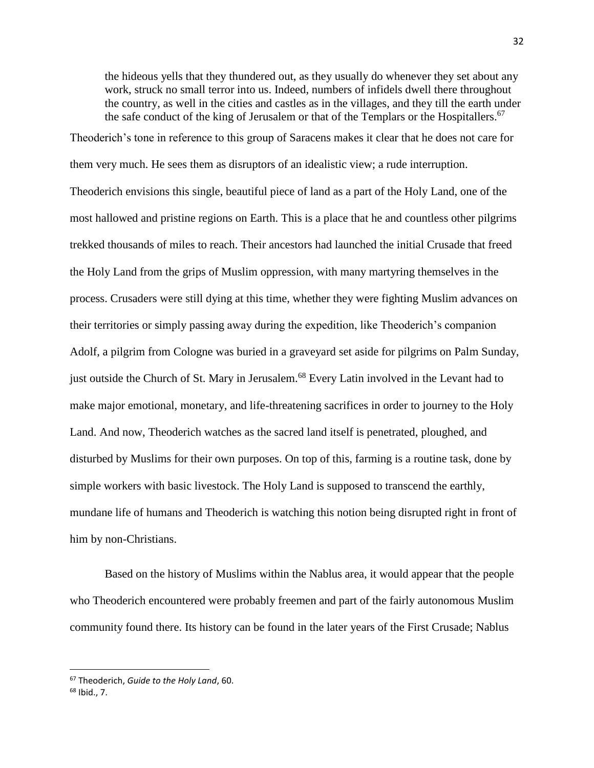> the hideous yells that they thundered out, as they usually do whenever they set about any work, struck no small terror into us. Indeed, numbers of infidels dwell there throughout the country, as well in the cities and castles as in the villages, and they till the earth under the safe conduct of the king of Jerusalem or that of the Templars or the Hospitallers.[67]

Theoderich's tone in reference to this group of Saracens makes it clear that he does not care for them very much. He sees them as disruptors of an idealistic view; a rude interruption. Theoderich envisions this single, beautiful piece of land as a part of the Holy Land, one of the most hallowed and pristine regions on Earth. This is a place that he and countless other pilgrims trekked thousands of miles to reach. Their ancestors had launched the initial Crusade that freed the Holy Land from the grips of Muslim oppression, with many martyring themselves in the process. Crusaders were still dying at this time, whether they were fighting Muslim advances on their territories or simply passing away during the expedition, like Theoderich's companion Adolf, a pilgrim from Cologne was buried in a graveyard set aside for pilgrims on Palm Sunday, just outside the Church of St. Mary in Jerusalem.[68] Every Latin involved in the Levant had to make major emotional, monetary, and life-threatening sacrifices in order to journey to the Holy Land. And now, Theoderich watches as the sacred land itself is penetrated, ploughed, and disturbed by Muslims for their own purposes. On top of this, farming is a routine task, done by simple workers with basic livestock. The Holy Land is supposed to transcend the earthly, mundane life of humans and Theoderich is watching this notion being disrupted right in front of him by non-Christians.

Based on the history of Muslims within the Nablus area, it would appear that the people who Theoderich encountered were probably freemen and part of the fairly autonomous Muslim community found there. Its history can be found in the later years of the First Crusade; Nablus

---

[67] Theoderich, *Guide to the Holy Land*, 60.

[68] Ibid., 7.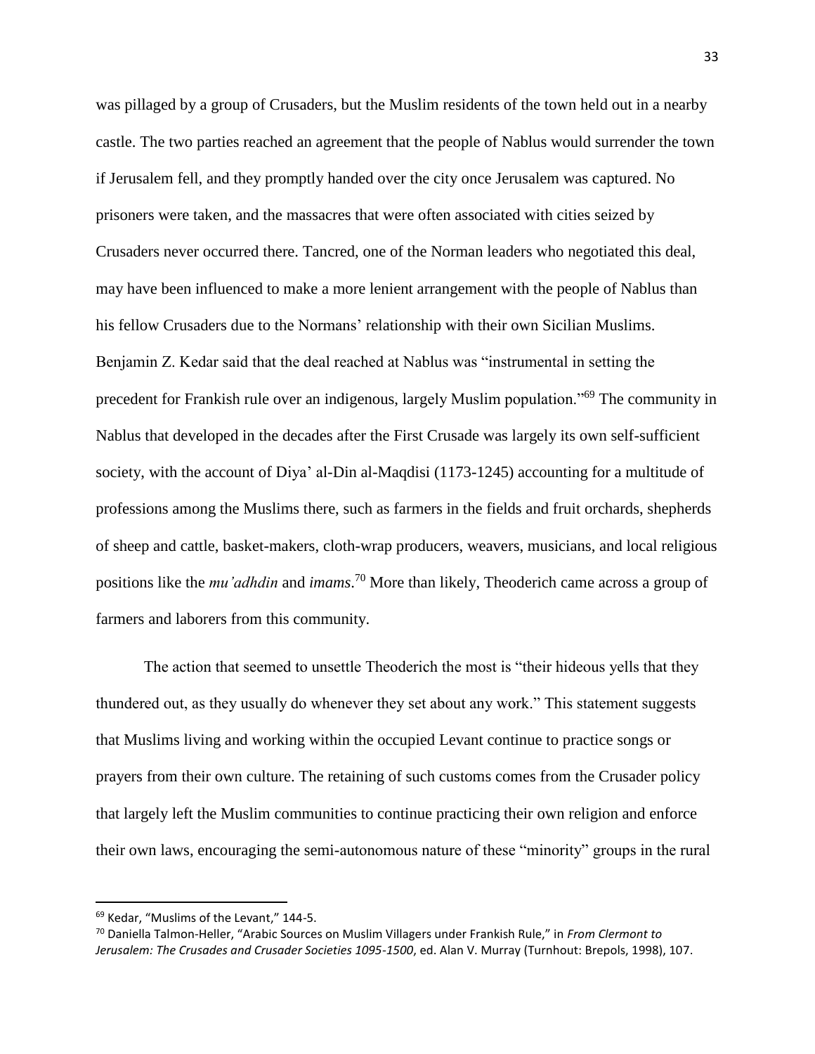was pillaged by a group of Crusaders, but the Muslim residents of the town held out in a nearby castle. The two parties reached an agreement that the people of Nablus would surrender the town if Jerusalem fell, and they promptly handed over the city once Jerusalem was captured. No prisoners were taken, and the massacres that were often associated with cities seized by Crusaders never occurred there. Tancred, one of the Norman leaders who negotiated this deal, may have been influenced to make a more lenient arrangement with the people of Nablus than his fellow Crusaders due to the Normans' relationship with their own Sicilian Muslims. Benjamin Z. Kedar said that the deal reached at Nablus was "instrumental in setting the precedent for Frankish rule over an indigenous, largely Muslim population."[69] The community in Nablus that developed in the decades after the First Crusade was largely its own self-sufficient society, with the account of Diya' al-Din al-Maqdisi (1173-1245) accounting for a multitude of professions among the Muslims there, such as farmers in the fields and fruit orchards, shepherds of sheep and cattle, basket-makers, cloth-wrap producers, weavers, musicians, and local religious positions like the *mu'adhdin* and *imams*.[70] More than likely, Theoderich came across a group of farmers and laborers from this community.

The action that seemed to unsettle Theoderich the most is "their hideous yells that they thundered out, as they usually do whenever they set about any work." This statement suggests that Muslims living and working within the occupied Levant continue to practice songs or prayers from their own culture. The retaining of such customs comes from the Crusader policy that largely left the Muslim communities to continue practicing their own religion and enforce their own laws, encouraging the semi-autonomous nature of these "minority" groups in the rural

---

[69] Kedar, "Muslims of the Levant," 144-5.

[70] Daniella Talmon-Heller, "Arabic Sources on Muslim Villagers under Frankish Rule," in *From Clermont to Jerusalem: The Crusades and Crusader Societies 1095-1500*, ed. Alan V. Murray (Turnhout: Brepols, 1998), 107.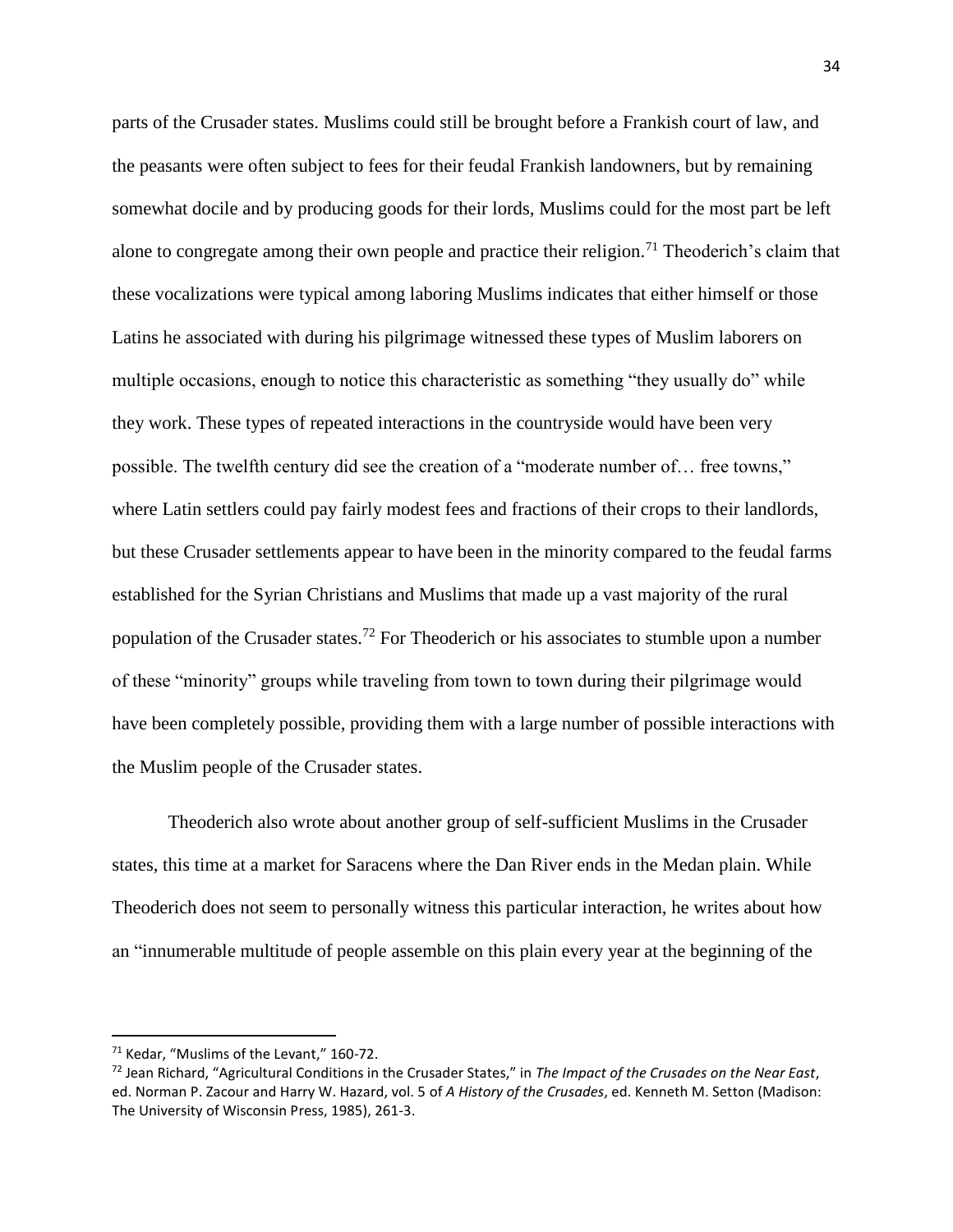parts of the Crusader states. Muslims could still be brought before a Frankish court of law, and the peasants were often subject to fees for their feudal Frankish landowners, but by remaining somewhat docile and by producing goods for their lords, Muslims could for the most part be left alone to congregate among their own people and practice their religion.[71] Theoderich's claim that these vocalizations were typical among laboring Muslims indicates that either himself or those Latins he associated with during his pilgrimage witnessed these types of Muslim laborers on multiple occasions, enough to notice this characteristic as something "they usually do" while they work. These types of repeated interactions in the countryside would have been very possible. The twelfth century did see the creation of a "moderate number of… free towns," where Latin settlers could pay fairly modest fees and fractions of their crops to their landlords, but these Crusader settlements appear to have been in the minority compared to the feudal farms established for the Syrian Christians and Muslims that made up a vast majority of the rural population of the Crusader states.[72] For Theoderich or his associates to stumble upon a number of these "minority" groups while traveling from town to town during their pilgrimage would have been completely possible, providing them with a large number of possible interactions with the Muslim people of the Crusader states.

Theoderich also wrote about another group of self-sufficient Muslims in the Crusader states, this time at a market for Saracens where the Dan River ends in the Medan plain. While Theoderich does not seem to personally witness this particular interaction, he writes about how an "innumerable multitude of people assemble on this plain every year at the beginning of the

---

[71] Kedar, "Muslims of the Levant," 160-72.

[72] Jean Richard, "Agricultural Conditions in the Crusader States," in *The Impact of the Crusades on the Near East*, ed. Norman P. Zacour and Harry W. Hazard, vol. 5 of *A History of the Crusades*, ed. Kenneth M. Setton (Madison: The University of Wisconsin Press, 1985), 261-3.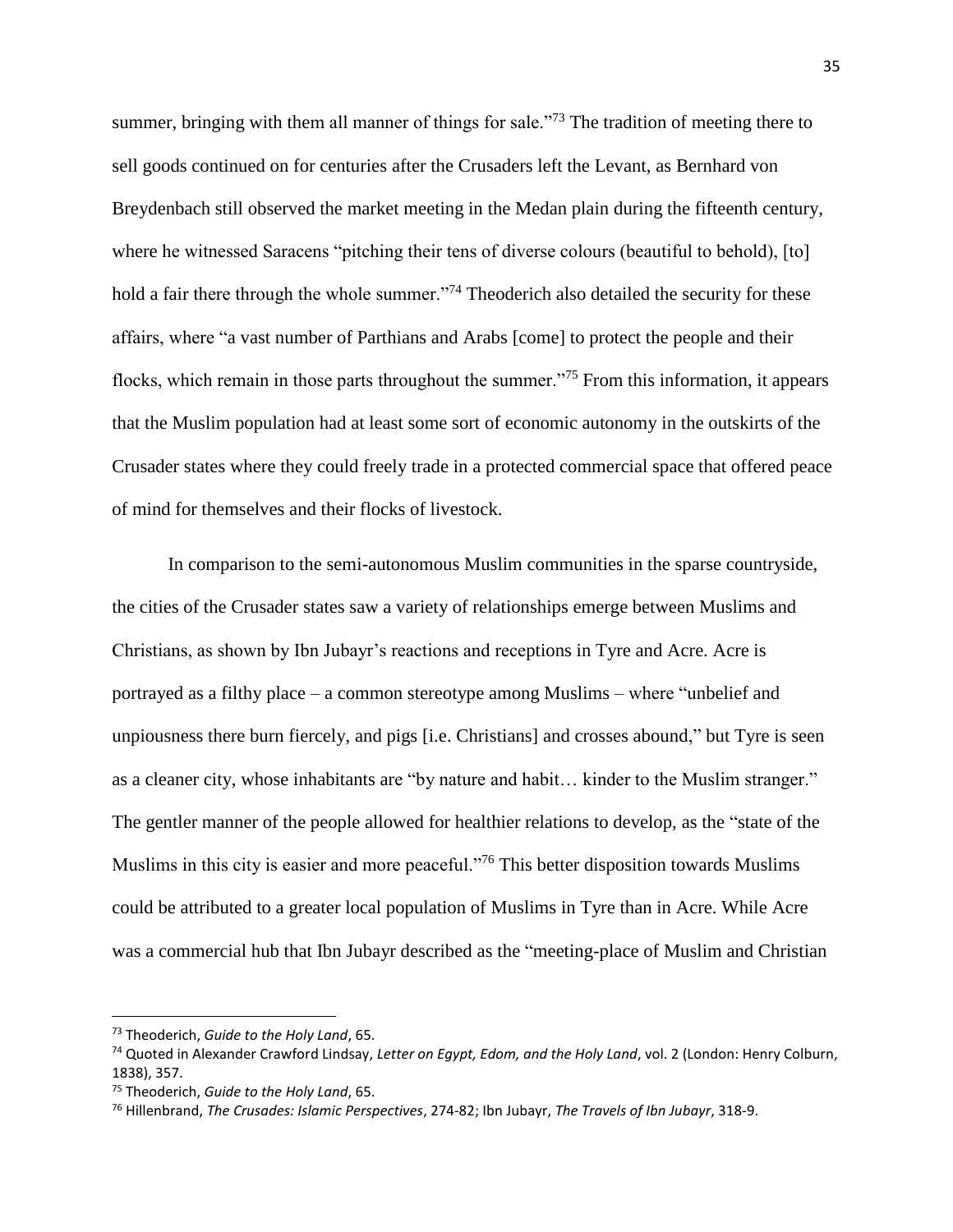summer, bringing with them all manner of things for sale."[73] The tradition of meeting there to sell goods continued on for centuries after the Crusaders left the Levant, as Bernhard von Breydenbach still observed the market meeting in the Medan plain during the fifteenth century, where he witnessed Saracens "pitching their tens of diverse colours (beautiful to behold), [to] hold a fair there through the whole summer."[74] Theoderich also detailed the security for these affairs, where "a vast number of Parthians and Arabs [come] to protect the people and their flocks, which remain in those parts throughout the summer."[75] From this information, it appears that the Muslim population had at least some sort of economic autonomy in the outskirts of the Crusader states where they could freely trade in a protected commercial space that offered peace of mind for themselves and their flocks of livestock.

In comparison to the semi-autonomous Muslim communities in the sparse countryside, the cities of the Crusader states saw a variety of relationships emerge between Muslims and Christians, as shown by Ibn Jubayr's reactions and receptions in Tyre and Acre. Acre is portrayed as a filthy place – a common stereotype among Muslims – where "unbelief and unpiousness there burn fiercely, and pigs [i.e. Christians] and crosses abound," but Tyre is seen as a cleaner city, whose inhabitants are "by nature and habit… kinder to the Muslim stranger." The gentler manner of the people allowed for healthier relations to develop, as the "state of the Muslims in this city is easier and more peaceful."[76] This better disposition towards Muslims could be attributed to a greater local population of Muslims in Tyre than in Acre. While Acre was a commercial hub that Ibn Jubayr described as the "meeting-place of Muslim and Christian

---

[73] Theoderich, *Guide to the Holy Land*, 65.

[74] Quoted in Alexander Crawford Lindsay, *Letter on Egypt, Edom, and the Holy Land*, vol. 2 (London: Henry Colburn, 1838), 357.

[75] Theoderich, *Guide to the Holy Land*, 65.

[76] Hillenbrand, *The Crusades: Islamic Perspectives*, 274-82; Ibn Jubayr, *The Travels of Ibn Jubayr*, 318-9.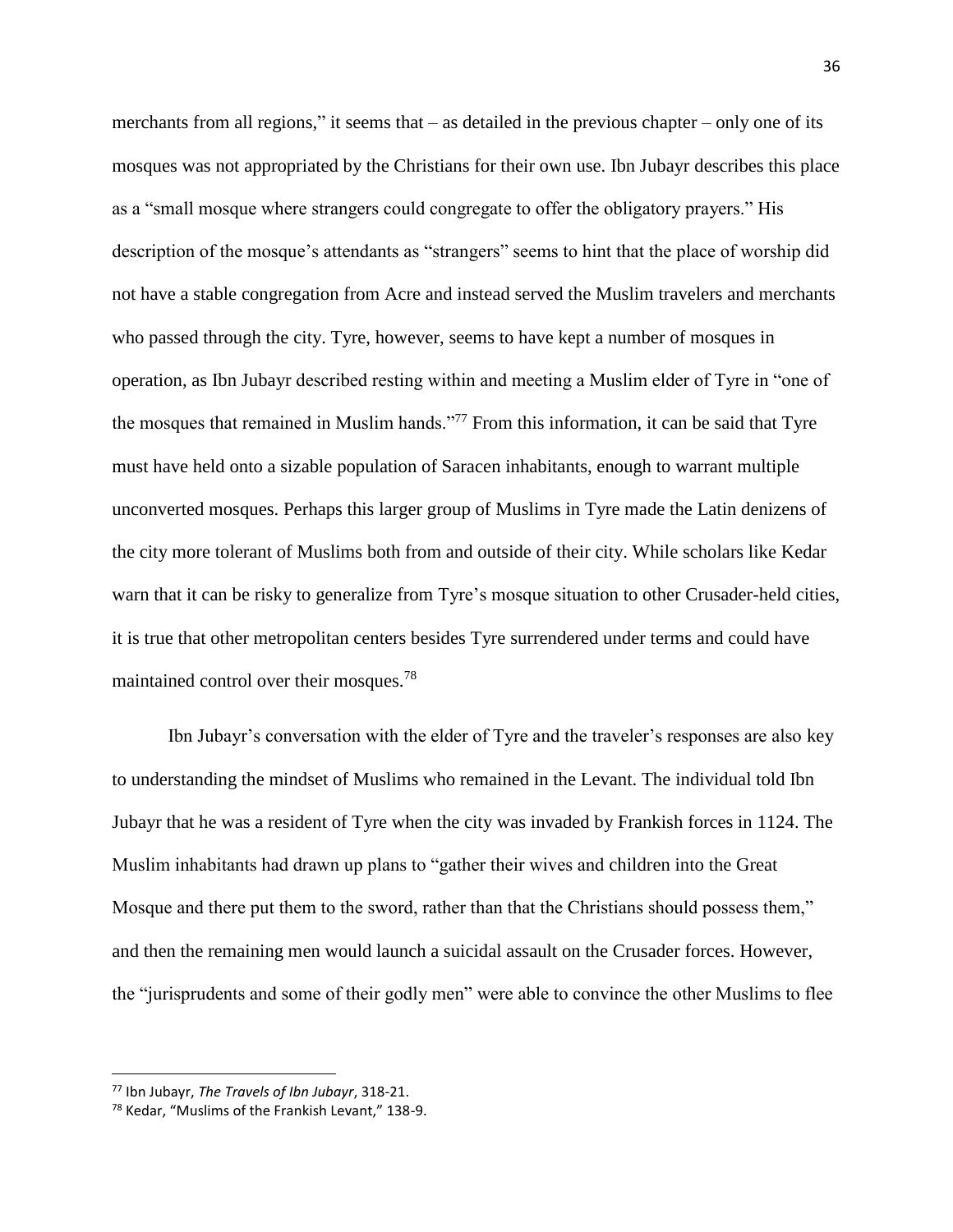merchants from all regions," it seems that – as detailed in the previous chapter – only one of its mosques was not appropriated by the Christians for their own use. Ibn Jubayr describes this place as a "small mosque where strangers could congregate to offer the obligatory prayers." His description of the mosque's attendants as "strangers" seems to hint that the place of worship did not have a stable congregation from Acre and instead served the Muslim travelers and merchants who passed through the city. Tyre, however, seems to have kept a number of mosques in operation, as Ibn Jubayr described resting within and meeting a Muslim elder of Tyre in "one of the mosques that remained in Muslim hands."[77] From this information, it can be said that Tyre must have held onto a sizable population of Saracen inhabitants, enough to warrant multiple unconverted mosques. Perhaps this larger group of Muslims in Tyre made the Latin denizens of the city more tolerant of Muslims both from and outside of their city. While scholars like Kedar warn that it can be risky to generalize from Tyre's mosque situation to other Crusader-held cities, it is true that other metropolitan centers besides Tyre surrendered under terms and could have maintained control over their mosques.[78]

Ibn Jubayr's conversation with the elder of Tyre and the traveler's responses are also key to understanding the mindset of Muslims who remained in the Levant. The individual told Ibn Jubayr that he was a resident of Tyre when the city was invaded by Frankish forces in 1124. The Muslim inhabitants had drawn up plans to "gather their wives and children into the Great Mosque and there put them to the sword, rather than that the Christians should possess them," and then the remaining men would launch a suicidal assault on the Crusader forces. However, the "jurisprudents and some of their godly men" were able to convince the other Muslims to flee

---

[77] Ibn Jubayr, *The Travels of Ibn Jubayr*, 318-21.

[78] Kedar, "Muslims of the Frankish Levant," 138-9.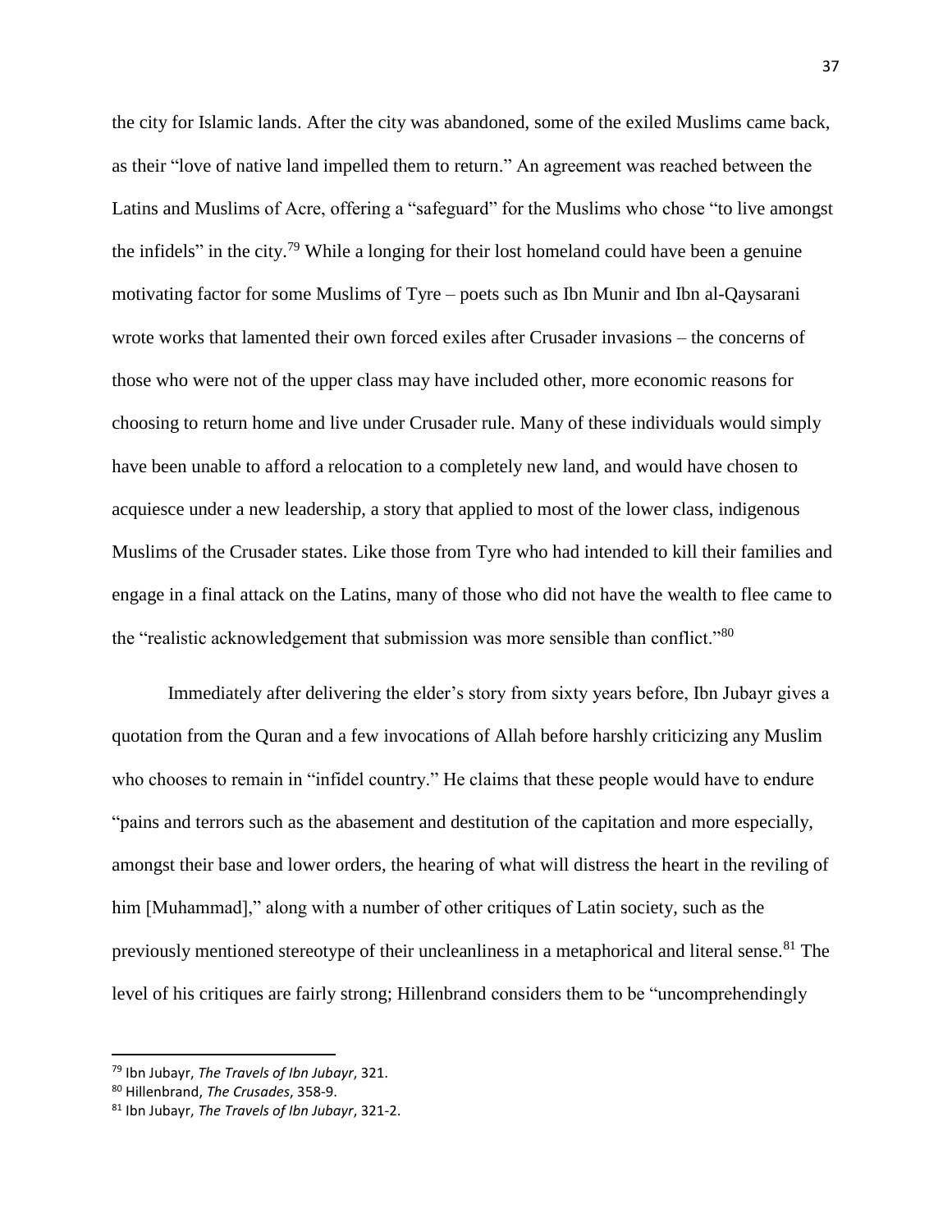the city for Islamic lands. After the city was abandoned, some of the exiled Muslims came back, as their "love of native land impelled them to return." An agreement was reached between the Latins and Muslims of Acre, offering a "safeguard" for the Muslims who chose "to live amongst the infidels" in the city.[79] While a longing for their lost homeland could have been a genuine motivating factor for some Muslims of Tyre – poets such as Ibn Munir and Ibn al-Qaysarani wrote works that lamented their own forced exiles after Crusader invasions – the concerns of those who were not of the upper class may have included other, more economic reasons for choosing to return home and live under Crusader rule. Many of these individuals would simply have been unable to afford a relocation to a completely new land, and would have chosen to acquiesce under a new leadership, a story that applied to most of the lower class, indigenous Muslims of the Crusader states. Like those from Tyre who had intended to kill their families and engage in a final attack on the Latins, many of those who did not have the wealth to flee came to the "realistic acknowledgement that submission was more sensible than conflict."[80]

Immediately after delivering the elder's story from sixty years before, Ibn Jubayr gives a quotation from the Quran and a few invocations of Allah before harshly criticizing any Muslim who chooses to remain in "infidel country." He claims that these people would have to endure "pains and terrors such as the abasement and destitution of the capitation and more especially, amongst their base and lower orders, the hearing of what will distress the heart in the reviling of him [Muhammad]," along with a number of other critiques of Latin society, such as the previously mentioned stereotype of their uncleanliness in a metaphorical and literal sense.[81] The level of his critiques are fairly strong; Hillenbrand considers them to be "uncomprehendingly

---

[79] Ibn Jubayr, *The Travels of Ibn Jubayr*, 321.

[80] Hillenbrand, *The Crusades*, 358-9.

[81] Ibn Jubayr, *The Travels of Ibn Jubayr*, 321-2.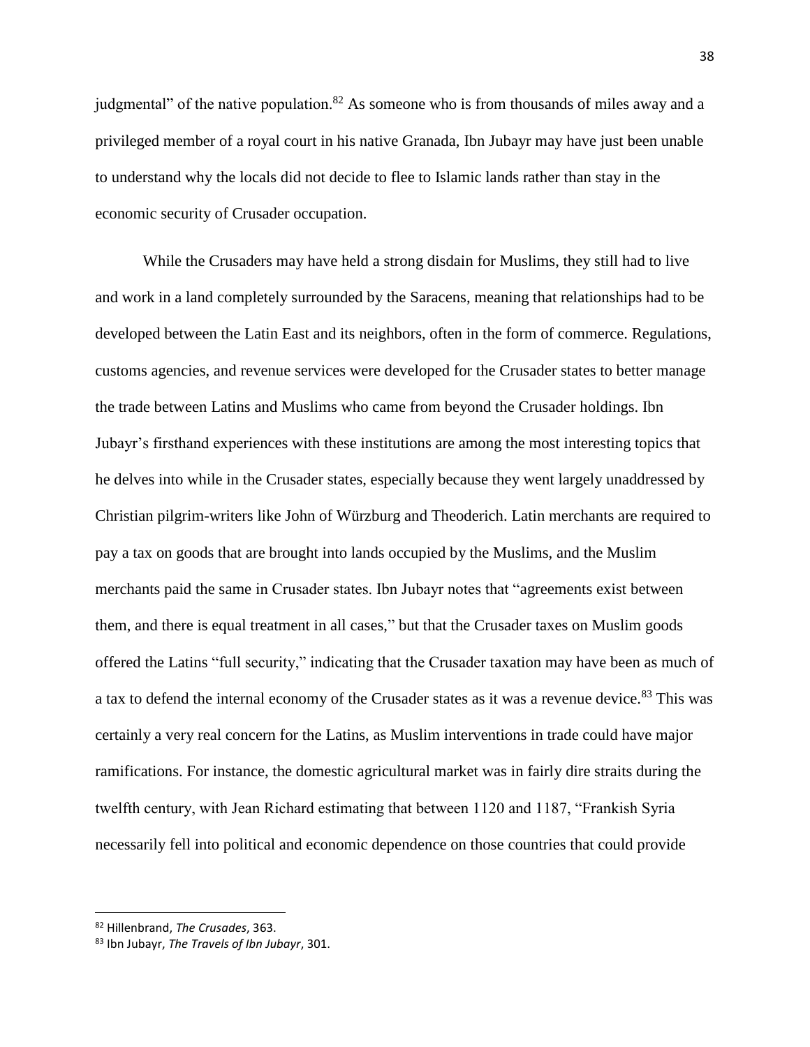judgmental" of the native population.[82] As someone who is from thousands of miles away and a privileged member of a royal court in his native Granada, Ibn Jubayr may have just been unable to understand why the locals did not decide to flee to Islamic lands rather than stay in the economic security of Crusader occupation.

While the Crusaders may have held a strong disdain for Muslims, they still had to live and work in a land completely surrounded by the Saracens, meaning that relationships had to be developed between the Latin East and its neighbors, often in the form of commerce. Regulations, customs agencies, and revenue services were developed for the Crusader states to better manage the trade between Latins and Muslims who came from beyond the Crusader holdings. Ibn Jubayr's firsthand experiences with these institutions are among the most interesting topics that he delves into while in the Crusader states, especially because they went largely unaddressed by Christian pilgrim-writers like John of Würzburg and Theoderich. Latin merchants are required to pay a tax on goods that are brought into lands occupied by the Muslims, and the Muslim merchants paid the same in Crusader states. Ibn Jubayr notes that "agreements exist between them, and there is equal treatment in all cases," but that the Crusader taxes on Muslim goods offered the Latins "full security," indicating that the Crusader taxation may have been as much of a tax to defend the internal economy of the Crusader states as it was a revenue device.[83] This was certainly a very real concern for the Latins, as Muslim interventions in trade could have major ramifications. For instance, the domestic agricultural market was in fairly dire straits during the twelfth century, with Jean Richard estimating that between 1120 and 1187, "Frankish Syria necessarily fell into political and economic dependence on those countries that could provide

---

[82] Hillenbrand, *The Crusades*, 363.

[83] Ibn Jubayr, *The Travels of Ibn Jubayr*, 301.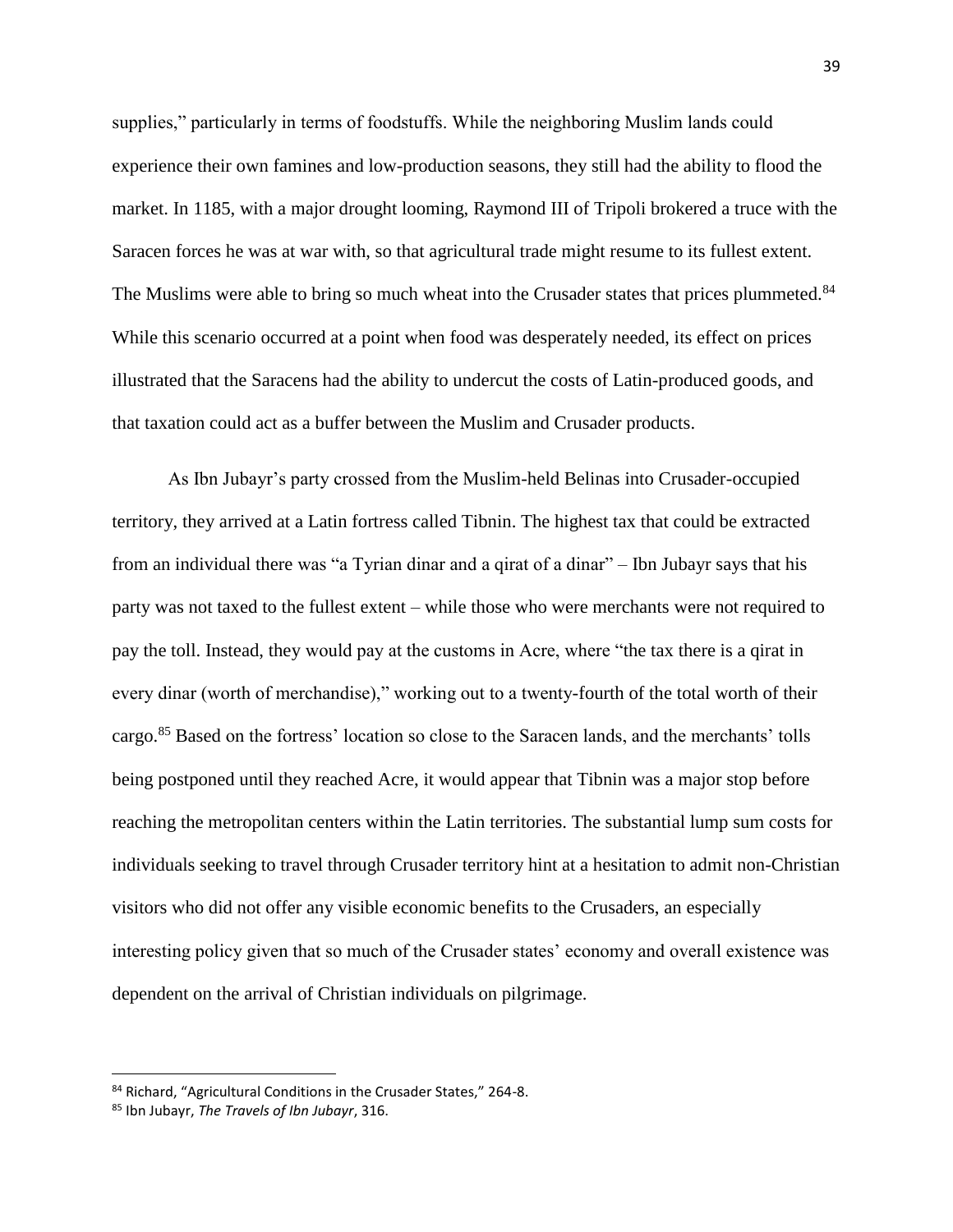supplies," particularly in terms of foodstuffs. While the neighboring Muslim lands could experience their own famines and low-production seasons, they still had the ability to flood the market. In 1185, with a major drought looming, Raymond III of Tripoli brokered a truce with the Saracen forces he was at war with, so that agricultural trade might resume to its fullest extent. The Muslims were able to bring so much wheat into the Crusader states that prices plummeted.[84] While this scenario occurred at a point when food was desperately needed, its effect on prices illustrated that the Saracens had the ability to undercut the costs of Latin-produced goods, and that taxation could act as a buffer between the Muslim and Crusader products.

As Ibn Jubayr's party crossed from the Muslim-held Belinas into Crusader-occupied territory, they arrived at a Latin fortress called Tibnin. The highest tax that could be extracted from an individual there was "a Tyrian dinar and a qirat of a dinar" – Ibn Jubayr says that his party was not taxed to the fullest extent – while those who were merchants were not required to pay the toll. Instead, they would pay at the customs in Acre, where "the tax there is a qirat in every dinar (worth of merchandise)," working out to a twenty-fourth of the total worth of their cargo.[85] Based on the fortress' location so close to the Saracen lands, and the merchants' tolls being postponed until they reached Acre, it would appear that Tibnin was a major stop before reaching the metropolitan centers within the Latin territories. The substantial lump sum costs for individuals seeking to travel through Crusader territory hint at a hesitation to admit non-Christian visitors who did not offer any visible economic benefits to the Crusaders, an especially interesting policy given that so much of the Crusader states' economy and overall existence was dependent on the arrival of Christian individuals on pilgrimage.

---

[84] Richard, "Agricultural Conditions in the Crusader States," 264-8.

[85] Ibn Jubayr, *The Travels of Ibn Jubayr*, 316.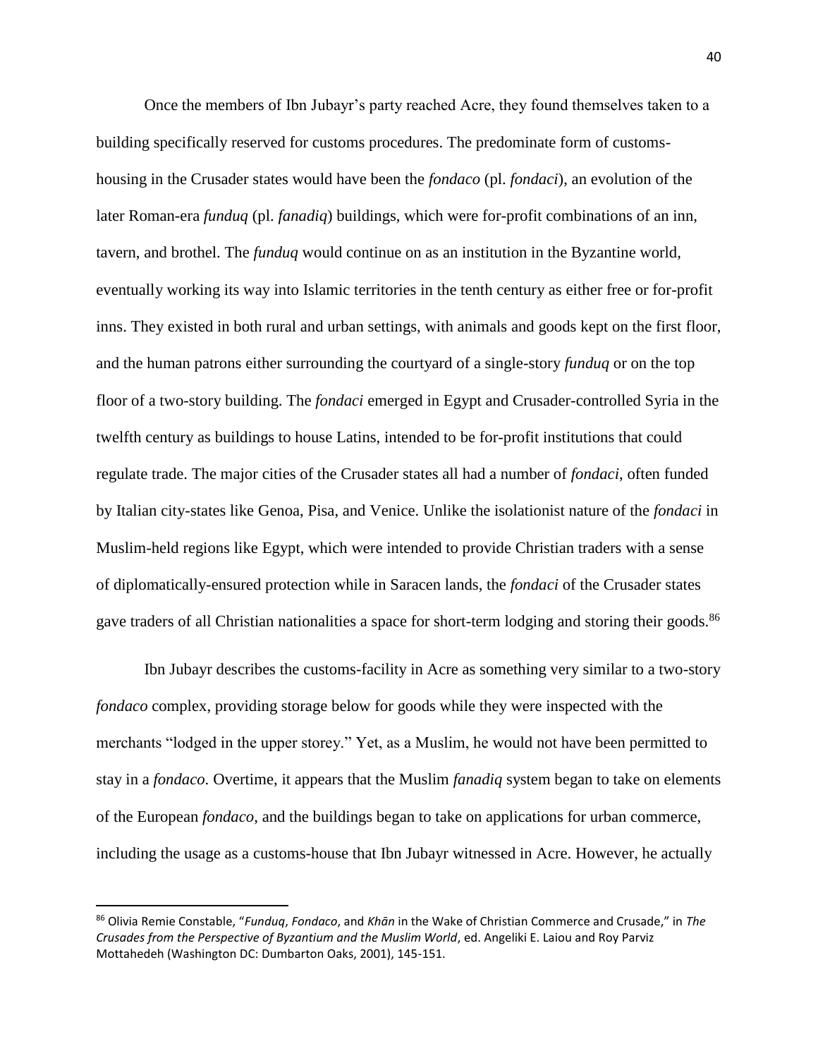Once the members of Ibn Jubayr's party reached Acre, they found themselves taken to a building specifically reserved for customs procedures. The predominate form of customs-housing in the Crusader states would have been the *fondaco* (pl. *fondaci*), an evolution of the later Roman-era *funduq* (pl. *fanadiq*) buildings, which were for-profit combinations of an inn, tavern, and brothel. The *funduq* would continue on as an institution in the Byzantine world, eventually working its way into Islamic territories in the tenth century as either free or for-profit inns. They existed in both rural and urban settings, with animals and goods kept on the first floor, and the human patrons either surrounding the courtyard of a single-story *funduq* or on the top floor of a two-story building. The *fondaci* emerged in Egypt and Crusader-controlled Syria in the twelfth century as buildings to house Latins, intended to be for-profit institutions that could regulate trade. The major cities of the Crusader states all had a number of *fondaci*, often funded by Italian city-states like Genoa, Pisa, and Venice. Unlike the isolationist nature of the *fondaci* in Muslim-held regions like Egypt, which were intended to provide Christian traders with a sense of diplomatically-ensured protection while in Saracen lands, the *fondaci* of the Crusader states gave traders of all Christian nationalities a space for short-term lodging and storing their goods.[86]

Ibn Jubayr describes the customs-facility in Acre as something very similar to a two-story *fondaco* complex, providing storage below for goods while they were inspected with the merchants "lodged in the upper storey." Yet, as a Muslim, he would not have been permitted to stay in a *fondaco*. Overtime, it appears that the Muslim *fanadiq* system began to take on elements of the European *fondaco*, and the buildings began to take on applications for urban commerce, including the usage as a customs-house that Ibn Jubayr witnessed in Acre. However, he actually

---

[86] Olivia Remie Constable, "*Funduq*, *Fondaco*, and *Khān* in the Wake of Christian Commerce and Crusade," in *The Crusades from the Perspective of Byzantium and the Muslim World*, ed. Angeliki E. Laiou and Roy Parviz Mottahedeh (Washington DC: Dumbarton Oaks, 2001), 145-151.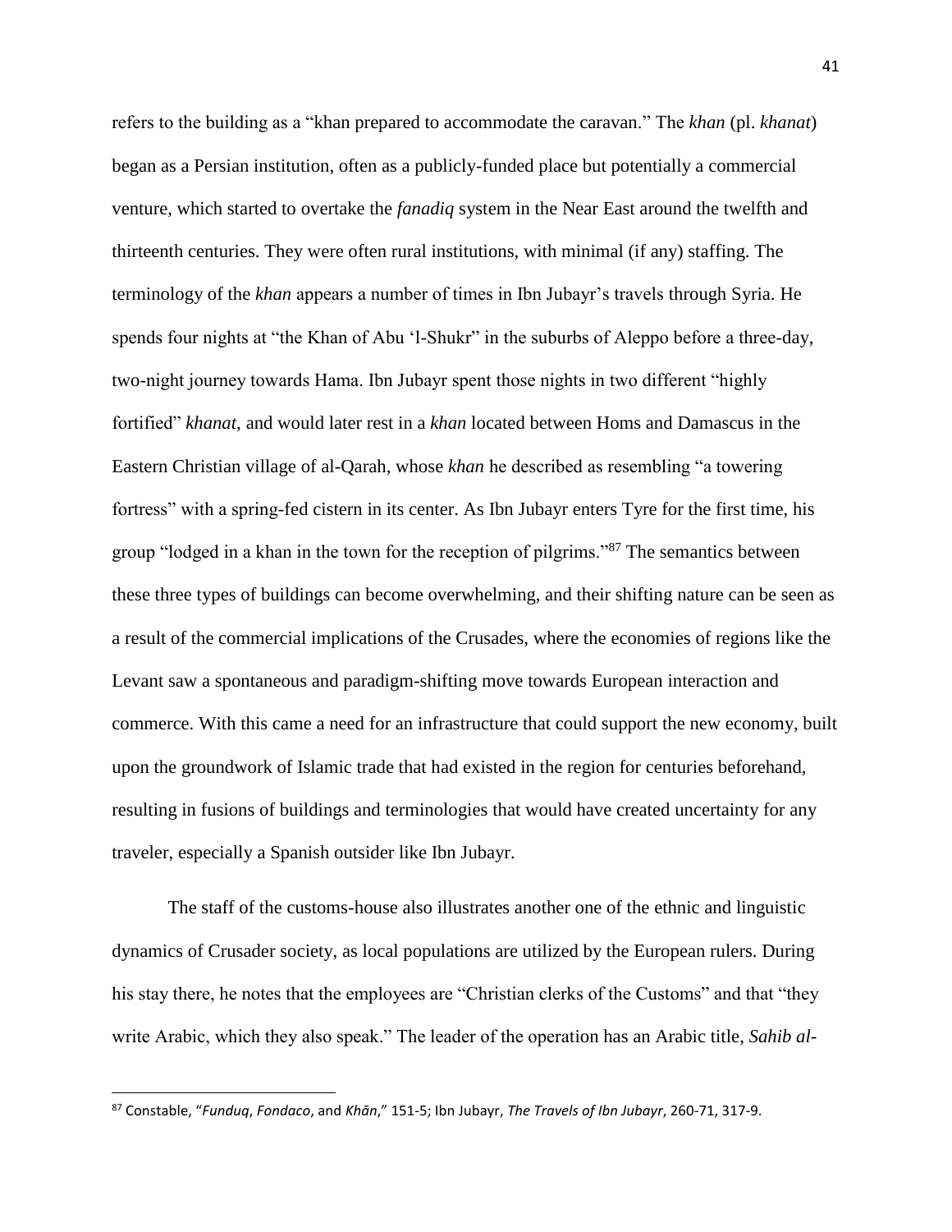refers to the building as a "khan prepared to accommodate the caravan." The *khan* (pl. *khanat*) began as a Persian institution, often as a publicly-funded place but potentially a commercial venture, which started to overtake the *fanadiq* system in the Near East around the twelfth and thirteenth centuries. They were often rural institutions, with minimal (if any) staffing. The terminology of the *khan* appears a number of times in Ibn Jubayr's travels through Syria. He spends four nights at "the Khan of Abu 'l-Shukr" in the suburbs of Aleppo before a three-day, two-night journey towards Hama. Ibn Jubayr spent those nights in two different "highly fortified" *khanat*, and would later rest in a *khan* located between Homs and Damascus in the Eastern Christian village of al-Qarah, whose *khan* he described as resembling "a towering fortress" with a spring-fed cistern in its center. As Ibn Jubayr enters Tyre for the first time, his group "lodged in a khan in the town for the reception of pilgrims."[87] The semantics between these three types of buildings can become overwhelming, and their shifting nature can be seen as a result of the commercial implications of the Crusades, where the economies of regions like the Levant saw a spontaneous and paradigm-shifting move towards European interaction and commerce. With this came a need for an infrastructure that could support the new economy, built upon the groundwork of Islamic trade that had existed in the region for centuries beforehand, resulting in fusions of buildings and terminologies that would have created uncertainty for any traveler, especially a Spanish outsider like Ibn Jubayr.

The staff of the customs-house also illustrates another one of the ethnic and linguistic dynamics of Crusader society, as local populations are utilized by the European rulers. During his stay there, he notes that the employees are "Christian clerks of the Customs" and that "they write Arabic, which they also speak." The leader of the operation has an Arabic title, *Sahib al-*

---

[87] Constable, "*Funduq*, *Fondaco*, and *Khān*," 151-5; Ibn Jubayr, *The Travels of Ibn Jubayr*, 260-71, 317-9.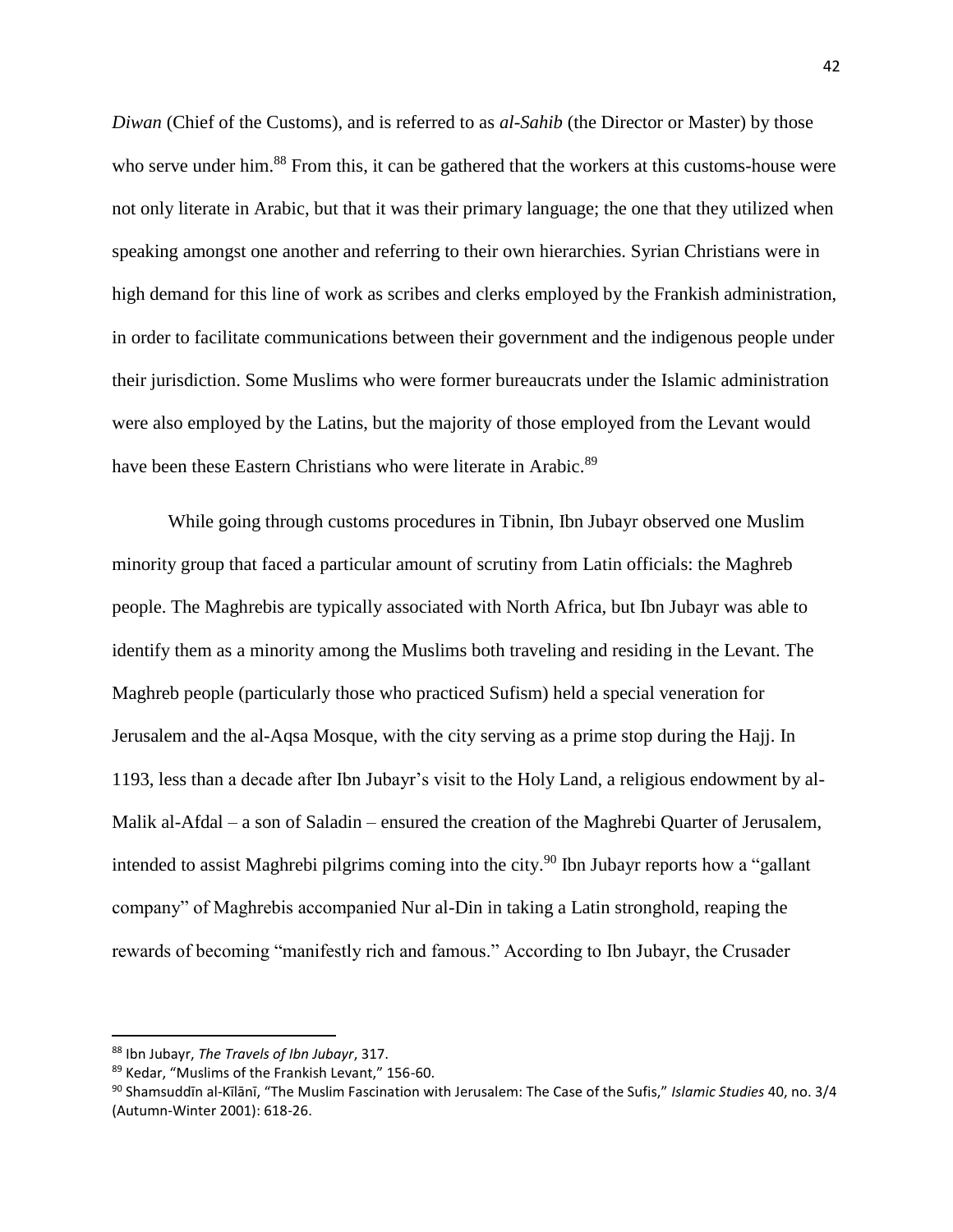*Diwan* (Chief of the Customs), and is referred to as *al-Sahib* (the Director or Master) by those who serve under him.[88] From this, it can be gathered that the workers at this customs-house were not only literate in Arabic, but that it was their primary language; the one that they utilized when speaking amongst one another and referring to their own hierarchies. Syrian Christians were in high demand for this line of work as scribes and clerks employed by the Frankish administration, in order to facilitate communications between their government and the indigenous people under their jurisdiction. Some Muslims who were former bureaucrats under the Islamic administration were also employed by the Latins, but the majority of those employed from the Levant would have been these Eastern Christians who were literate in Arabic.[89]

While going through customs procedures in Tibnin, Ibn Jubayr observed one Muslim minority group that faced a particular amount of scrutiny from Latin officials: the Maghreb people. The Maghrebis are typically associated with North Africa, but Ibn Jubayr was able to identify them as a minority among the Muslims both traveling and residing in the Levant. The Maghreb people (particularly those who practiced Sufism) held a special veneration for Jerusalem and the al-Aqsa Mosque, with the city serving as a prime stop during the Hajj. In 1193, less than a decade after Ibn Jubayr's visit to the Holy Land, a religious endowment by al-Malik al-Afdal – a son of Saladin – ensured the creation of the Maghrebi Quarter of Jerusalem, intended to assist Maghrebi pilgrims coming into the city.[90] Ibn Jubayr reports how a "gallant company" of Maghrebis accompanied Nur al-Din in taking a Latin stronghold, reaping the rewards of becoming "manifestly rich and famous." According to Ibn Jubayr, the Crusader

---

[88] Ibn Jubayr, *The Travels of Ibn Jubayr*, 317.

[89] Kedar, "Muslims of the Frankish Levant," 156-60.

[90] Shamsuddīn al-Kīlānī, "The Muslim Fascination with Jerusalem: The Case of the Sufis," *Islamic Studies* 40, no. 3/4 (Autumn-Winter 2001): 618-26.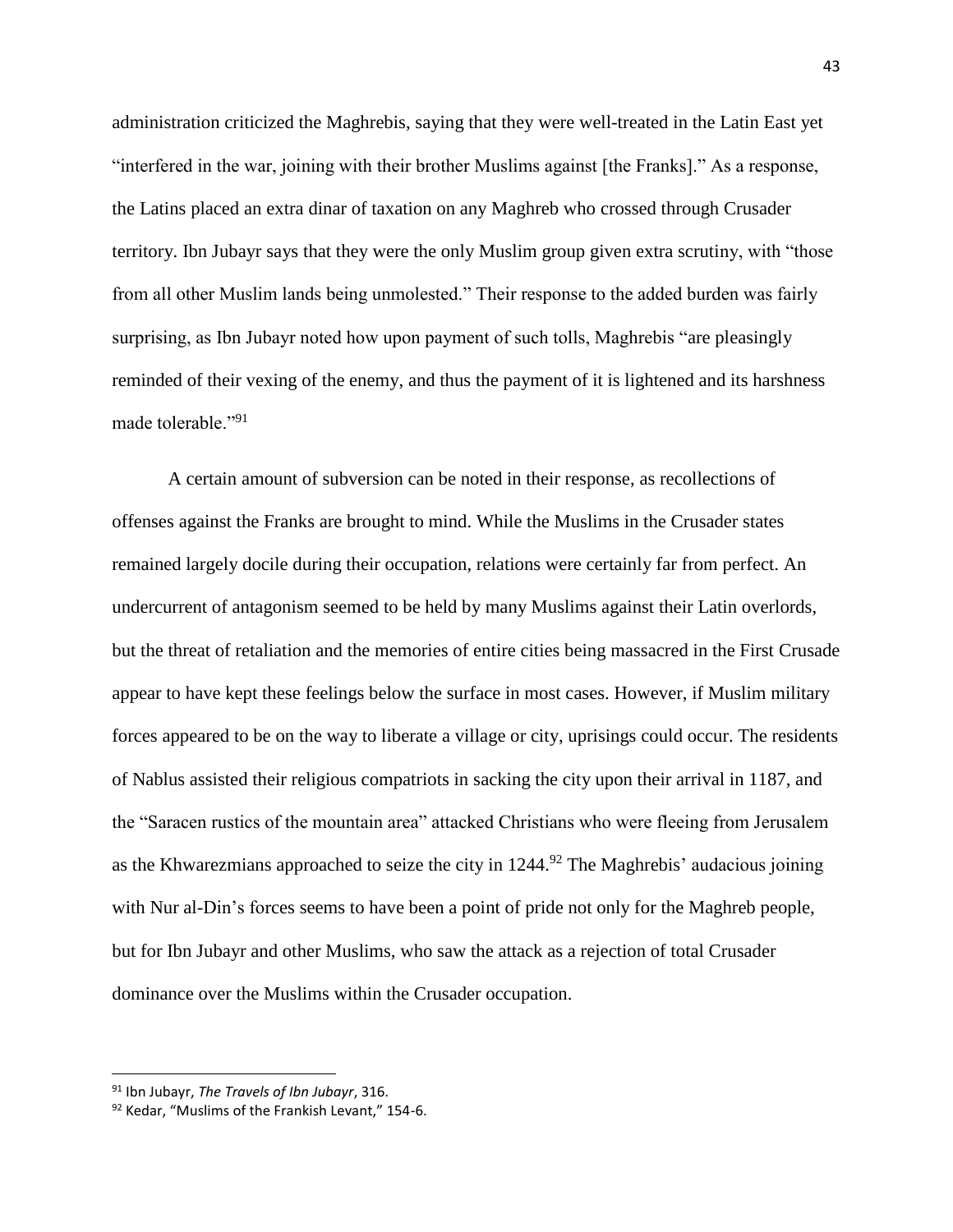administration criticized the Maghrebis, saying that they were well-treated in the Latin East yet "interfered in the war, joining with their brother Muslims against [the Franks]." As a response, the Latins placed an extra dinar of taxation on any Maghreb who crossed through Crusader territory. Ibn Jubayr says that they were the only Muslim group given extra scrutiny, with "those from all other Muslim lands being unmolested." Their response to the added burden was fairly surprising, as Ibn Jubayr noted how upon payment of such tolls, Maghrebis "are pleasingly reminded of their vexing of the enemy, and thus the payment of it is lightened and its harshness made tolerable."[91]

A certain amount of subversion can be noted in their response, as recollections of offenses against the Franks are brought to mind. While the Muslims in the Crusader states remained largely docile during their occupation, relations were certainly far from perfect. An undercurrent of antagonism seemed to be held by many Muslims against their Latin overlords, but the threat of retaliation and the memories of entire cities being massacred in the First Crusade appear to have kept these feelings below the surface in most cases. However, if Muslim military forces appeared to be on the way to liberate a village or city, uprisings could occur. The residents of Nablus assisted their religious compatriots in sacking the city upon their arrival in 1187, and the "Saracen rustics of the mountain area" attacked Christians who were fleeing from Jerusalem as the Khwarezmians approached to seize the city in 1244.[92] The Maghrebis' audacious joining with Nur al-Din's forces seems to have been a point of pride not only for the Maghreb people, but for Ibn Jubayr and other Muslims, who saw the attack as a rejection of total Crusader dominance over the Muslims within the Crusader occupation.

---

[91] Ibn Jubayr, *The Travels of Ibn Jubayr*, 316.

[92] Kedar, "Muslims of the Frankish Levant," 154-6.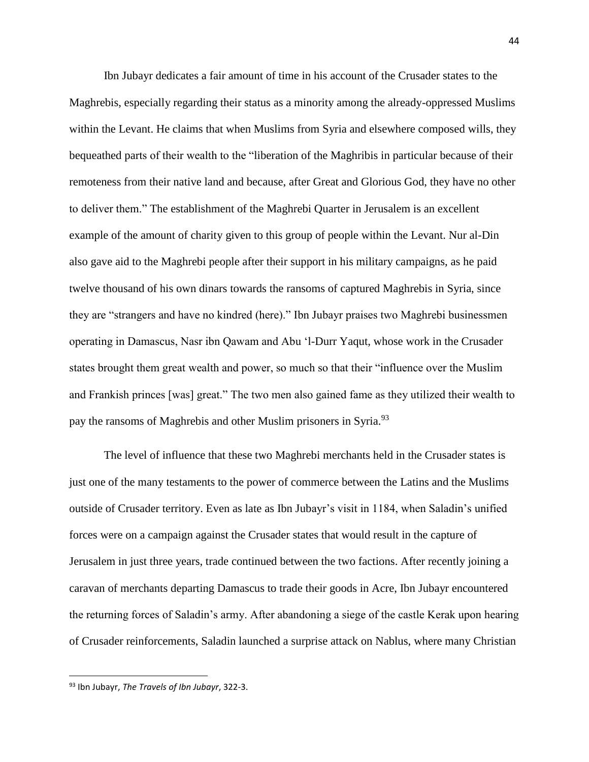Ibn Jubayr dedicates a fair amount of time in his account of the Crusader states to the Maghrebis, especially regarding their status as a minority among the already-oppressed Muslims within the Levant. He claims that when Muslims from Syria and elsewhere composed wills, they bequeathed parts of their wealth to the "liberation of the Maghribis in particular because of their remoteness from their native land and because, after Great and Glorious God, they have no other to deliver them." The establishment of the Maghrebi Quarter in Jerusalem is an excellent example of the amount of charity given to this group of people within the Levant. Nur al-Din also gave aid to the Maghrebi people after their support in his military campaigns, as he paid twelve thousand of his own dinars towards the ransoms of captured Maghrebis in Syria, since they are "strangers and have no kindred (here)." Ibn Jubayr praises two Maghrebi businessmen operating in Damascus, Nasr ibn Qawam and Abu 'l-Durr Yaqut, whose work in the Crusader states brought them great wealth and power, so much so that their "influence over the Muslim and Frankish princes [was] great." The two men also gained fame as they utilized their wealth to pay the ransoms of Maghrebis and other Muslim prisoners in Syria.[93]

The level of influence that these two Maghrebi merchants held in the Crusader states is just one of the many testaments to the power of commerce between the Latins and the Muslims outside of Crusader territory. Even as late as Ibn Jubayr's visit in 1184, when Saladin's unified forces were on a campaign against the Crusader states that would result in the capture of Jerusalem in just three years, trade continued between the two factions. After recently joining a caravan of merchants departing Damascus to trade their goods in Acre, Ibn Jubayr encountered the returning forces of Saladin's army. After abandoning a siege of the castle Kerak upon hearing of Crusader reinforcements, Saladin launched a surprise attack on Nablus, where many Christian

---

[93] Ibn Jubayr, *The Travels of Ibn Jubayr*, 322-3.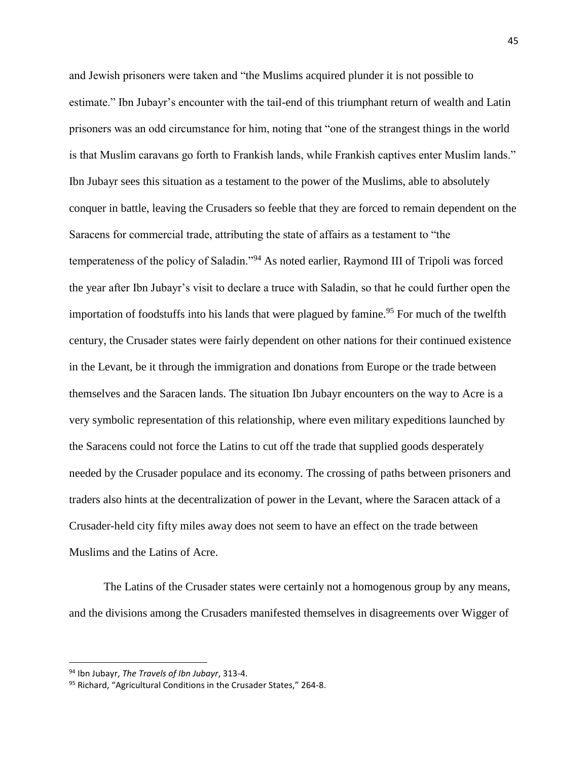and Jewish prisoners were taken and "the Muslims acquired plunder it is not possible to estimate." Ibn Jubayr's encounter with the tail-end of this triumphant return of wealth and Latin prisoners was an odd circumstance for him, noting that "one of the strangest things in the world is that Muslim caravans go forth to Frankish lands, while Frankish captives enter Muslim lands." Ibn Jubayr sees this situation as a testament to the power of the Muslims, able to absolutely conquer in battle, leaving the Crusaders so feeble that they are forced to remain dependent on the Saracens for commercial trade, attributing the state of affairs as a testament to "the temperateness of the policy of Saladin."[94] As noted earlier, Raymond III of Tripoli was forced the year after Ibn Jubayr's visit to declare a truce with Saladin, so that he could further open the importation of foodstuffs into his lands that were plagued by famine.[95] For much of the twelfth century, the Crusader states were fairly dependent on other nations for their continued existence in the Levant, be it through the immigration and donations from Europe or the trade between themselves and the Saracen lands. The situation Ibn Jubayr encounters on the way to Acre is a very symbolic representation of this relationship, where even military expeditions launched by the Saracens could not force the Latins to cut off the trade that supplied goods desperately needed by the Crusader populace and its economy. The crossing of paths between prisoners and traders also hints at the decentralization of power in the Levant, where the Saracen attack of a Crusader-held city fifty miles away does not seem to have an effect on the trade between Muslims and the Latins of Acre.

The Latins of the Crusader states were certainly not a homogenous group by any means, and the divisions among the Crusaders manifested themselves in disagreements over Wigger of

---

[94] Ibn Jubayr, *The Travels of Ibn Jubayr*, 313-4.

[95] Richard, "Agricultural Conditions in the Crusader States," 264-8.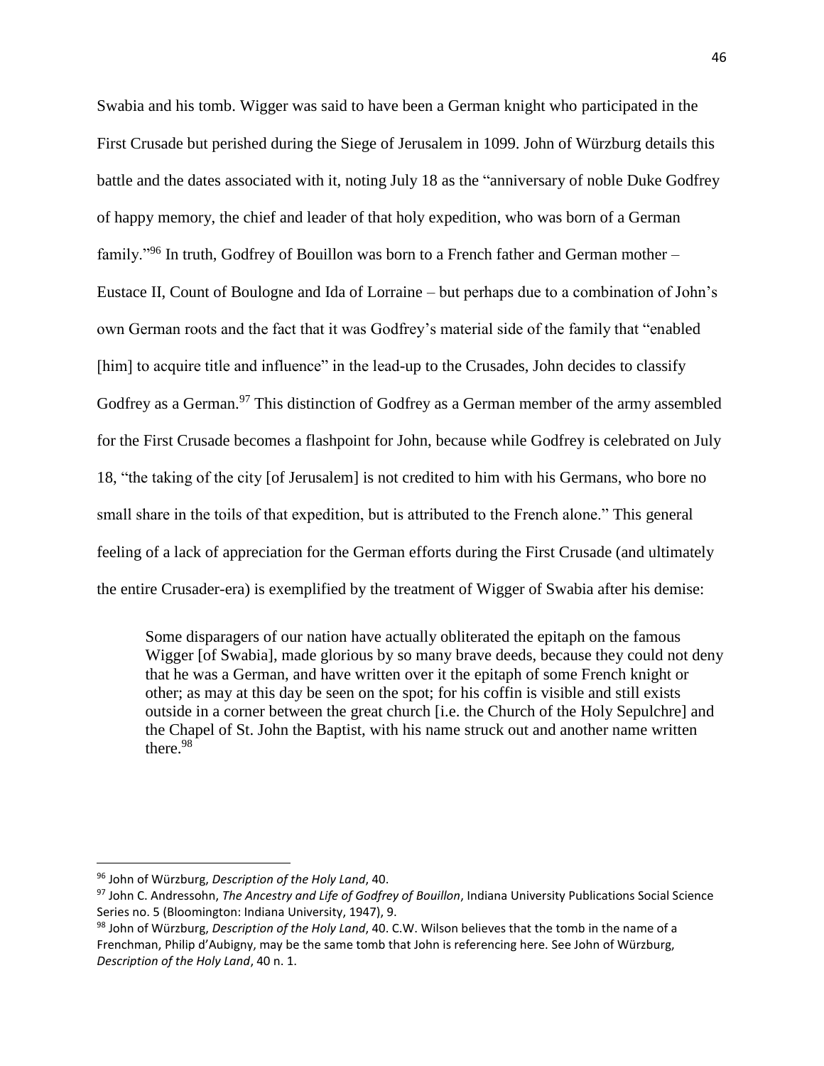Swabia and his tomb. Wigger was said to have been a German knight who participated in the First Crusade but perished during the Siege of Jerusalem in 1099. John of Würzburg details this battle and the dates associated with it, noting July 18 as the "anniversary of noble Duke Godfrey of happy memory, the chief and leader of that holy expedition, who was born of a German family."[96] In truth, Godfrey of Bouillon was born to a French father and German mother – Eustace II, Count of Boulogne and Ida of Lorraine – but perhaps due to a combination of John's own German roots and the fact that it was Godfrey's material side of the family that "enabled [him] to acquire title and influence" in the lead-up to the Crusades, John decides to classify Godfrey as a German.[97] This distinction of Godfrey as a German member of the army assembled for the First Crusade becomes a flashpoint for John, because while Godfrey is celebrated on July 18, "the taking of the city [of Jerusalem] is not credited to him with his Germans, who bore no small share in the toils of that expedition, but is attributed to the French alone." This general feeling of a lack of appreciation for the German efforts during the First Crusade (and ultimately the entire Crusader-era) is exemplified by the treatment of Wigger of Swabia after his demise:

> Some disparagers of our nation have actually obliterated the epitaph on the famous Wigger [of Swabia], made glorious by so many brave deeds, because they could not deny that he was a German, and have written over it the epitaph of some French knight or other; as may at this day be seen on the spot; for his coffin is visible and still exists outside in a corner between the great church [i.e. the Church of the Holy Sepulchre] and the Chapel of St. John the Baptist, with his name struck out and another name written there.[98]

---

[96] John of Würzburg, *Description of the Holy Land*, 40.

[97] John C. Andressohn, *The Ancestry and Life of Godfrey of Bouillon*, Indiana University Publications Social Science Series no. 5 (Bloomington: Indiana University, 1947), 9.

[98] John of Würzburg, *Description of the Holy Land*, 40. C.W. Wilson believes that the tomb in the name of a Frenchman, Philip d'Aubigny, may be the same tomb that John is referencing here. See John of Würzburg, *Description of the Holy Land*, 40 n. 1.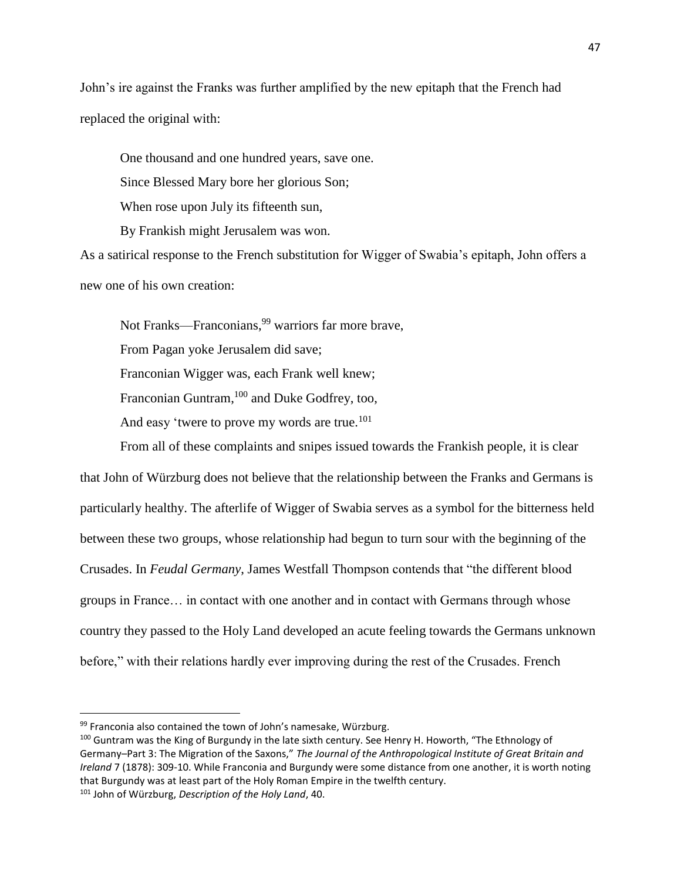John's ire against the Franks was further amplified by the new epitaph that the French had replaced the original with:

> One thousand and one hundred years, save one.
> Since Blessed Mary bore her glorious Son;
> When rose upon July its fifteenth sun,
> By Frankish might Jerusalem was won.

As a satirical response to the French substitution for Wigger of Swabia's epitaph, John offers a new one of his own creation:

> Not Franks—Franconians,[99] warriors far more brave,
> From Pagan yoke Jerusalem did save;
> Franconian Wigger was, each Frank well knew;
> Franconian Guntram,[100] and Duke Godfrey, too,
> And easy 'twere to prove my words are true.[101]

From all of these complaints and snipes issued towards the Frankish people, it is clear that John of Würzburg does not believe that the relationship between the Franks and Germans is particularly healthy. The afterlife of Wigger of Swabia serves as a symbol for the bitterness held between these two groups, whose relationship had begun to turn sour with the beginning of the Crusades. In *Feudal Germany*, James Westfall Thompson contends that "the different blood groups in France… in contact with one another and in contact with Germans through whose country they passed to the Holy Land developed an acute feeling towards the Germans unknown before," with their relations hardly ever improving during the rest of the Crusades. French

---

[99] Franconia also contained the town of John's namesake, Würzburg.

[100] Guntram was the King of Burgundy in the late sixth century. See Henry H. Howorth, "The Ethnology of Germany–Part 3: The Migration of the Saxons," *The Journal of the Anthropological Institute of Great Britain and Ireland* 7 (1878): 309-10. While Franconia and Burgundy were some distance from one another, it is worth noting that Burgundy was at least part of the Holy Roman Empire in the twelfth century.

[101] John of Würzburg, *Description of the Holy Land*, 40.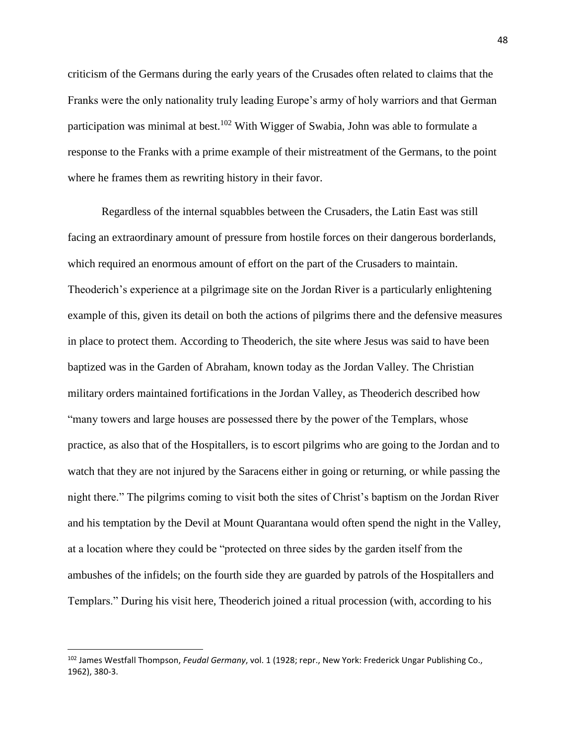criticism of the Germans during the early years of the Crusades often related to claims that the Franks were the only nationality truly leading Europe's army of holy warriors and that German participation was minimal at best.[102] With Wigger of Swabia, John was able to formulate a response to the Franks with a prime example of their mistreatment of the Germans, to the point where he frames them as rewriting history in their favor.

Regardless of the internal squabbles between the Crusaders, the Latin East was still facing an extraordinary amount of pressure from hostile forces on their dangerous borderlands, which required an enormous amount of effort on the part of the Crusaders to maintain. Theoderich's experience at a pilgrimage site on the Jordan River is a particularly enlightening example of this, given its detail on both the actions of pilgrims there and the defensive measures in place to protect them. According to Theoderich, the site where Jesus was said to have been baptized was in the Garden of Abraham, known today as the Jordan Valley. The Christian military orders maintained fortifications in the Jordan Valley, as Theoderich described how "many towers and large houses are possessed there by the power of the Templars, whose practice, as also that of the Hospitallers, is to escort pilgrims who are going to the Jordan and to watch that they are not injured by the Saracens either in going or returning, or while passing the night there." The pilgrims coming to visit both the sites of Christ's baptism on the Jordan River and his temptation by the Devil at Mount Quarantana would often spend the night in the Valley, at a location where they could be "protected on three sides by the garden itself from the ambushes of the infidels; on the fourth side they are guarded by patrols of the Hospitallers and Templars." During his visit here, Theoderich joined a ritual procession (with, according to his

---

[102] James Westfall Thompson, *Feudal Germany*, vol. 1 (1928; repr., New York: Frederick Ungar Publishing Co., 1962), 380-3.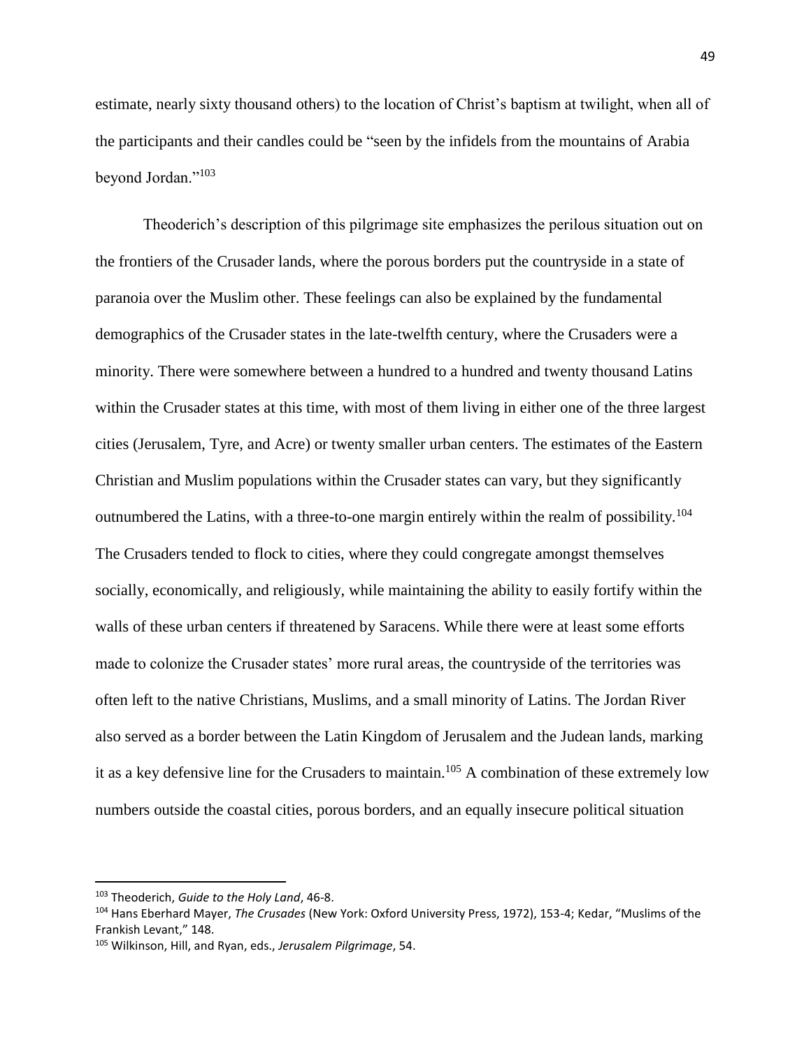estimate, nearly sixty thousand others) to the location of Christ's baptism at twilight, when all of the participants and their candles could be "seen by the infidels from the mountains of Arabia beyond Jordan."[103]

Theoderich's description of this pilgrimage site emphasizes the perilous situation out on the frontiers of the Crusader lands, where the porous borders put the countryside in a state of paranoia over the Muslim other. These feelings can also be explained by the fundamental demographics of the Crusader states in the late-twelfth century, where the Crusaders were a minority. There were somewhere between a hundred to a hundred and twenty thousand Latins within the Crusader states at this time, with most of them living in either one of the three largest cities (Jerusalem, Tyre, and Acre) or twenty smaller urban centers. The estimates of the Eastern Christian and Muslim populations within the Crusader states can vary, but they significantly outnumbered the Latins, with a three-to-one margin entirely within the realm of possibility.[104] The Crusaders tended to flock to cities, where they could congregate amongst themselves socially, economically, and religiously, while maintaining the ability to easily fortify within the walls of these urban centers if threatened by Saracens. While there were at least some efforts made to colonize the Crusader states' more rural areas, the countryside of the territories was often left to the native Christians, Muslims, and a small minority of Latins. The Jordan River also served as a border between the Latin Kingdom of Jerusalem and the Judean lands, marking it as a key defensive line for the Crusaders to maintain.[105] A combination of these extremely low numbers outside the coastal cities, porous borders, and an equally insecure political situation

---

[103] Theoderich, *Guide to the Holy Land*, 46-8.

[104] Hans Eberhard Mayer, *The Crusades* (New York: Oxford University Press, 1972), 153-4; Kedar, "Muslims of the Frankish Levant," 148.

[105] Wilkinson, Hill, and Ryan, eds., *Jerusalem Pilgrimage*, 54.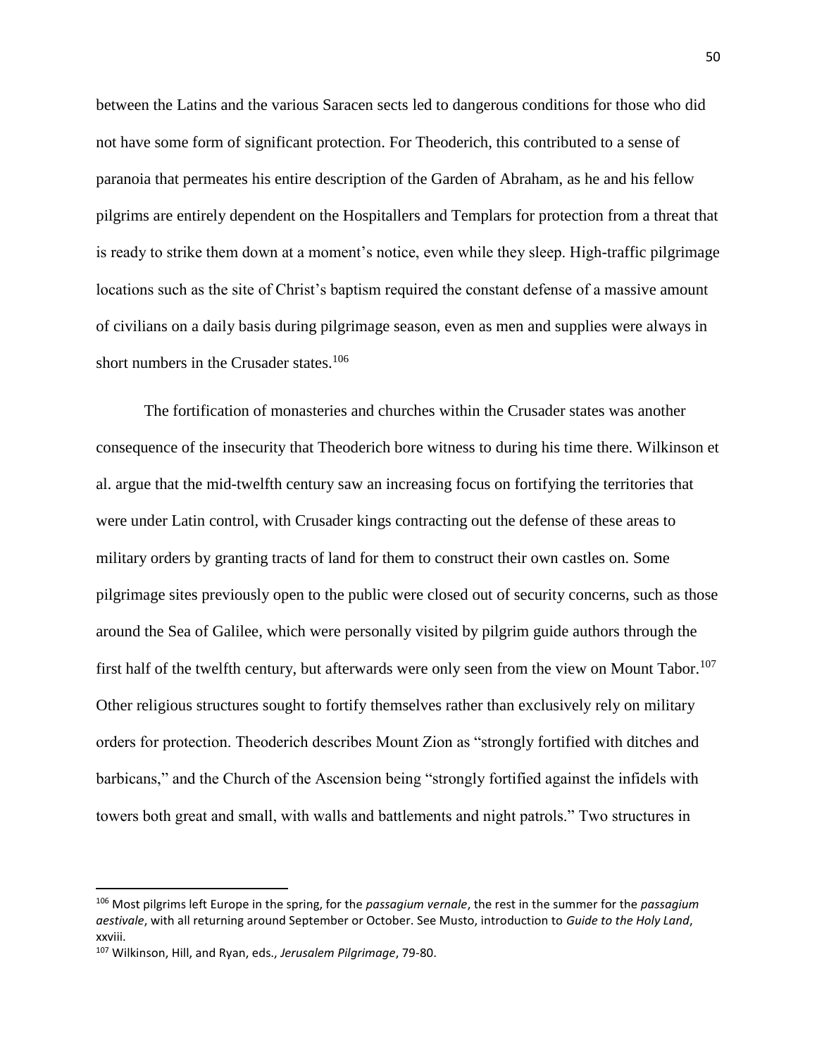between the Latins and the various Saracen sects led to dangerous conditions for those who did not have some form of significant protection. For Theoderich, this contributed to a sense of paranoia that permeates his entire description of the Garden of Abraham, as he and his fellow pilgrims are entirely dependent on the Hospitallers and Templars for protection from a threat that is ready to strike them down at a moment's notice, even while they sleep. High-traffic pilgrimage locations such as the site of Christ's baptism required the constant defense of a massive amount of civilians on a daily basis during pilgrimage season, even as men and supplies were always in short numbers in the Crusader states.[106]

The fortification of monasteries and churches within the Crusader states was another consequence of the insecurity that Theoderich bore witness to during his time there. Wilkinson et al. argue that the mid-twelfth century saw an increasing focus on fortifying the territories that were under Latin control, with Crusader kings contracting out the defense of these areas to military orders by granting tracts of land for them to construct their own castles on. Some pilgrimage sites previously open to the public were closed out of security concerns, such as those around the Sea of Galilee, which were personally visited by pilgrim guide authors through the first half of the twelfth century, but afterwards were only seen from the view on Mount Tabor.[107] Other religious structures sought to fortify themselves rather than exclusively rely on military orders for protection. Theoderich describes Mount Zion as "strongly fortified with ditches and barbicans," and the Church of the Ascension being "strongly fortified against the infidels with towers both great and small, with walls and battlements and night patrols." Two structures in

---

[106] Most pilgrims left Europe in the spring, for the *passagium vernale*, the rest in the summer for the *passagium aestivale*, with all returning around September or October. See Musto, introduction to *Guide to the Holy Land*, xxviii.

[107] Wilkinson, Hill, and Ryan, eds., *Jerusalem Pilgrimage*, 79-80.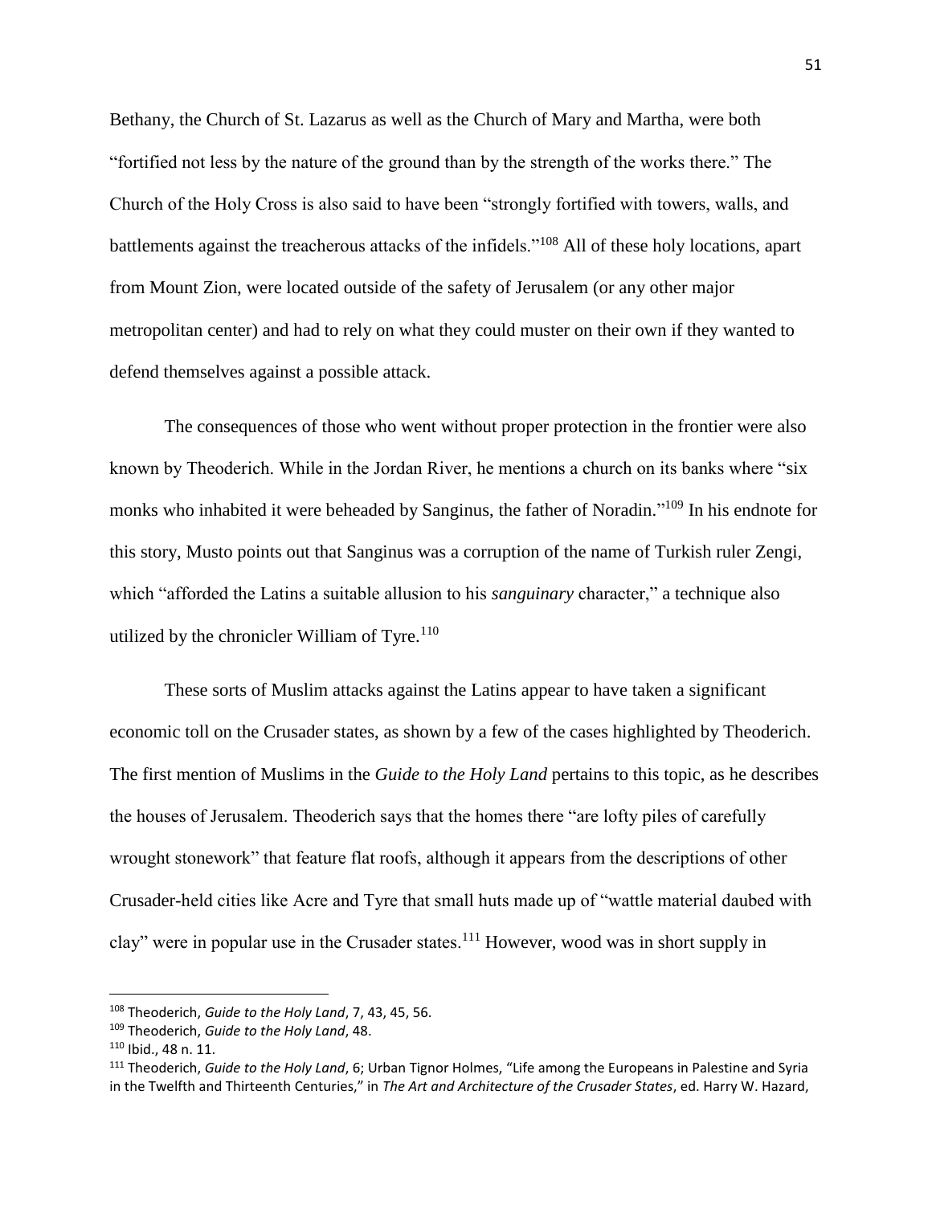Bethany, the Church of St. Lazarus as well as the Church of Mary and Martha, were both "fortified not less by the nature of the ground than by the strength of the works there." The Church of the Holy Cross is also said to have been "strongly fortified with towers, walls, and battlements against the treacherous attacks of the infidels."[108] All of these holy locations, apart from Mount Zion, were located outside of the safety of Jerusalem (or any other major metropolitan center) and had to rely on what they could muster on their own if they wanted to defend themselves against a possible attack.

The consequences of those who went without proper protection in the frontier were also known by Theoderich. While in the Jordan River, he mentions a church on its banks where "six monks who inhabited it were beheaded by Sanginus, the father of Noradin."[109] In his endnote for this story, Musto points out that Sanginus was a corruption of the name of Turkish ruler Zengi, which "afforded the Latins a suitable allusion to his *sanguinary* character," a technique also utilized by the chronicler William of Tyre.[110]

These sorts of Muslim attacks against the Latins appear to have taken a significant economic toll on the Crusader states, as shown by a few of the cases highlighted by Theoderich. The first mention of Muslims in the *Guide to the Holy Land* pertains to this topic, as he describes the houses of Jerusalem. Theoderich says that the homes there "are lofty piles of carefully wrought stonework" that feature flat roofs, although it appears from the descriptions of other Crusader-held cities like Acre and Tyre that small huts made up of "wattle material daubed with clay" were in popular use in the Crusader states.[111] However, wood was in short supply in

---

[108] Theoderich, *Guide to the Holy Land*, 7, 43, 45, 56.

[109] Theoderich, *Guide to the Holy Land*, 48.

[110] Ibid., 48 n. 11.

[111] Theoderich, *Guide to the Holy Land*, 6; Urban Tignor Holmes, "Life among the Europeans in Palestine and Syria in the Twelfth and Thirteenth Centuries," in *The Art and Architecture of the Crusader States*, ed. Harry W. Hazard,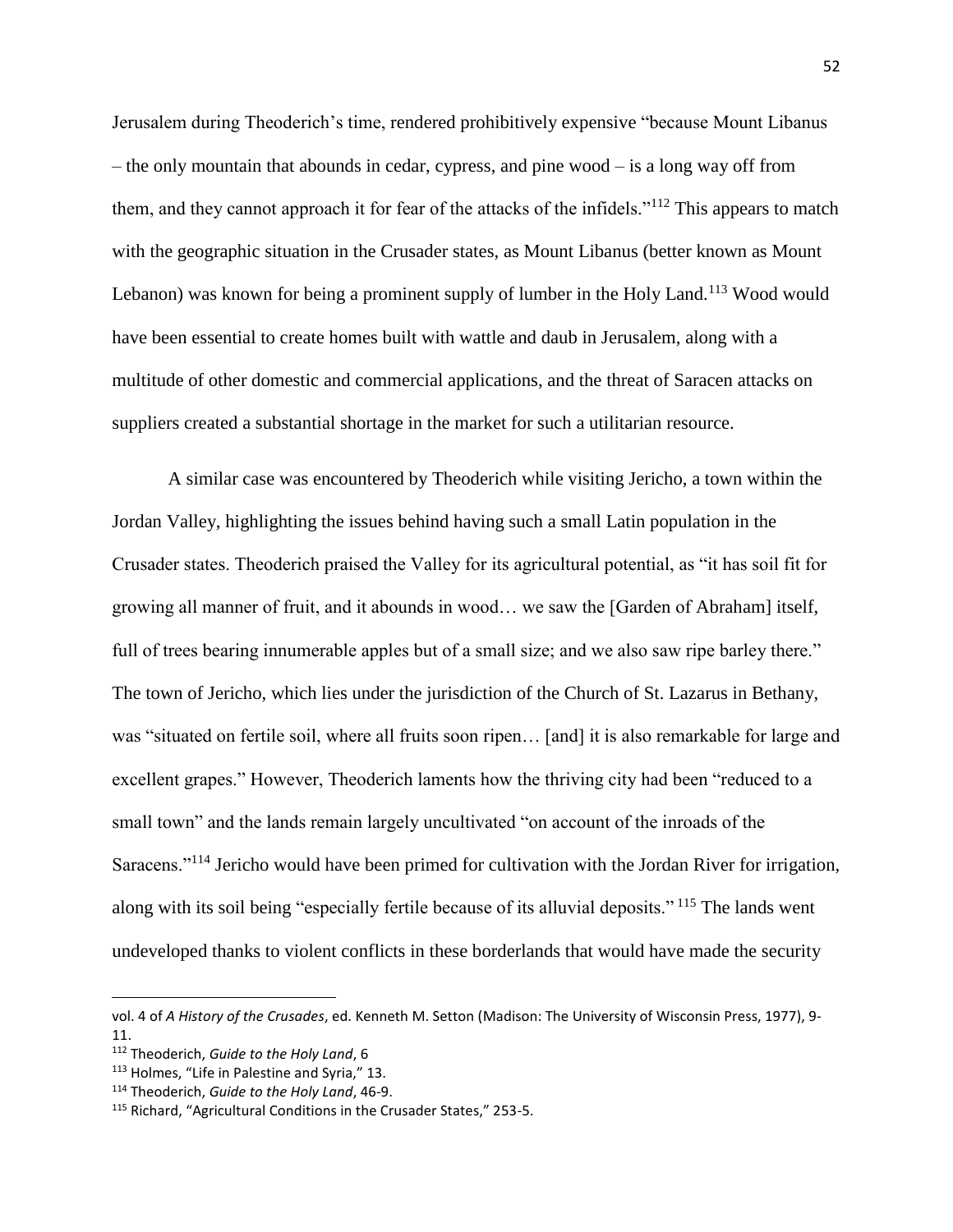Jerusalem during Theoderich's time, rendered prohibitively expensive "because Mount Libanus – the only mountain that abounds in cedar, cypress, and pine wood – is a long way off from them, and they cannot approach it for fear of the attacks of the infidels."[112] This appears to match with the geographic situation in the Crusader states, as Mount Libanus (better known as Mount Lebanon) was known for being a prominent supply of lumber in the Holy Land.[113] Wood would have been essential to create homes built with wattle and daub in Jerusalem, along with a multitude of other domestic and commercial applications, and the threat of Saracen attacks on suppliers created a substantial shortage in the market for such a utilitarian resource.

A similar case was encountered by Theoderich while visiting Jericho, a town within the Jordan Valley, highlighting the issues behind having such a small Latin population in the Crusader states. Theoderich praised the Valley for its agricultural potential, as "it has soil fit for growing all manner of fruit, and it abounds in wood… we saw the [Garden of Abraham] itself, full of trees bearing innumerable apples but of a small size; and we also saw ripe barley there." The town of Jericho, which lies under the jurisdiction of the Church of St. Lazarus in Bethany, was "situated on fertile soil, where all fruits soon ripen… [and] it is also remarkable for large and excellent grapes." However, Theoderich laments how the thriving city had been "reduced to a small town" and the lands remain largely uncultivated "on account of the inroads of the Saracens."[114] Jericho would have been primed for cultivation with the Jordan River for irrigation, along with its soil being "especially fertile because of its alluvial deposits." [115] The lands went undeveloped thanks to violent conflicts in these borderlands that would have made the security

---

vol. 4 of *A History of the Crusades*, ed. Kenneth M. Setton (Madison: The University of Wisconsin Press, 1977), 9-11.

[112] Theoderich, *Guide to the Holy Land*, 6

[113] Holmes, "Life in Palestine and Syria," 13.

[114] Theoderich, *Guide to the Holy Land*, 46-9.

[115] Richard, "Agricultural Conditions in the Crusader States," 253-5.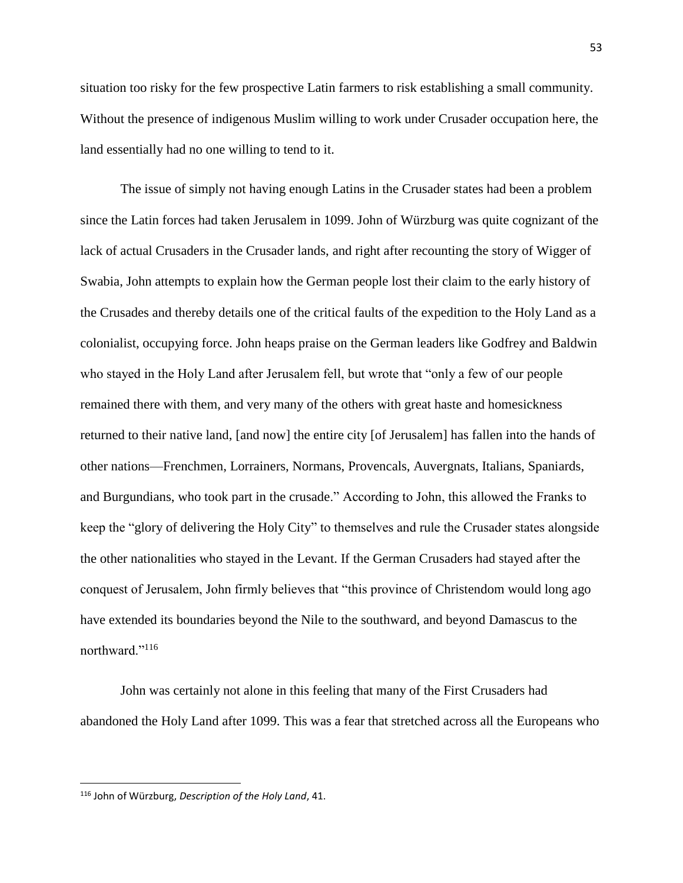situation too risky for the few prospective Latin farmers to risk establishing a small community. Without the presence of indigenous Muslim willing to work under Crusader occupation here, the land essentially had no one willing to tend to it.

The issue of simply not having enough Latins in the Crusader states had been a problem since the Latin forces had taken Jerusalem in 1099. John of Würzburg was quite cognizant of the lack of actual Crusaders in the Crusader lands, and right after recounting the story of Wigger of Swabia, John attempts to explain how the German people lost their claim to the early history of the Crusades and thereby details one of the critical faults of the expedition to the Holy Land as a colonialist, occupying force. John heaps praise on the German leaders like Godfrey and Baldwin who stayed in the Holy Land after Jerusalem fell, but wrote that "only a few of our people remained there with them, and very many of the others with great haste and homesickness returned to their native land, [and now] the entire city [of Jerusalem] has fallen into the hands of other nations—Frenchmen, Lorrainers, Normans, Provencals, Auvergnats, Italians, Spaniards, and Burgundians, who took part in the crusade." According to John, this allowed the Franks to keep the "glory of delivering the Holy City" to themselves and rule the Crusader states alongside the other nationalities who stayed in the Levant. If the German Crusaders had stayed after the conquest of Jerusalem, John firmly believes that "this province of Christendom would long ago have extended its boundaries beyond the Nile to the southward, and beyond Damascus to the northward."[116]

John was certainly not alone in this feeling that many of the First Crusaders had abandoned the Holy Land after 1099. This was a fear that stretched across all the Europeans who

[116] John of Würzburg, *Description of the Holy Land*, 41.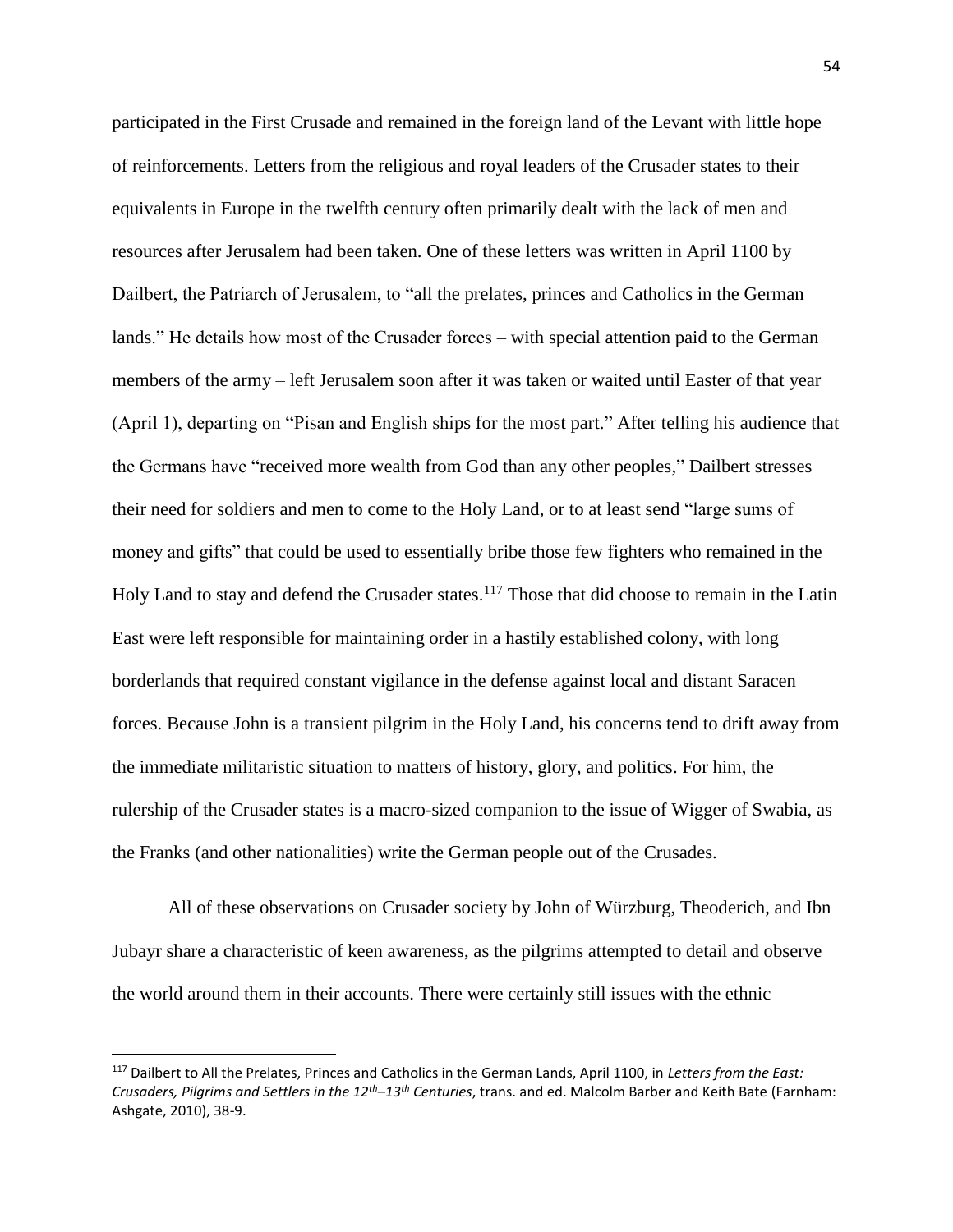participated in the First Crusade and remained in the foreign land of the Levant with little hope of reinforcements. Letters from the religious and royal leaders of the Crusader states to their equivalents in Europe in the twelfth century often primarily dealt with the lack of men and resources after Jerusalem had been taken. One of these letters was written in April 1100 by Dailbert, the Patriarch of Jerusalem, to "all the prelates, princes and Catholics in the German lands." He details how most of the Crusader forces – with special attention paid to the German members of the army – left Jerusalem soon after it was taken or waited until Easter of that year (April 1), departing on "Pisan and English ships for the most part." After telling his audience that the Germans have "received more wealth from God than any other peoples," Dailbert stresses their need for soldiers and men to come to the Holy Land, or to at least send "large sums of money and gifts" that could be used to essentially bribe those few fighters who remained in the Holy Land to stay and defend the Crusader states.[117] Those that did choose to remain in the Latin East were left responsible for maintaining order in a hastily established colony, with long borderlands that required constant vigilance in the defense against local and distant Saracen forces. Because John is a transient pilgrim in the Holy Land, his concerns tend to drift away from the immediate militaristic situation to matters of history, glory, and politics. For him, the rulership of the Crusader states is a macro-sized companion to the issue of Wigger of Swabia, as the Franks (and other nationalities) write the German people out of the Crusades.

All of these observations on Crusader society by John of Würzburg, Theoderich, and Ibn Jubayr share a characteristic of keen awareness, as the pilgrims attempted to detail and observe the world around them in their accounts. There were certainly still issues with the ethnic

[117] Dailbert to All the Prelates, Princes and Catholics in the German Lands, April 1100, in *Letters from the East: Crusaders, Pilgrims and Settlers in the 12th–13th Centuries*, trans. and ed. Malcolm Barber and Keith Bate (Farnham: Ashgate, 2010), 38-9.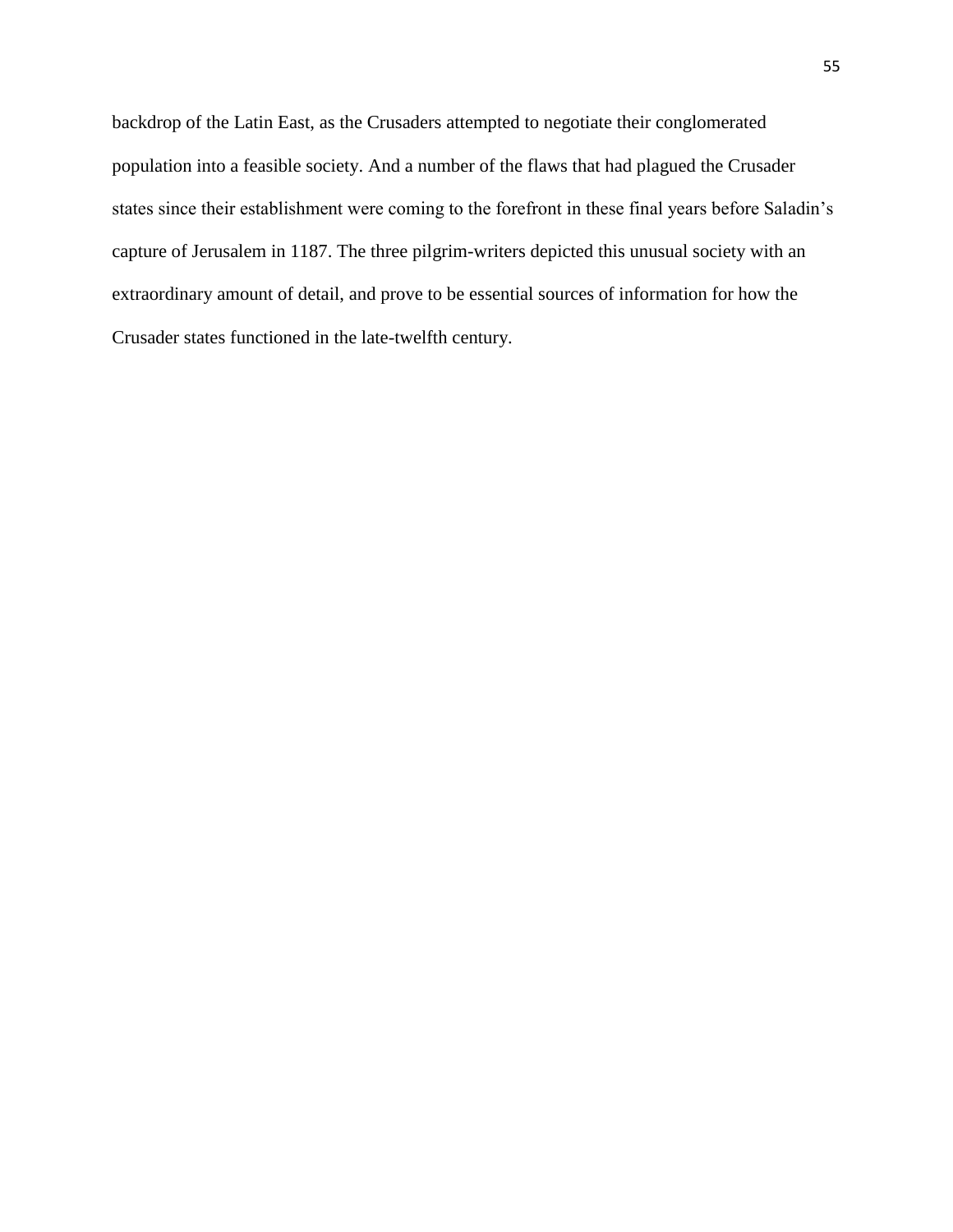backdrop of the Latin East, as the Crusaders attempted to negotiate their conglomerated population into a feasible society. And a number of the flaws that had plagued the Crusader states since their establishment were coming to the forefront in these final years before Saladin's capture of Jerusalem in 1187. The three pilgrim-writers depicted this unusual society with an extraordinary amount of detail, and prove to be essential sources of information for how the Crusader states functioned in the late-twelfth century.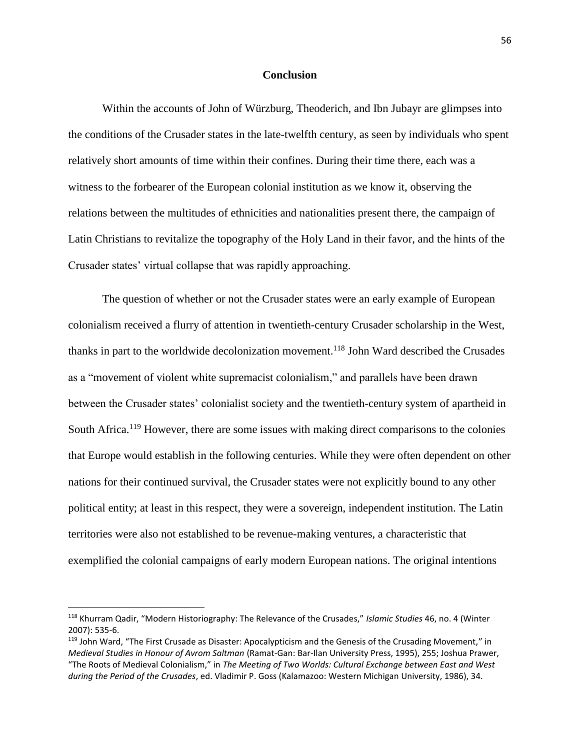## Conclusion

Within the accounts of John of Würzburg, Theoderich, and Ibn Jubayr are glimpses into the conditions of the Crusader states in the late-twelfth century, as seen by individuals who spent relatively short amounts of time within their confines. During their time there, each was a witness to the forbearer of the European colonial institution as we know it, observing the relations between the multitudes of ethnicities and nationalities present there, the campaign of Latin Christians to revitalize the topography of the Holy Land in their favor, and the hints of the Crusader states' virtual collapse that was rapidly approaching.

The question of whether or not the Crusader states were an early example of European colonialism received a flurry of attention in twentieth-century Crusader scholarship in the West, thanks in part to the worldwide decolonization movement.[118] John Ward described the Crusades as a "movement of violent white supremacist colonialism," and parallels have been drawn between the Crusader states' colonialist society and the twentieth-century system of apartheid in South Africa.[119] However, there are some issues with making direct comparisons to the colonies that Europe would establish in the following centuries. While they were often dependent on other nations for their continued survival, the Crusader states were not explicitly bound to any other political entity; at least in this respect, they were a sovereign, independent institution. The Latin territories were also not established to be revenue-making ventures, a characteristic that exemplified the colonial campaigns of early modern European nations. The original intentions

---

[118] Khurram Qadir, "Modern Historiography: The Relevance of the Crusades," *Islamic Studies* 46, no. 4 (Winter 2007): 535-6.

[119] John Ward, "The First Crusade as Disaster: Apocalypticism and the Genesis of the Crusading Movement," in *Medieval Studies in Honour of Avrom Saltman* (Ramat-Gan: Bar-Ilan University Press, 1995), 255; Joshua Prawer, "The Roots of Medieval Colonialism," in *The Meeting of Two Worlds: Cultural Exchange between East and West during the Period of the Crusades*, ed. Vladimir P. Goss (Kalamazoo: Western Michigan University, 1986), 34.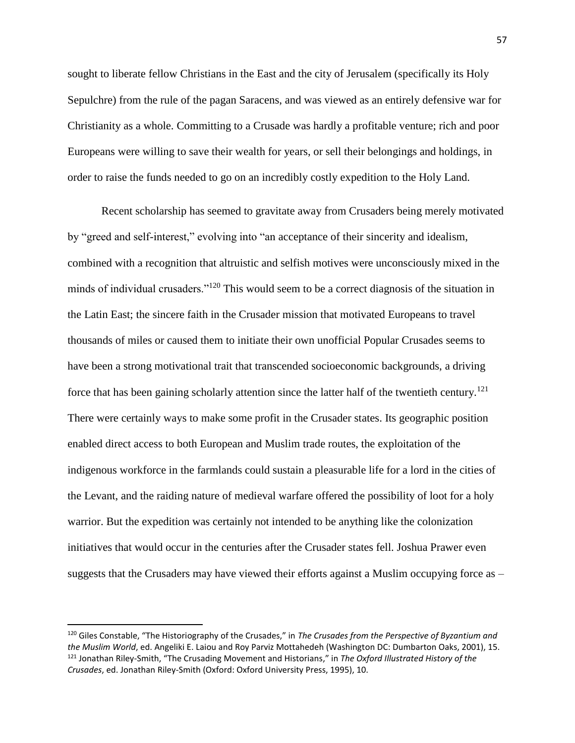sought to liberate fellow Christians in the East and the city of Jerusalem (specifically its Holy Sepulchre) from the rule of the pagan Saracens, and was viewed as an entirely defensive war for Christianity as a whole. Committing to a Crusade was hardly a profitable venture; rich and poor Europeans were willing to save their wealth for years, or sell their belongings and holdings, in order to raise the funds needed to go on an incredibly costly expedition to the Holy Land.

Recent scholarship has seemed to gravitate away from Crusaders being merely motivated by "greed and self-interest," evolving into "an acceptance of their sincerity and idealism, combined with a recognition that altruistic and selfish motives were unconsciously mixed in the minds of individual crusaders."[120] This would seem to be a correct diagnosis of the situation in the Latin East; the sincere faith in the Crusader mission that motivated Europeans to travel thousands of miles or caused them to initiate their own unofficial Popular Crusades seems to have been a strong motivational trait that transcended socioeconomic backgrounds, a driving force that has been gaining scholarly attention since the latter half of the twentieth century.[121] There were certainly ways to make some profit in the Crusader states. Its geographic position enabled direct access to both European and Muslim trade routes, the exploitation of the indigenous workforce in the farmlands could sustain a pleasurable life for a lord in the cities of the Levant, and the raiding nature of medieval warfare offered the possibility of loot for a holy warrior. But the expedition was certainly not intended to be anything like the colonization initiatives that would occur in the centuries after the Crusader states fell. Joshua Prawer even suggests that the Crusaders may have viewed their efforts against a Muslim occupying force as –

---

[120] Giles Constable, "The Historiography of the Crusades," in *The Crusades from the Perspective of Byzantium and the Muslim World*, ed. Angeliki E. Laiou and Roy Parviz Mottahedeh (Washington DC: Dumbarton Oaks, 2001), 15.

[121] Jonathan Riley-Smith, "The Crusading Movement and Historians," in *The Oxford Illustrated History of the Crusades*, ed. Jonathan Riley-Smith (Oxford: Oxford University Press, 1995), 10.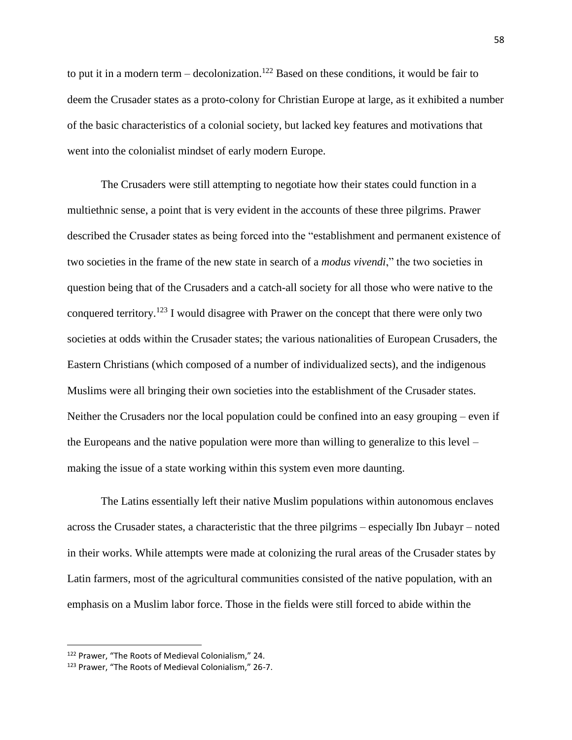to put it in a modern term – decolonization.[122] Based on these conditions, it would be fair to deem the Crusader states as a proto-colony for Christian Europe at large, as it exhibited a number of the basic characteristics of a colonial society, but lacked key features and motivations that went into the colonialist mindset of early modern Europe.

The Crusaders were still attempting to negotiate how their states could function in a multiethnic sense, a point that is very evident in the accounts of these three pilgrims. Prawer described the Crusader states as being forced into the "establishment and permanent existence of two societies in the frame of the new state in search of a *modus vivendi*," the two societies in question being that of the Crusaders and a catch-all society for all those who were native to the conquered territory.[123] I would disagree with Prawer on the concept that there were only two societies at odds within the Crusader states; the various nationalities of European Crusaders, the Eastern Christians (which composed of a number of individualized sects), and the indigenous Muslims were all bringing their own societies into the establishment of the Crusader states. Neither the Crusaders nor the local population could be confined into an easy grouping – even if the Europeans and the native population were more than willing to generalize to this level – making the issue of a state working within this system even more daunting.

The Latins essentially left their native Muslim populations within autonomous enclaves across the Crusader states, a characteristic that the three pilgrims – especially Ibn Jubayr – noted in their works. While attempts were made at colonizing the rural areas of the Crusader states by Latin farmers, most of the agricultural communities consisted of the native population, with an emphasis on a Muslim labor force. Those in the fields were still forced to abide within the

---

[122] Prawer, "The Roots of Medieval Colonialism," 24.

[123] Prawer, "The Roots of Medieval Colonialism," 26-7.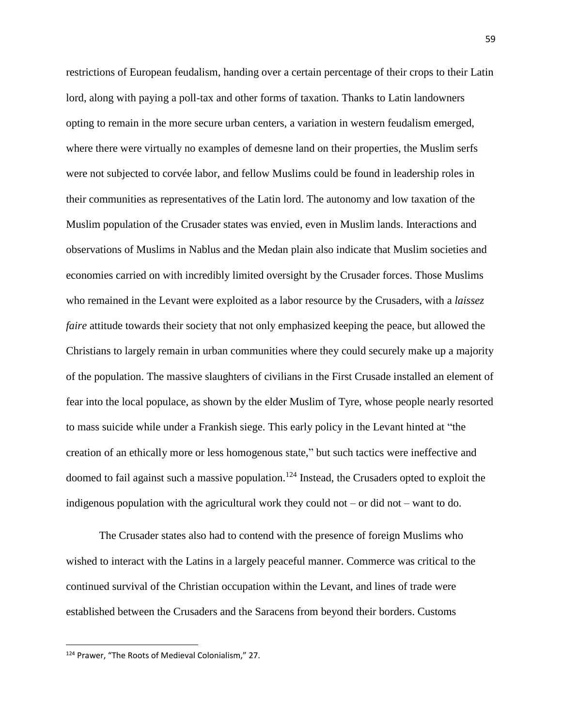restrictions of European feudalism, handing over a certain percentage of their crops to their Latin lord, along with paying a poll-tax and other forms of taxation. Thanks to Latin landowners opting to remain in the more secure urban centers, a variation in western feudalism emerged, where there were virtually no examples of demesne land on their properties, the Muslim serfs were not subjected to corvée labor, and fellow Muslims could be found in leadership roles in their communities as representatives of the Latin lord. The autonomy and low taxation of the Muslim population of the Crusader states was envied, even in Muslim lands. Interactions and observations of Muslims in Nablus and the Medan plain also indicate that Muslim societies and economies carried on with incredibly limited oversight by the Crusader forces. Those Muslims who remained in the Levant were exploited as a labor resource by the Crusaders, with a *laissez faire* attitude towards their society that not only emphasized keeping the peace, but allowed the Christians to largely remain in urban communities where they could securely make up a majority of the population. The massive slaughters of civilians in the First Crusade installed an element of fear into the local populace, as shown by the elder Muslim of Tyre, whose people nearly resorted to mass suicide while under a Frankish siege. This early policy in the Levant hinted at "the creation of an ethically more or less homogenous state," but such tactics were ineffective and doomed to fail against such a massive population.[124] Instead, the Crusaders opted to exploit the indigenous population with the agricultural work they could not – or did not – want to do.

The Crusader states also had to contend with the presence of foreign Muslims who wished to interact with the Latins in a largely peaceful manner. Commerce was critical to the continued survival of the Christian occupation within the Levant, and lines of trade were established between the Crusaders and the Saracens from beyond their borders. Customs

[124] Prawer, "The Roots of Medieval Colonialism," 27.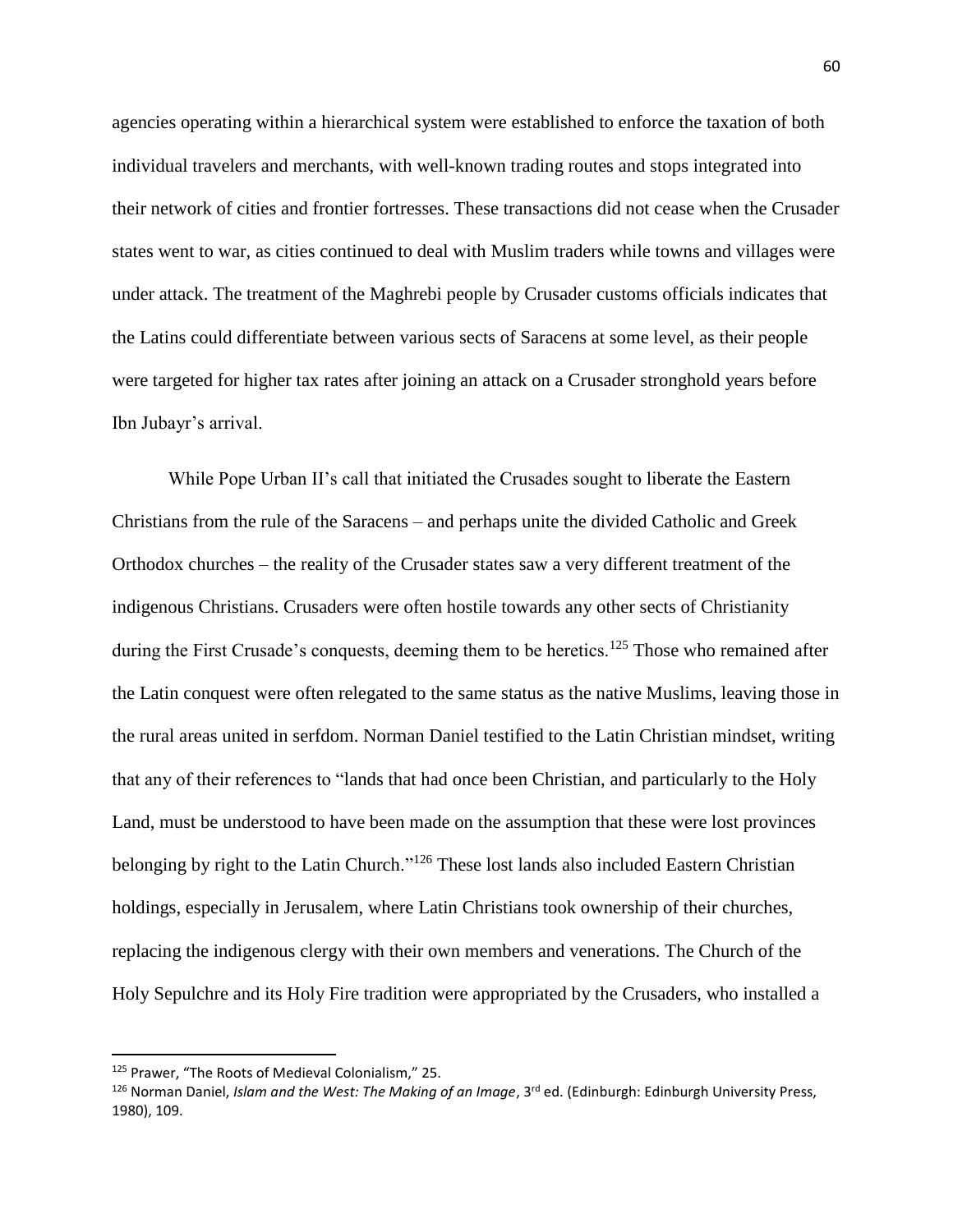agencies operating within a hierarchical system were established to enforce the taxation of both individual travelers and merchants, with well-known trading routes and stops integrated into their network of cities and frontier fortresses. These transactions did not cease when the Crusader states went to war, as cities continued to deal with Muslim traders while towns and villages were under attack. The treatment of the Maghrebi people by Crusader customs officials indicates that the Latins could differentiate between various sects of Saracens at some level, as their people were targeted for higher tax rates after joining an attack on a Crusader stronghold years before Ibn Jubayr's arrival.

While Pope Urban II's call that initiated the Crusades sought to liberate the Eastern Christians from the rule of the Saracens – and perhaps unite the divided Catholic and Greek Orthodox churches – the reality of the Crusader states saw a very different treatment of the indigenous Christians. Crusaders were often hostile towards any other sects of Christianity during the First Crusade's conquests, deeming them to be heretics.[125] Those who remained after the Latin conquest were often relegated to the same status as the native Muslims, leaving those in the rural areas united in serfdom. Norman Daniel testified to the Latin Christian mindset, writing that any of their references to "lands that had once been Christian, and particularly to the Holy Land, must be understood to have been made on the assumption that these were lost provinces belonging by right to the Latin Church."[126] These lost lands also included Eastern Christian holdings, especially in Jerusalem, where Latin Christians took ownership of their churches, replacing the indigenous clergy with their own members and venerations. The Church of the Holy Sepulchre and its Holy Fire tradition were appropriated by the Crusaders, who installed a

---

[125] Prawer, "The Roots of Medieval Colonialism," 25.

[126] Norman Daniel, *Islam and the West: The Making of an Image*, 3rd ed. (Edinburgh: Edinburgh University Press, 1980), 109.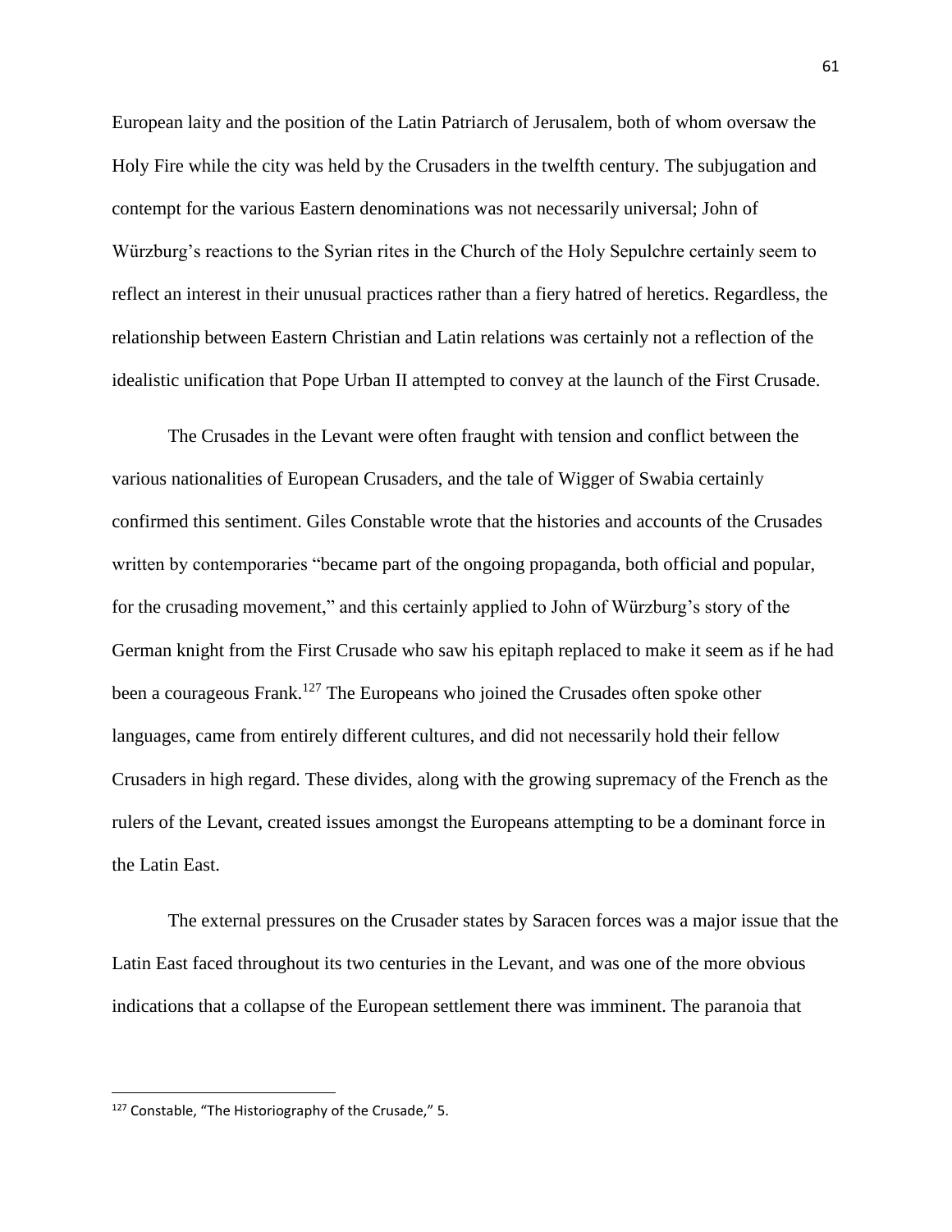European laity and the position of the Latin Patriarch of Jerusalem, both of whom oversaw the Holy Fire while the city was held by the Crusaders in the twelfth century. The subjugation and contempt for the various Eastern denominations was not necessarily universal; John of Würzburg's reactions to the Syrian rites in the Church of the Holy Sepulchre certainly seem to reflect an interest in their unusual practices rather than a fiery hatred of heretics. Regardless, the relationship between Eastern Christian and Latin relations was certainly not a reflection of the idealistic unification that Pope Urban II attempted to convey at the launch of the First Crusade.

The Crusades in the Levant were often fraught with tension and conflict between the various nationalities of European Crusaders, and the tale of Wigger of Swabia certainly confirmed this sentiment. Giles Constable wrote that the histories and accounts of the Crusades written by contemporaries "became part of the ongoing propaganda, both official and popular, for the crusading movement," and this certainly applied to John of Würzburg's story of the German knight from the First Crusade who saw his epitaph replaced to make it seem as if he had been a courageous Frank.[127] The Europeans who joined the Crusades often spoke other languages, came from entirely different cultures, and did not necessarily hold their fellow Crusaders in high regard. These divides, along with the growing supremacy of the French as the rulers of the Levant, created issues amongst the Europeans attempting to be a dominant force in the Latin East.

The external pressures on the Crusader states by Saracen forces was a major issue that the Latin East faced throughout its two centuries in the Levant, and was one of the more obvious indications that a collapse of the European settlement there was imminent. The paranoia that

[127] Constable, "The Historiography of the Crusade," 5.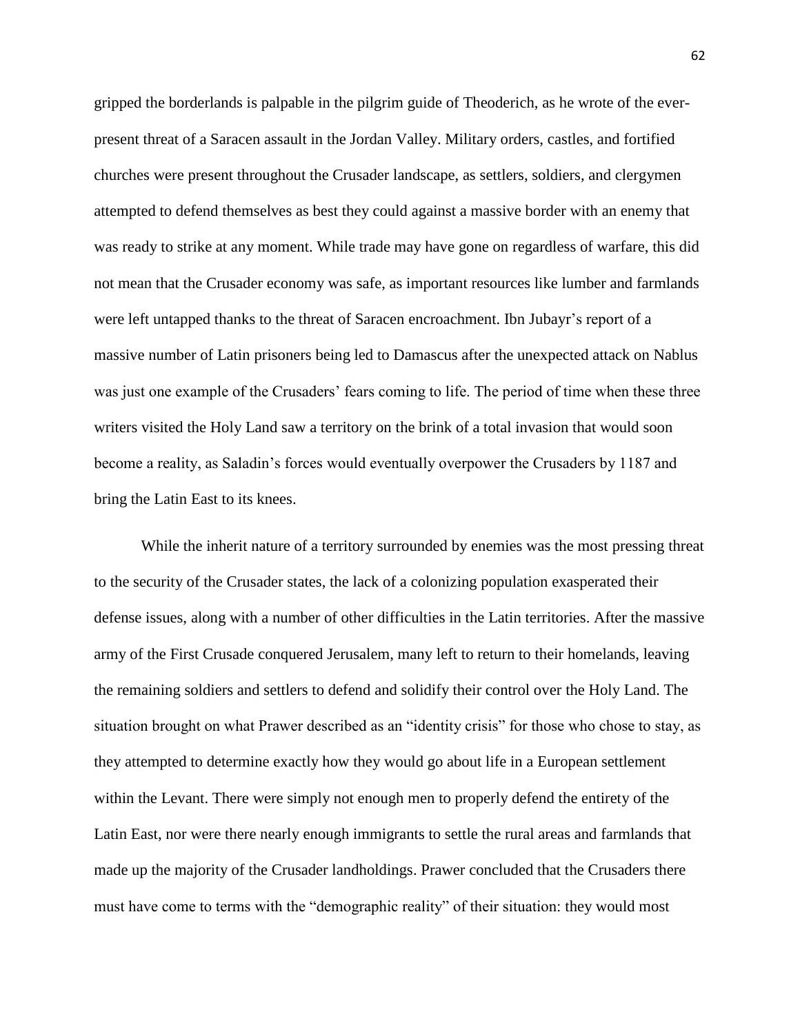gripped the borderlands is palpable in the pilgrim guide of Theoderich, as he wrote of the ever-present threat of a Saracen assault in the Jordan Valley. Military orders, castles, and fortified churches were present throughout the Crusader landscape, as settlers, soldiers, and clergymen attempted to defend themselves as best they could against a massive border with an enemy that was ready to strike at any moment. While trade may have gone on regardless of warfare, this did not mean that the Crusader economy was safe, as important resources like lumber and farmlands were left untapped thanks to the threat of Saracen encroachment. Ibn Jubayr's report of a massive number of Latin prisoners being led to Damascus after the unexpected attack on Nablus was just one example of the Crusaders' fears coming to life. The period of time when these three writers visited the Holy Land saw a territory on the brink of a total invasion that would soon become a reality, as Saladin's forces would eventually overpower the Crusaders by 1187 and bring the Latin East to its knees.

While the inherit nature of a territory surrounded by enemies was the most pressing threat to the security of the Crusader states, the lack of a colonizing population exasperated their defense issues, along with a number of other difficulties in the Latin territories. After the massive army of the First Crusade conquered Jerusalem, many left to return to their homelands, leaving the remaining soldiers and settlers to defend and solidify their control over the Holy Land. The situation brought on what Prawer described as an "identity crisis" for those who chose to stay, as they attempted to determine exactly how they would go about life in a European settlement within the Levant. There were simply not enough men to properly defend the entirety of the Latin East, nor were there nearly enough immigrants to settle the rural areas and farmlands that made up the majority of the Crusader landholdings. Prawer concluded that the Crusaders there must have come to terms with the "demographic reality" of their situation: they would most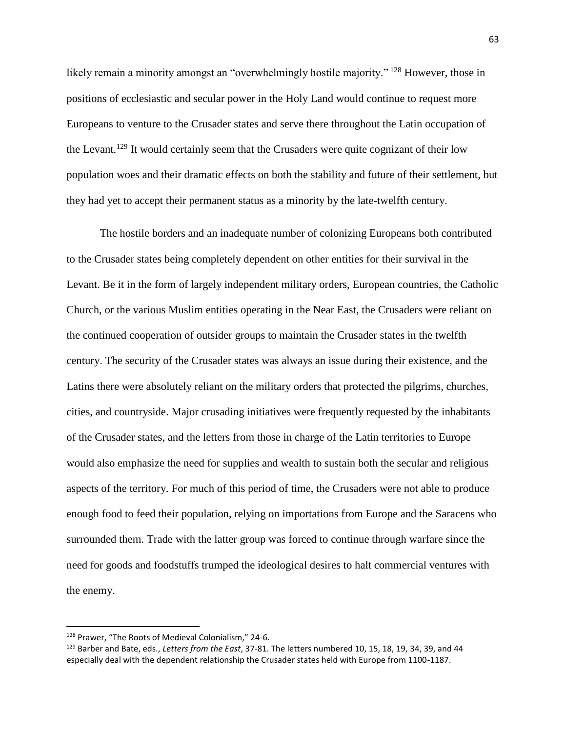likely remain a minority amongst an "overwhelmingly hostile majority."[128] However, those in positions of ecclesiastic and secular power in the Holy Land would continue to request more Europeans to venture to the Crusader states and serve there throughout the Latin occupation of the Levant.[129] It would certainly seem that the Crusaders were quite cognizant of their low population woes and their dramatic effects on both the stability and future of their settlement, but they had yet to accept their permanent status as a minority by the late-twelfth century.

The hostile borders and an inadequate number of colonizing Europeans both contributed to the Crusader states being completely dependent on other entities for their survival in the Levant. Be it in the form of largely independent military orders, European countries, the Catholic Church, or the various Muslim entities operating in the Near East, the Crusaders were reliant on the continued cooperation of outsider groups to maintain the Crusader states in the twelfth century. The security of the Crusader states was always an issue during their existence, and the Latins there were absolutely reliant on the military orders that protected the pilgrims, churches, cities, and countryside. Major crusading initiatives were frequently requested by the inhabitants of the Crusader states, and the letters from those in charge of the Latin territories to Europe would also emphasize the need for supplies and wealth to sustain both the secular and religious aspects of the territory. For much of this period of time, the Crusaders were not able to produce enough food to feed their population, relying on importations from Europe and the Saracens who surrounded them. Trade with the latter group was forced to continue through warfare since the need for goods and foodstuffs trumped the ideological desires to halt commercial ventures with the enemy.

---

[128] Prawer, "The Roots of Medieval Colonialism," 24-6.

[129] Barber and Bate, eds., *Letters from the East*, 37-81. The letters numbered 10, 15, 18, 19, 34, 39, and 44 especially deal with the dependent relationship the Crusader states held with Europe from 1100-1187.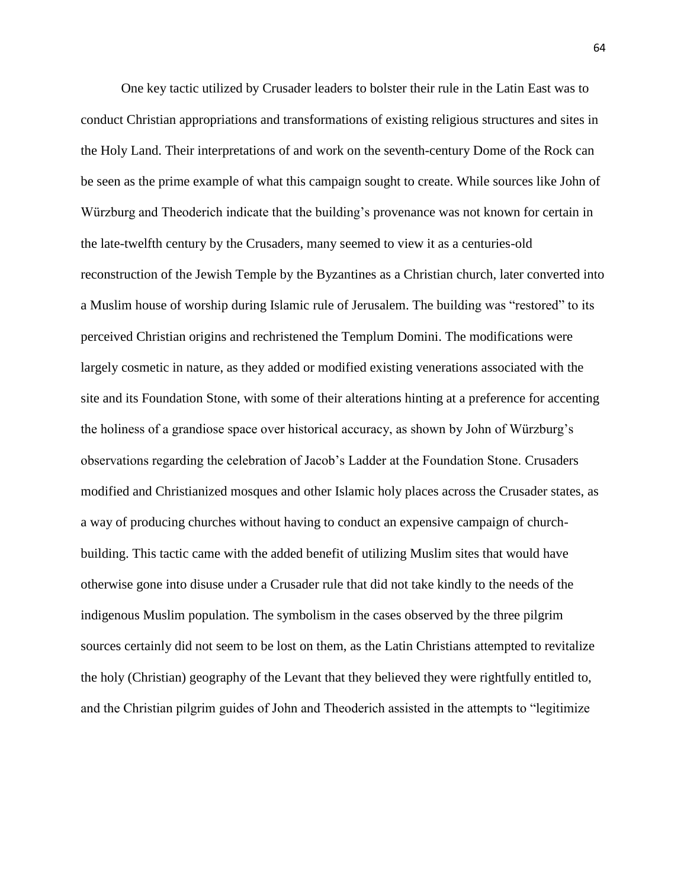One key tactic utilized by Crusader leaders to bolster their rule in the Latin East was to conduct Christian appropriations and transformations of existing religious structures and sites in the Holy Land. Their interpretations of and work on the seventh-century Dome of the Rock can be seen as the prime example of what this campaign sought to create. While sources like John of Würzburg and Theoderich indicate that the building's provenance was not known for certain in the late-twelfth century by the Crusaders, many seemed to view it as a centuries-old reconstruction of the Jewish Temple by the Byzantines as a Christian church, later converted into a Muslim house of worship during Islamic rule of Jerusalem. The building was "restored" to its perceived Christian origins and rechristened the Templum Domini. The modifications were largely cosmetic in nature, as they added or modified existing venerations associated with the site and its Foundation Stone, with some of their alterations hinting at a preference for accenting the holiness of a grandiose space over historical accuracy, as shown by John of Würzburg's observations regarding the celebration of Jacob's Ladder at the Foundation Stone. Crusaders modified and Christianized mosques and other Islamic holy places across the Crusader states, as a way of producing churches without having to conduct an expensive campaign of church-building. This tactic came with the added benefit of utilizing Muslim sites that would have otherwise gone into disuse under a Crusader rule that did not take kindly to the needs of the indigenous Muslim population. The symbolism in the cases observed by the three pilgrim sources certainly did not seem to be lost on them, as the Latin Christians attempted to revitalize the holy (Christian) geography of the Levant that they believed they were rightfully entitled to, and the Christian pilgrim guides of John and Theoderich assisted in the attempts to "legitimize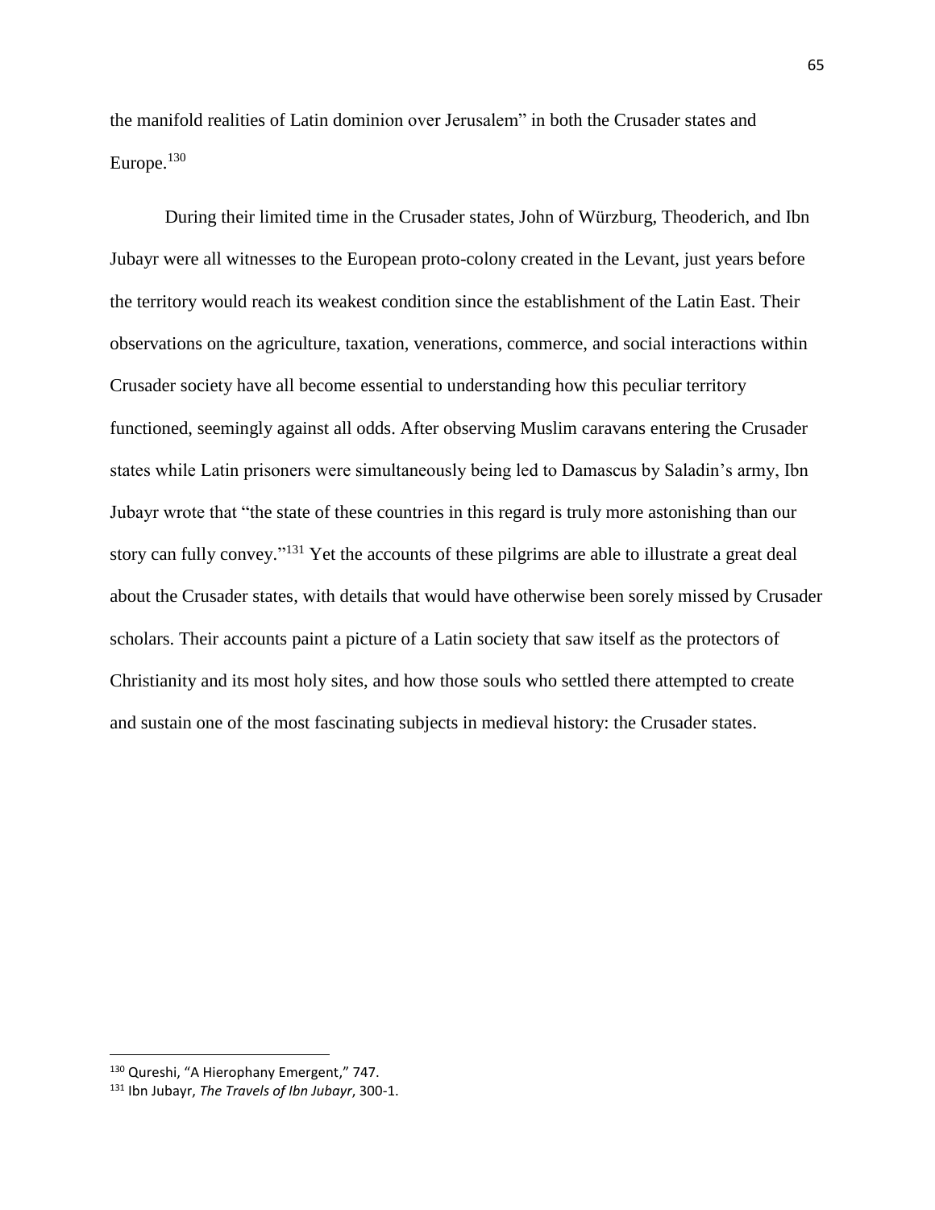the manifold realities of Latin dominion over Jerusalem" in both the Crusader states and Europe.[130]

During their limited time in the Crusader states, John of Würzburg, Theoderich, and Ibn Jubayr were all witnesses to the European proto-colony created in the Levant, just years before the territory would reach its weakest condition since the establishment of the Latin East. Their observations on the agriculture, taxation, venerations, commerce, and social interactions within Crusader society have all become essential to understanding how this peculiar territory functioned, seemingly against all odds. After observing Muslim caravans entering the Crusader states while Latin prisoners were simultaneously being led to Damascus by Saladin's army, Ibn Jubayr wrote that "the state of these countries in this regard is truly more astonishing than our story can fully convey."[131] Yet the accounts of these pilgrims are able to illustrate a great deal about the Crusader states, with details that would have otherwise been sorely missed by Crusader scholars. Their accounts paint a picture of a Latin society that saw itself as the protectors of Christianity and its most holy sites, and how those souls who settled there attempted to create and sustain one of the most fascinating subjects in medieval history: the Crusader states.

---

[130] Qureshi, "A Hierophany Emergent," 747.

[131] Ibn Jubayr, *The Travels of Ibn Jubayr*, 300-1.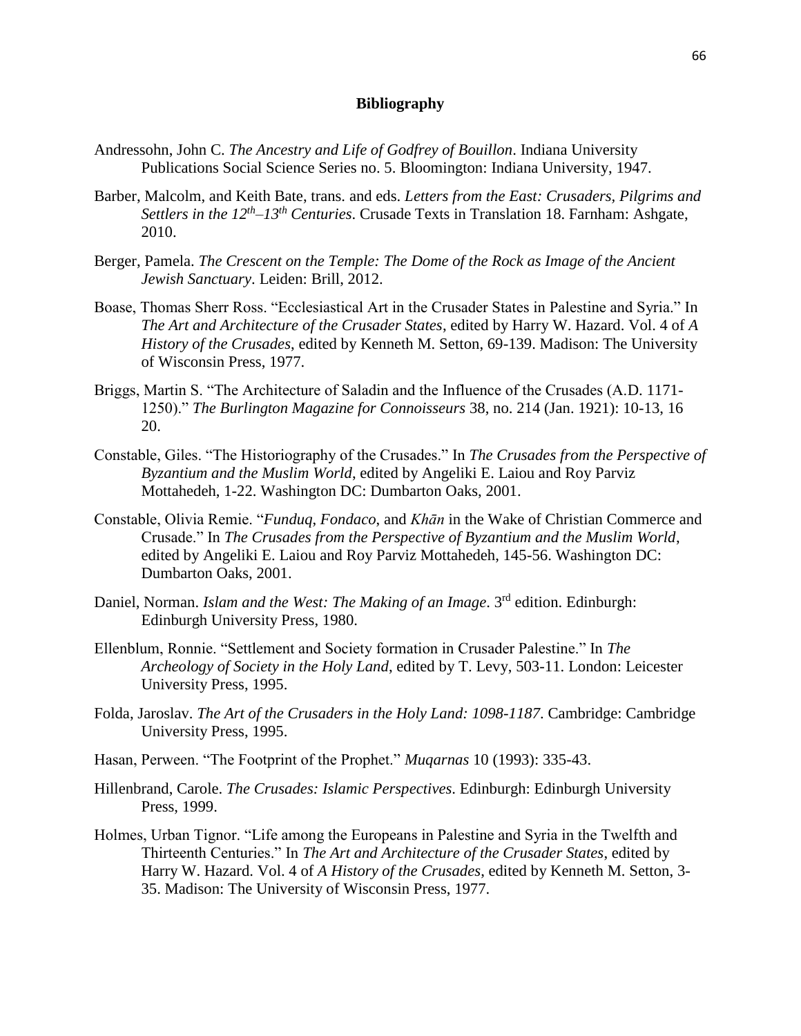# Bibliography

Andressohn, John C. *The Ancestry and Life of Godfrey of Bouillon*. Indiana University Publications Social Science Series no. 5. Bloomington: Indiana University, 1947.

Barber, Malcolm, and Keith Bate, trans. and eds. *Letters from the East: Crusaders, Pilgrims and Settlers in the 12th–13th Centuries*. Crusade Texts in Translation 18. Farnham: Ashgate, 2010.

Berger, Pamela. *The Crescent on the Temple: The Dome of the Rock as Image of the Ancient Jewish Sanctuary*. Leiden: Brill, 2012.

Boase, Thomas Sherr Ross. "Ecclesiastical Art in the Crusader States in Palestine and Syria." In *The Art and Architecture of the Crusader States*, edited by Harry W. Hazard. Vol. 4 of *A History of the Crusades*, edited by Kenneth M. Setton, 69-139. Madison: The University of Wisconsin Press, 1977.

Briggs, Martin S. "The Architecture of Saladin and the Influence of the Crusades (A.D. 1171-1250)." *The Burlington Magazine for Connoisseurs* 38, no. 214 (Jan. 1921): 10-13, 16 20.

Constable, Giles. "The Historiography of the Crusades." In *The Crusades from the Perspective of Byzantium and the Muslim World*, edited by Angeliki E. Laiou and Roy Parviz Mottahedeh, 1-22. Washington DC: Dumbarton Oaks, 2001.

Constable, Olivia Remie. "*Funduq*, *Fondaco*, and *Khān* in the Wake of Christian Commerce and Crusade." In *The Crusades from the Perspective of Byzantium and the Muslim World*, edited by Angeliki E. Laiou and Roy Parviz Mottahedeh, 145-56. Washington DC: Dumbarton Oaks, 2001.

Daniel, Norman. *Islam and the West: The Making of an Image*. 3rd edition. Edinburgh: Edinburgh University Press, 1980.

Ellenblum, Ronnie. "Settlement and Society formation in Crusader Palestine." In *The Archeology of Society in the Holy Land*, edited by T. Levy, 503-11. London: Leicester University Press, 1995.

Folda, Jaroslav. *The Art of the Crusaders in the Holy Land: 1098-1187*. Cambridge: Cambridge University Press, 1995.

Hasan, Perween. "The Footprint of the Prophet." *Muqarnas* 10 (1993): 335-43.

Hillenbrand, Carole. *The Crusades: Islamic Perspectives*. Edinburgh: Edinburgh University Press, 1999.

Holmes, Urban Tignor. "Life among the Europeans in Palestine and Syria in the Twelfth and Thirteenth Centuries." In *The Art and Architecture of the Crusader States*, edited by Harry W. Hazard. Vol. 4 of *A History of the Crusades*, edited by Kenneth M. Setton, 3-35. Madison: The University of Wisconsin Press, 1977.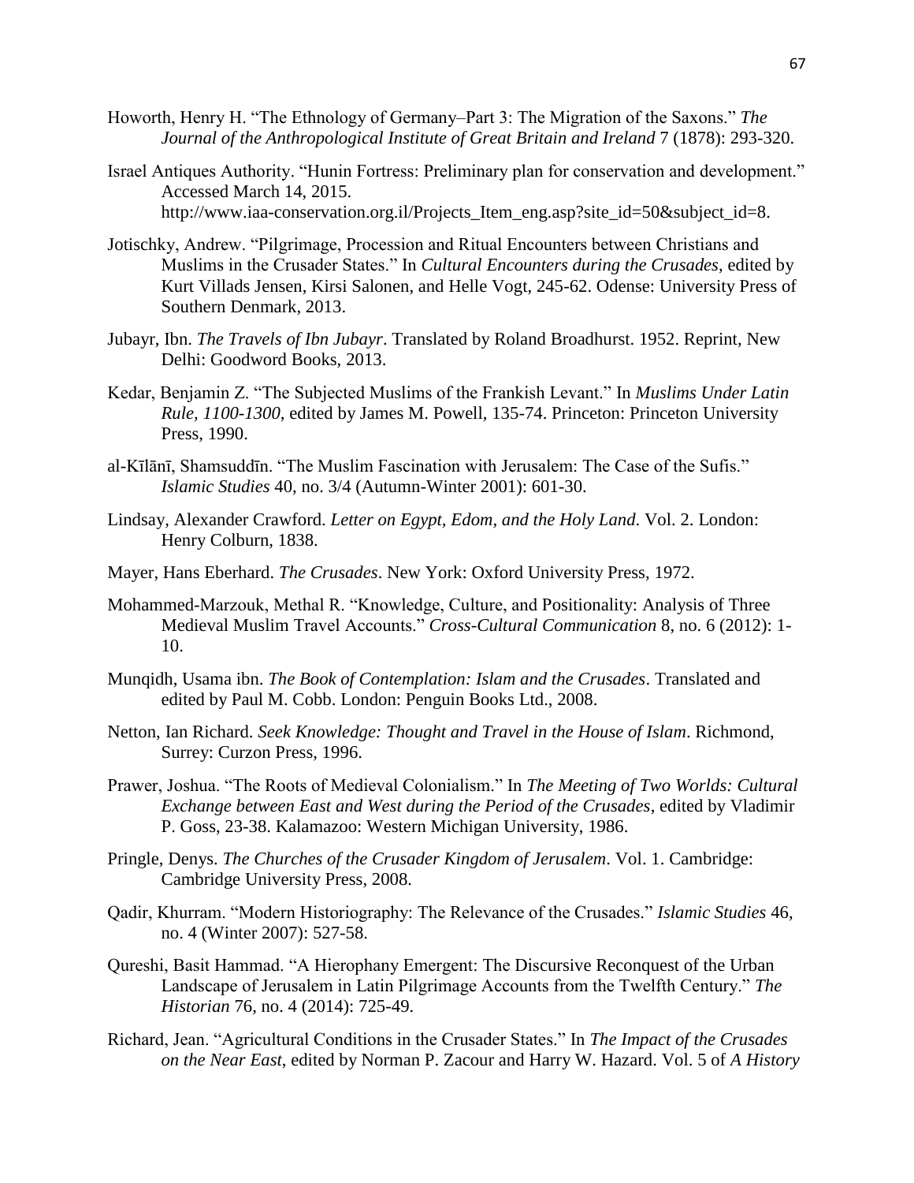Howorth, Henry H. "The Ethnology of Germany–Part 3: The Migration of the Saxons." *The Journal of the Anthropological Institute of Great Britain and Ireland* 7 (1878): 293-320.

Israel Antiques Authority. "Hunin Fortress: Preliminary plan for conservation and development." Accessed March 14, 2015. http://www.iaa-conservation.org.il/Projects_Item_eng.asp?site_id=50&subject_id=8.

Jotischky, Andrew. "Pilgrimage, Procession and Ritual Encounters between Christians and Muslims in the Crusader States." In *Cultural Encounters during the Crusades*, edited by Kurt Villads Jensen, Kirsi Salonen, and Helle Vogt, 245-62. Odense: University Press of Southern Denmark, 2013.

Jubayr, Ibn. *The Travels of Ibn Jubayr*. Translated by Roland Broadhurst. 1952. Reprint, New Delhi: Goodword Books, 2013.

Kedar, Benjamin Z. "The Subjected Muslims of the Frankish Levant." In *Muslims Under Latin Rule, 1100-1300*, edited by James M. Powell, 135-74. Princeton: Princeton University Press, 1990.

al-Kīlānī, Shamsuddīn. "The Muslim Fascination with Jerusalem: The Case of the Sufis." *Islamic Studies* 40, no. 3/4 (Autumn-Winter 2001): 601-30.

Lindsay, Alexander Crawford. *Letter on Egypt, Edom, and the Holy Land*. Vol. 2. London: Henry Colburn, 1838.

Mayer, Hans Eberhard. *The Crusades*. New York: Oxford University Press, 1972.

Mohammed-Marzouk, Methal R. "Knowledge, Culture, and Positionality: Analysis of Three Medieval Muslim Travel Accounts." *Cross-Cultural Communication* 8, no. 6 (2012): 1-10.

Munqidh, Usama ibn. *The Book of Contemplation: Islam and the Crusades*. Translated and edited by Paul M. Cobb. London: Penguin Books Ltd., 2008.

Netton, Ian Richard. *Seek Knowledge: Thought and Travel in the House of Islam*. Richmond, Surrey: Curzon Press, 1996.

Prawer, Joshua. "The Roots of Medieval Colonialism." In *The Meeting of Two Worlds: Cultural Exchange between East and West during the Period of the Crusades*, edited by Vladimir P. Goss, 23-38. Kalamazoo: Western Michigan University, 1986.

Pringle, Denys. *The Churches of the Crusader Kingdom of Jerusalem*. Vol. 1. Cambridge: Cambridge University Press, 2008.

Qadir, Khurram. "Modern Historiography: The Relevance of the Crusades." *Islamic Studies* 46, no. 4 (Winter 2007): 527-58.

Qureshi, Basit Hammad. "A Hierophany Emergent: The Discursive Reconquest of the Urban Landscape of Jerusalem in Latin Pilgrimage Accounts from the Twelfth Century." *The Historian* 76, no. 4 (2014): 725-49.

Richard, Jean. "Agricultural Conditions in the Crusader States." In *The Impact of the Crusades on the Near East*, edited by Norman P. Zacour and Harry W. Hazard. Vol. 5 of *A History*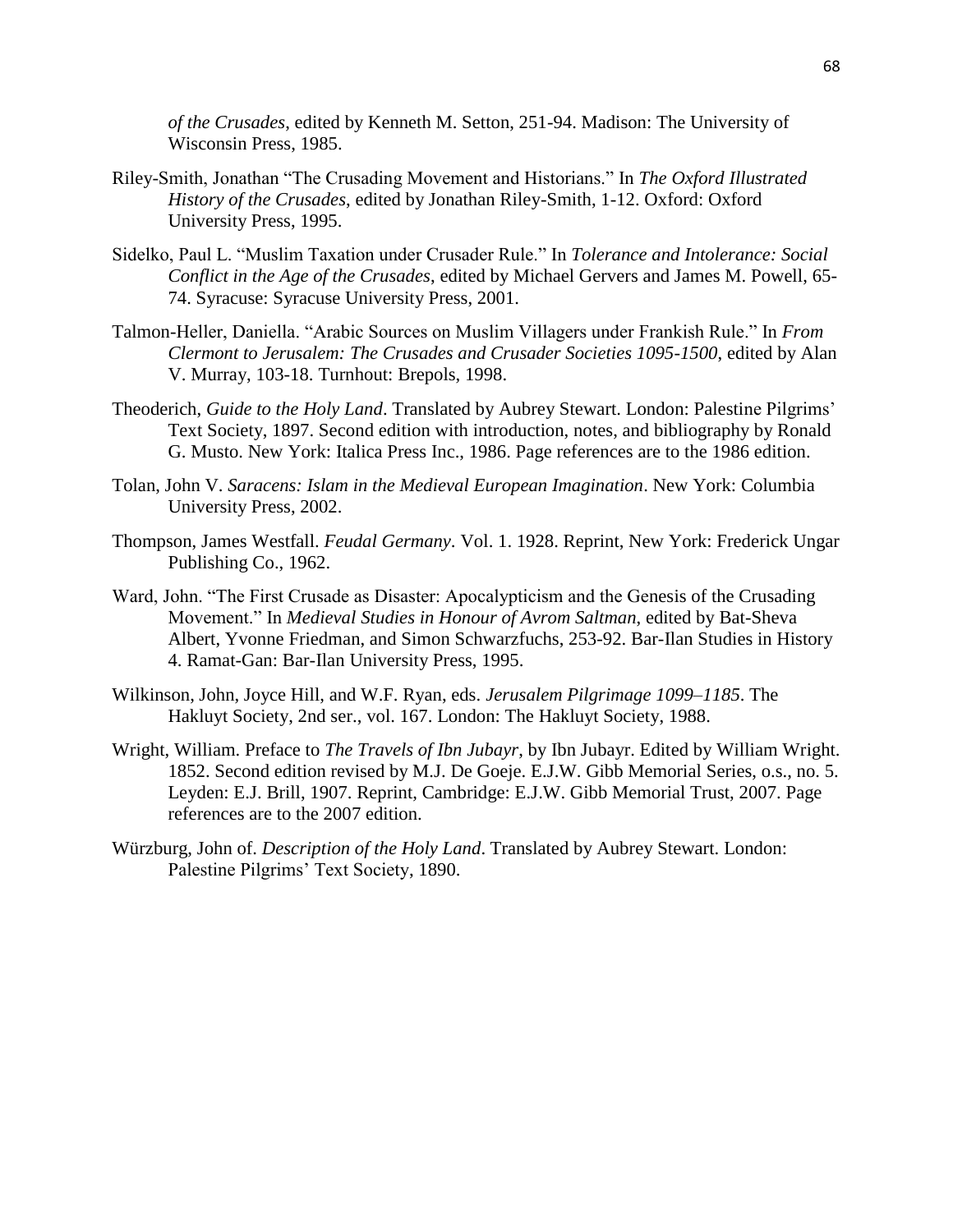*of the Crusades*, edited by Kenneth M. Setton, 251-94. Madison: The University of Wisconsin Press, 1985.

Riley-Smith, Jonathan "The Crusading Movement and Historians." In *The Oxford Illustrated History of the Crusades*, edited by Jonathan Riley-Smith, 1-12. Oxford: Oxford University Press, 1995.

Sidelko, Paul L. "Muslim Taxation under Crusader Rule." In *Tolerance and Intolerance: Social Conflict in the Age of the Crusades*, edited by Michael Gervers and James M. Powell, 65-74. Syracuse: Syracuse University Press, 2001.

Talmon-Heller, Daniella. "Arabic Sources on Muslim Villagers under Frankish Rule." In *From Clermont to Jerusalem: The Crusades and Crusader Societies 1095-1500*, edited by Alan V. Murray, 103-18. Turnhout: Brepols, 1998.

Theoderich, *Guide to the Holy Land*. Translated by Aubrey Stewart. London: Palestine Pilgrims' Text Society, 1897. Second edition with introduction, notes, and bibliography by Ronald G. Musto. New York: Italica Press Inc., 1986. Page references are to the 1986 edition.

Tolan, John V. *Saracens: Islam in the Medieval European Imagination*. New York: Columbia University Press, 2002.

Thompson, James Westfall. *Feudal Germany*. Vol. 1. 1928. Reprint, New York: Frederick Ungar Publishing Co., 1962.

Ward, John. "The First Crusade as Disaster: Apocalypticism and the Genesis of the Crusading Movement." In *Medieval Studies in Honour of Avrom Saltman*, edited by Bat-Sheva Albert, Yvonne Friedman, and Simon Schwarzfuchs, 253-92. Bar-Ilan Studies in History 4. Ramat-Gan: Bar-Ilan University Press, 1995.

Wilkinson, John, Joyce Hill, and W.F. Ryan, eds. *Jerusalem Pilgrimage 1099–1185*. The Hakluyt Society, 2nd ser., vol. 167. London: The Hakluyt Society, 1988.

Wright, William. Preface to *The Travels of Ibn Jubayr*, by Ibn Jubayr. Edited by William Wright. 1852. Second edition revised by M.J. De Goeje. E.J.W. Gibb Memorial Series, o.s., no. 5. Leyden: E.J. Brill, 1907. Reprint, Cambridge: E.J.W. Gibb Memorial Trust, 2007. Page references are to the 2007 edition.

Würzburg, John of. *Description of the Holy Land*. Translated by Aubrey Stewart. London: Palestine Pilgrims' Text Society, 1890.